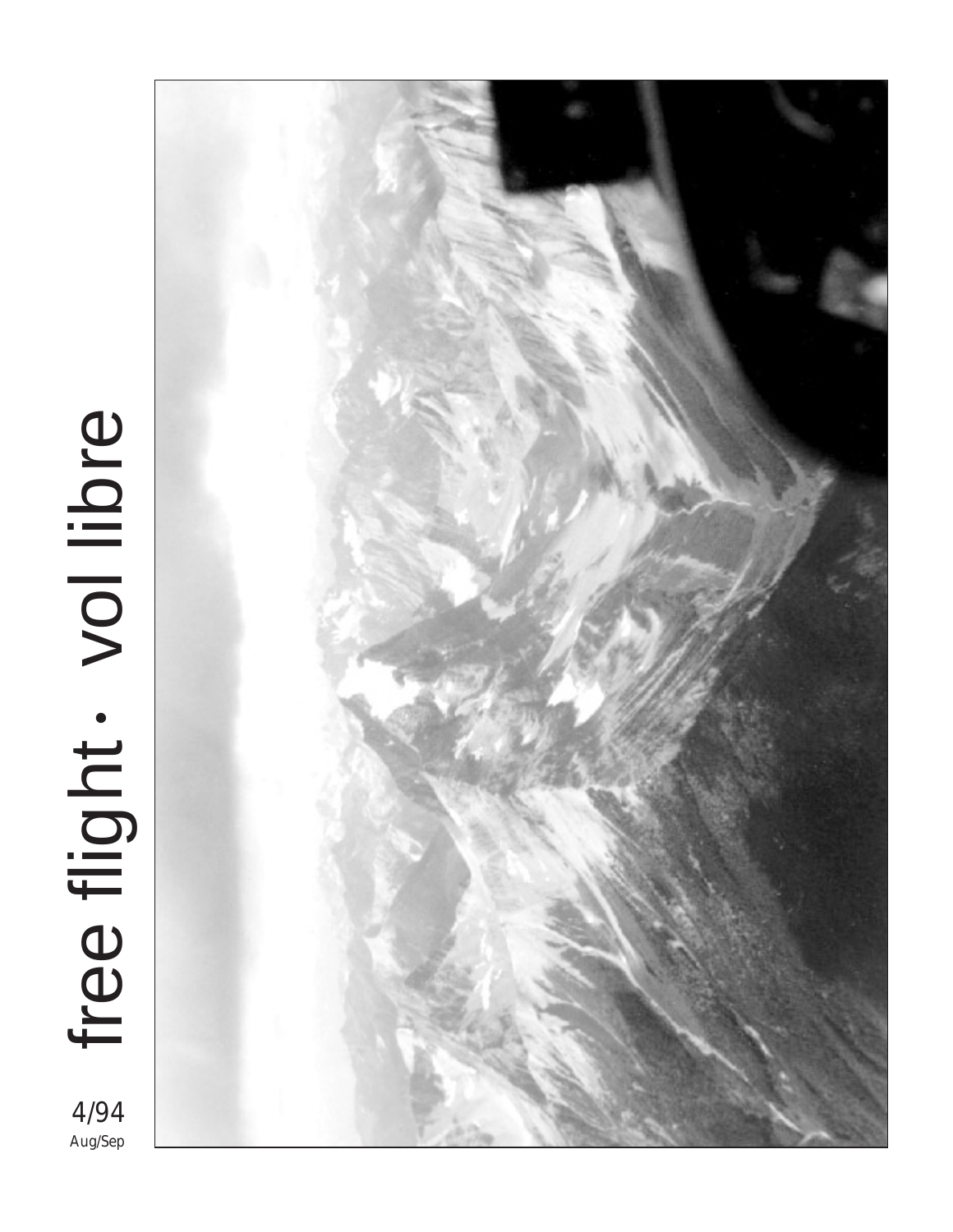# free flight · vol libre

4/94
Aug/Sep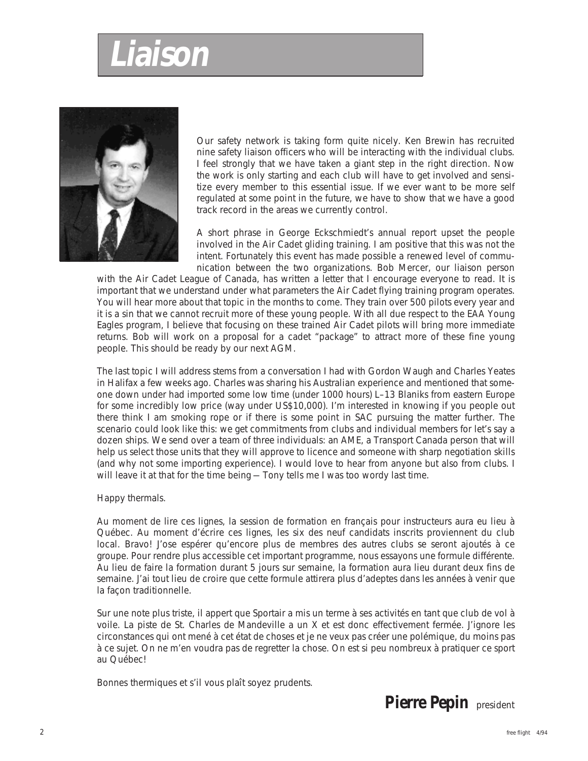# Liaison

Our safety network is taking form quite nicely. Ken Brewin has recruited nine safety liaison officers who will be interacting with the individual clubs. I feel strongly that we have taken a giant step in the right direction. Now the work is only starting and each club will have to get involved and sensitize every member to this essential issue. If we ever want to be more self regulated at some point in the future, we have to show that we have a good track record in the areas we currently control.

A short phrase in George Eckschmiedt's annual report upset the people involved in the Air Cadet gliding training. I am positive that this was not the intent. Fortunately this event has made possible a renewed level of communication between the two organizations. Bob Mercer, our liaison person with the Air Cadet League of Canada, has written a letter that I encourage everyone to read. It is important that we understand under what parameters the Air Cadet flying training program operates. You will hear more about that topic in the months to come. They train over 500 pilots every year and it is a sin that we cannot recruit more of these young people. With all due respect to the EAA Young Eagles program, I believe that focusing on these trained Air Cadet pilots will bring more immediate returns. Bob will work on a proposal for a cadet "package" to attract more of these fine young people. This should be ready by our next AGM.

The last topic I will address stems from a conversation I had with Gordon Waugh and Charles Yeates in Halifax a few weeks ago. Charles was sharing his Australian experience and mentioned that someone down under had imported some low time (under 1000 hours) L–13 Blaniks from eastern Europe for some incredibly low price (way under US$10,000). I'm interested in knowing if you people out there think I am smoking rope or if there is some point in SAC pursuing the matter further. The scenario could look like this: we get commitments from clubs and individual members for let's say a dozen ships. We send over a team of three individuals: an AME, a Transport Canada person that will help us select those units that they will approve to licence and someone with sharp negotiation skills (and why not some importing experience). I would love to hear from anyone but also from clubs. I will leave it at that for the time being – Tony tells me I was too wordy last time.

Happy thermals.

Au moment de lire ces lignes, la session de formation en français pour instructeurs aura eu lieu à Québec. Au moment d'écrire ces lignes, les six des neuf candidats inscrits proviennent du club local. Bravo! J'ose espérer qu'encore plus de membres des autres clubs se seront ajoutés à ce groupe. Pour rendre plus accessible cet important programme, nous essayons une formule différente. Au lieu de faire la formation durant 5 jours sur semaine, la formation aura lieu durant deux fins de semaine. J'ai tout lieu de croire que cette formule attirera plus d'adeptes dans les années à venir que la façon traditionnelle.

Sur une note plus triste, il appert que Sportair a mis un terme à ses activités en tant que club de vol à voile. La piste de St. Charles de Mandeville a un X et est donc effectivement fermée. J'ignore les circonstances qui ont mené à cet état de choses et je ne veux pas créer une polémique, du moins pas à ce sujet. On ne m'en voudra pas de regretter la chose. On est si peu nombreux à pratiquer ce sport au Québec!

Bonnes thermiques et s'il vous plaît soyez prudents.

**Pierre Pepin** president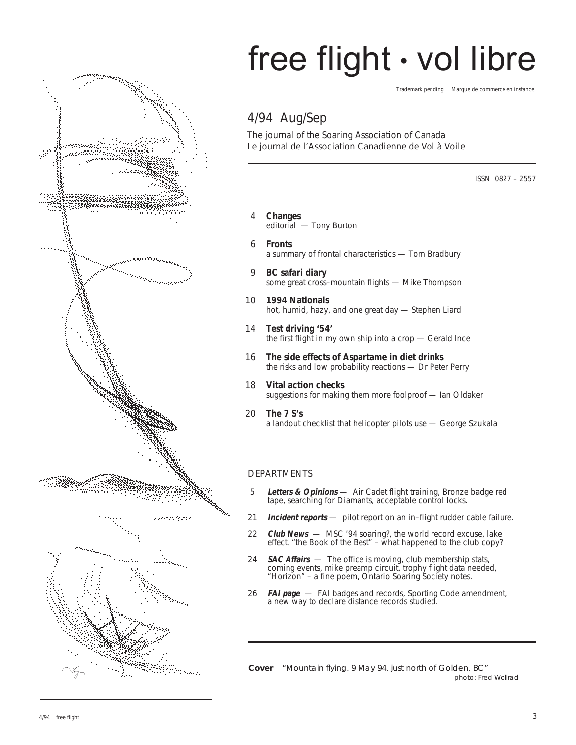# free flight · vol libre

Trademark pending     Marque de commerce en instance

## 4/94 Aug/Sep

The journal of the Soaring Association of Canada
Le journal de l'Association Canadienne de Vol à Voile

ISSN 0827 – 2557

4 **Changes**
editorial — Tony Burton

6 **Fronts**
a summary of frontal characteristics — Tom Bradbury

9 **BC safari diary**
some great cross–mountain flights — Mike Thompson

10 **1994 Nationals**
hot, humid, hazy, and one great day — Stephen Liard

14 **Test driving '54'**
the first flight in my own ship into a crop — Gerald Ince

16 **The side effects of Aspartame in diet drinks**
the risks and low probability reactions — Dr Peter Perry

18 **Vital action checks**
suggestions for making them more foolproof — Ian Oldaker

20 **The 7 S's**
a landout checklist that helicopter pilots use — George Szukala

### DEPARTMENTS

5 ***Letters & Opinions*** — Air Cadet flight training, Bronze badge red tape, searching for Diamants, acceptable control locks.

21 ***Incident reports*** — pilot report on an in–flight rudder cable failure.

22 ***Club News*** — MSC '94 soaring?, the world record excuse, lake effect, "the Book of the Best" – what happened to the club copy?

24 ***SAC Affairs*** — The office is moving, club membership stats, coming events, mike preamp circuit, trophy flight data needed, "Horizon" – a fine poem, Ontario Soaring Society notes.

26 ***FAI page*** — FAI badges and records, Sporting Code amendment, a new way to declare distance records studied.

**Cover** *"Mountain flying, 9 May 94, just north of Golden, BC"*
*photo: Fred Wollrad*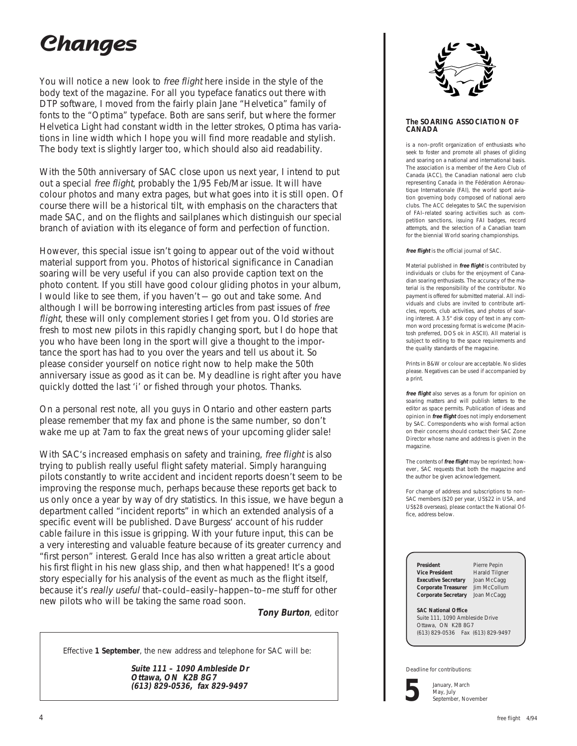# Changes

You will notice a new look to *free flight* here inside in the style of the body text of the magazine. For all you typeface fanatics out there with DTP software, I moved from the fairly plain Jane "Helvetica" family of fonts to the "Optima" typeface. Both are sans serif, but where the former Helvetica Light had constant width in the letter strokes, Optima has variations in line width which I hope you will find more readable and stylish. The body text is slightly larger too, which should also aid readability.

With the 50th anniversary of SAC close upon us next year, I intend to put out a special *free flight*, probably the 1/95 Feb/Mar issue. It will have colour photos and many extra pages, but what goes into it is still open. Of course there will be a historical tilt, with emphasis on the characters that made SAC, and on the flights and sailplanes which distinguish our special branch of aviation with its elegance of form and perfection of function.

However, this special issue isn't going to appear out of the void without material support from you. Photos of historical significance in Canadian soaring will be very useful if you can also provide caption text on the photo content. If you still have good colour gliding photos in your album, I would like to see them, if you haven't — go out and take some. And although I will be borrowing interesting articles from past issues of *free flight*, these will only complement stories I get from you. Old stories are fresh to most new pilots in this rapidly changing sport, but I do hope that you who have been long in the sport will give a thought to the importance the sport has had to you over the years and tell us about it. So please consider yourself on notice right now to help make the 50th anniversary issue as good as it can be. My deadline is right after you have quickly dotted the last 'i' or fished through your photos. Thanks.

On a personal rest note, all you guys in Ontario and other eastern parts please remember that my fax and phone is the same number, so don't wake me up at 7am to fax the great news of your upcoming glider sale!

With SAC's increased emphasis on safety and training, *free flight* is also trying to publish really useful flight safety material. Simply haranguing pilots constantly to write accident and incident reports doesn't seem to be improving the response much, perhaps because these reports get back to us only once a year by way of dry statistics. In this issue, we have begun a department called "incident reports" in which an extended analysis of a specific event will be published. Dave Burgess' account of his rudder cable failure in this issue is gripping. With your future input, this can be a very interesting and valuable feature because of its greater currency and "first person" interest. Gerald Ince has also written a great article about his first flight in his new glass ship, and then what happened! It's a good story especially for his analysis of the event as much as the flight itself, because it's *really useful* that–could–easily–happen–to–me stuff for other new pilots who will be taking the same road soon.

***Tony Burton**, editor*

---

Effective **1 September**, the new address and telephone for SAC will be:

***Suite 111 – 1090 Ambleside Dr***
***Ottawa, ON K2B 8G7***
***(613) 829-0536, fax 829-9497***

---

**The SOARING ASSOCIATION OF CANADA**

is a non–profit organization of enthusiasts who seek to foster and promote all phases of gliding and soaring on a national and international basis. The association is a member of the Aero Club of Canada (ACC), the Canadian national aero club representing Canada in the Fédération Aéronautique Internationale (FAI), the world sport aviation governing body composed of national aero clubs. The ACC delegates to SAC the supervision of FAI–related soaring activities such as competition sanctions, issuing FAI badges, record attempts, and the selection of a Canadian team for the biennial World soaring championships.

***free flight*** is the official journal of SAC.

Material published in ***free flight*** is contributed by individuals or clubs for the enjoyment of Canadian soaring enthusiasts. The accuracy of the material is the responsibility of the contributor. No payment is offered for submitted material. All individuals and clubs are invited to contribute articles, reports, club activities, and photos of soaring interest. A 3.5" disk copy of text in any common word processing format is welcome (Macintosh preferred, DOS ok in ASCII). All material is subject to editing to the space requirements and the quality standards of the magazine.

Prints in B&W or colour are acceptable. No slides please. Negatives can be used if accompanied by a print.

***free flight*** also serves as a forum for opinion on soaring matters and will publish letters to the editor as space permits. Publication of ideas and opinion in ***free flight*** does not imply endorsement by SAC. Correspondents who wish formal action on their concerns should contact their SAC Zone Director whose name and address is given in the magazine.

The contents of ***free flight*** may be reprinted; however, SAC requests that both the magazine and the author be given acknowledgement.

For change of address and subscriptions to non–SAC members ($20 per year, US$22 in USA, and US$28 overseas), please contact the National Office, address below.

| | |
|---|---|
| **President** | Pierre Pepin |
| **Vice President** | Harald Tilgner |
| **Executive Secretary** | Joan McCagg |
| **Corporate Treasurer** | Jim McCollum |
| **Corporate Secretary** | Joan McCagg |

**SAC National Office**
Suite 111, 1090 Ambleside Drive
Ottawa, ON K2B 8G7
(613) 829-0536 Fax (613) 829-9497

Deadline for contributions:

**5** January, March
May, July
September, November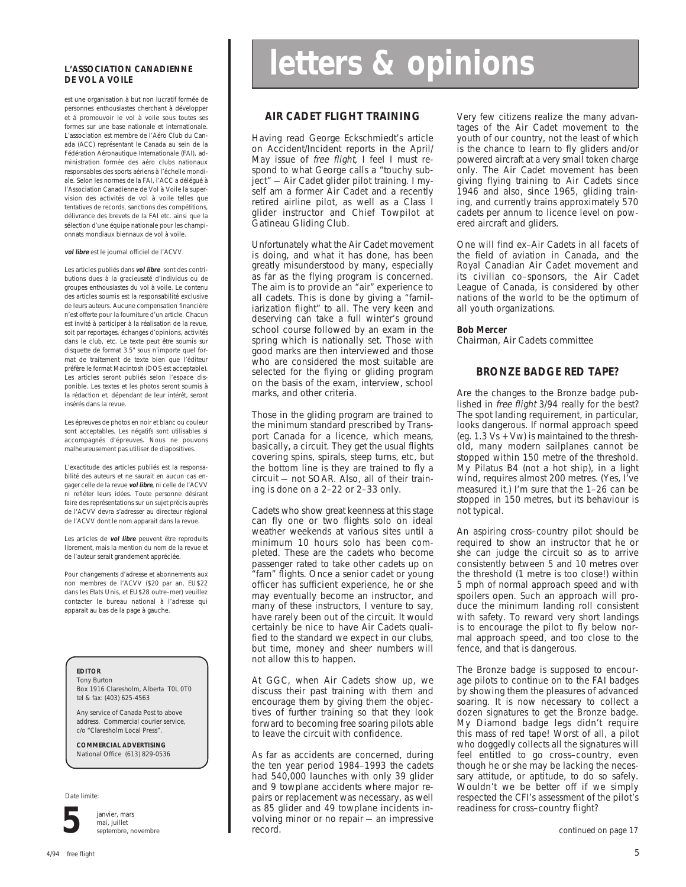**L'ASSOCIATION CANADIENNE DE VOL A VOILE**

est une organisation à but non lucratif formée de personnes enthousiastes cherchant à développer et à promouvoir le vol à voile sous toutes ses formes sur une base nationale et internationale. L'association est membre de l'Aéro Club du Canada (ACC) représentant le Canada au sein de la Fédération Aéronautique Internationale (FAI), administration formée des aéro clubs nationaux responsables des sports aériens à l'échelle mondiale. Selon les normes de la FAI, l'ACC a délégué à l'Association Canadienne de Vol à Voile la supervision des activités de vol à voile telles que tentatives de records, sanctions des compétitions, délivrance des brevets de la FAI etc. ainsi que la sélection d'une équipe nationale pour les championnats mondiaux biennaux de vol à voile.

***vol libre*** est le journal officiel de l'ACVV.

Les articles publiés dans ***vol libre*** sont des contributions dues à la gracieuseté d'individus ou de groupes enthousiastes du vol à voile. Le contenu des articles soumis est la responsabilité exclusive de leurs auteurs. Aucune compensation financière n'est offerte pour la fourniture d'un article. Chacun est invité à participer à la réalisation de la revue, soit par reportages, échanges d'opinions, activités dans le club, etc. Le texte peut être soumis sur disquette de format 3.5" sous n'importe quel format de traitement de texte bien que l'éditeur préfère le format Macintosh (DOS est acceptable). Les articles seront publiés selon l'espace disponible. Les textes et les photos seront soumis à la rédaction et, dépendant de leur intérêt, seront insérés dans la revue.

Les épreuves de photos en noir et blanc ou couleur sont acceptables. Les négatifs sont utilisables si accompagnés d'épreuves. Nous ne pouvons malheureusement pas utiliser de diapositives.

L'exactitude des articles publiés est la responsabilité des auteurs et ne saurait en aucun cas engager celle de la revue ***vol libre***, ni celle de l'ACVV ni refléter leurs idées. Toute personne désirant faire des représentations sur un sujet précis auprès de l'ACVV devra s'adresser au directeur régional de l'ACVV dont le nom apparait dans la revue.

Les articles de ***vol libre*** peuvent être reproduits librement, mais la mention du nom de la revue et de l'auteur serait grandement appréciée.

Pour changements d'adresse et abonnements aux non membres de l'ACVV ($20 par an, EU$22 dans les Etats Unis, et EU$28 outre–mer) veuillez contacter le bureau national à l'adresse qui apparait au bas de la page à gauche.

**EDITOR**
Tony Burton
Box 1916 Claresholm, Alberta T0L 0T0
tel & fax: (403) 625-4563

Any service of Canada Post to above address. Commercial courier service, c/o "Claresholm Local Press".

**COMMERCIAL ADVERTISING**
National Office (613) 829-0536

Date limite:

**5** janvier, mars, mai, juillet, septembre, novembre

# letters & opinions

## AIR CADET FLIGHT TRAINING

Having read George Eckschmiedt's article on Accident/Incident reports in the April/May issue of *free flight*, I feel I must respond to what George calls a "touchy subject" — Air Cadet glider pilot training. I myself am a former Air Cadet and a recently retired airline pilot, as well as a Class I glider instructor and Chief Towpilot at Gatineau Gliding Club.

Unfortunately what the Air Cadet movement is doing, and what it has done, has been greatly misunderstood by many, especially as far as the flying program is concerned. The aim is to provide an "air" experience to all cadets. This is done by giving a "familiarization flight" to all. The very keen and deserving can take a full winter's ground school course followed by an exam in the spring which is nationally set. Those with good marks are then interviewed and those who are considered the most suitable are selected for the flying or gliding program on the basis of the exam, interview, school marks, and other criteria.

Those in the gliding program are trained to the minimum standard prescribed by Transport Canada for a licence, which means, basically, a circuit. They get the usual flights covering spins, spirals, steep turns, etc, but the bottom line is they are trained to fly a circuit — not SOAR. Also, all of their training is done on a 2–22 or 2–33 only.

Cadets who show great keenness at this stage can fly one or two flights solo on ideal weather weekends at various sites until a minimum 10 hours solo has been completed. These are the cadets who become passenger rated to take other cadets up on "fam" flights. Once a senior cadet or young officer has sufficient experience, he or she may eventually become an instructor, and many of these instructors, I venture to say, have rarely been out of the circuit. It would certainly be nice to have Air Cadets qualified to the standard we expect in our clubs, but time, money and sheer numbers will not allow this to happen.

At GGC, when Air Cadets show up, we discuss their past training with them and encourage them by giving them the objectives of further training so that they look forward to becoming free soaring pilots able to leave the circuit with confidence.

As far as accidents are concerned, during the ten year period 1984–1993 the cadets had 540,000 launches with only 39 glider and 9 towplane accidents where major repairs or replacement was necessary, as well as 85 glider and 49 towplane incidents involving minor or no repair — an impressive record.

Very few citizens realize the many advantages of the Air Cadet movement to the youth of our country, not the least of which is the chance to learn to fly gliders and/or powered aircraft at a very small token charge only. The Air Cadet movement has been giving flying training to Air Cadets since 1946 and also, since 1965, gliding training, and currently trains approximately 570 cadets per annum to licence level on powered aircraft and gliders.

One will find ex–Air Cadets in all facets of the field of aviation in Canada, and the Royal Canadian Air Cadet movement and its civilian co–sponsors, the Air Cadet League of Canada, is considered by other nations of the world to be the optimum of all youth organizations.

**Bob Mercer**
Chairman, Air Cadets committee

## BRONZE BADGE RED TAPE?

Are the changes to the Bronze badge published in *free flight* 3/94 really for the best? The spot landing requirement, in particular, looks dangerous. If normal approach speed (eg. 1.3 Vs + Vw) is maintained to the threshold, many modern sailplanes cannot be stopped within 150 metre of the threshold. My Pilatus B4 (not a hot ship), in a light wind, requires almost 200 metres. (Yes, I've measured it.) I'm sure that the 1–26 can be stopped in 150 metres, but its behaviour is not typical.

An aspiring cross–country pilot should be required to show an instructor that he or she can judge the circuit so as to arrive consistently between 5 and 10 metres over the threshold (1 metre is too close!) within 5 mph of normal approach speed and with spoilers open. Such an approach will produce the minimum landing roll consistent with safety. To reward very short landings is to encourage the pilot to fly below normal approach speed, and too close to the fence, and that is dangerous.

The Bronze badge is supposed to encourage pilots to continue on to the FAI badges by showing them the pleasures of advanced soaring. It is now necessary to collect a dozen signatures to get the Bronze badge. My Diamond badge legs didn't require this mass of red tape! Worst of all, a pilot who doggedly collects all the signatures will feel entitled to go cross–country, even though he or she may be lacking the necessary attitude, or aptitude, to do so safely. Wouldn't we be better off if we simply respected the CFI's assessment of the pilot's readiness for cross–country flight?

*continued on page 17*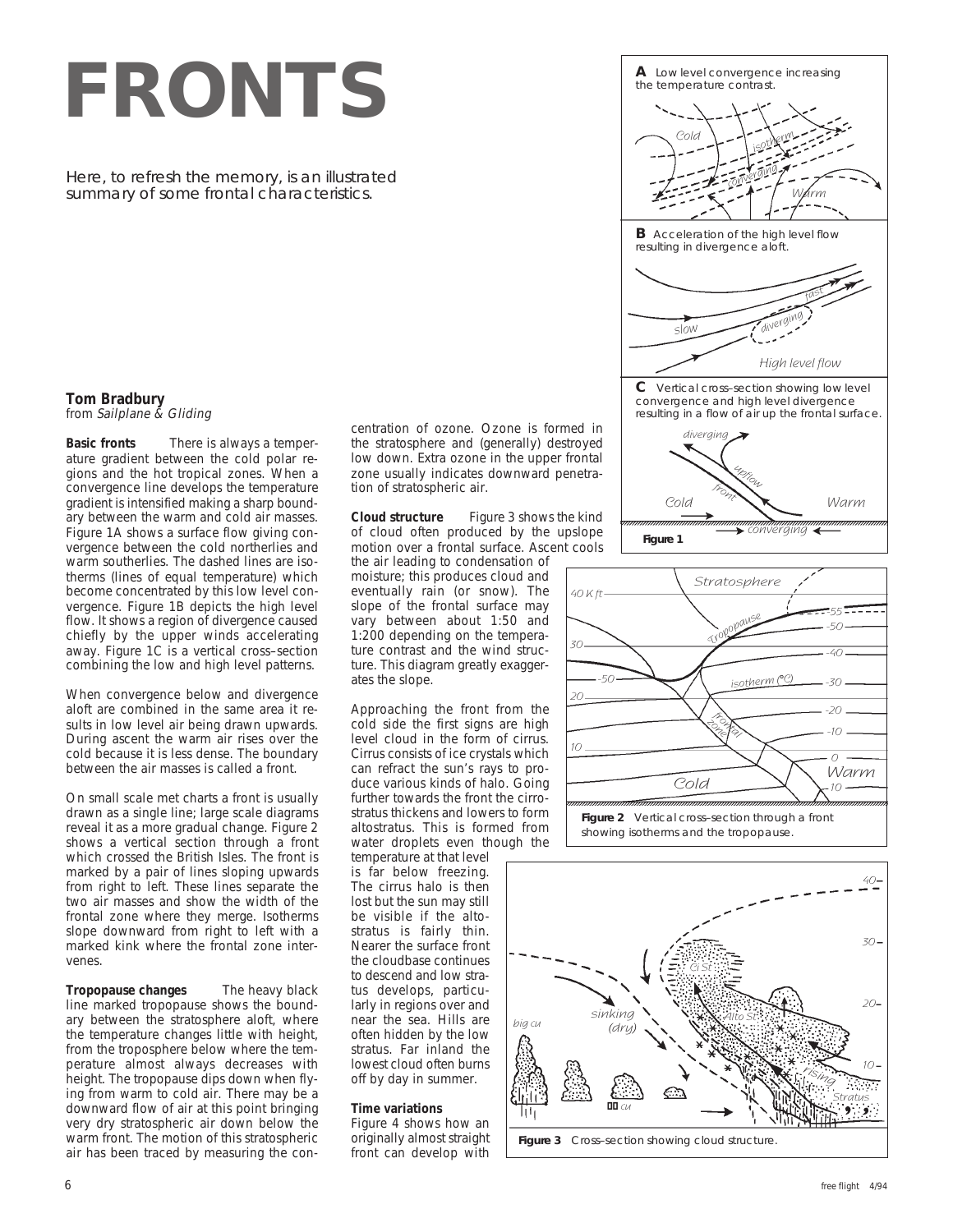# FRONTS

Here, to refresh the memory, is an illustrated summary of some frontal characteristics.

**Tom Bradbury**
*from Sailplane & Gliding*

**Basic fronts** There is always a temperature gradient between the cold polar regions and the hot tropical zones. When a convergence line develops the temperature gradient is intensified making a sharp boundary between the warm and cold air masses. Figure 1A shows a surface flow giving convergence between the cold northerlies and warm southerlies. The dashed lines are isotherms (lines of equal temperature) which become concentrated by this low level convergence. Figure 1B depicts the high level flow. It shows a region of divergence caused chiefly by the upper winds accelerating away. Figure 1C is a vertical cross–section combining the low and high level patterns.

When convergence below and divergence aloft are combined in the same area it results in low level air being drawn upwards. During ascent the warm air rises over the cold because it is less dense. The boundary between the air masses is called a front.

On small scale met charts a front is usually drawn as a single line; large scale diagrams reveal it as a more gradual change. Figure 2 shows a vertical section through a front which crossed the British Isles. The front is marked by a pair of lines sloping upwards from right to left. These lines separate the two air masses and show the width of the frontal zone where they merge. Isotherms slope downward from right to left with a marked kink where the frontal zone intervenes.

**Tropopause changes** The heavy black line marked tropopause shows the boundary between the stratosphere aloft, where the temperature changes little with height, from the troposphere below where the temperature almost always decreases with height. The tropopause dips down when flying from warm to cold air. There may be a downward flow of air at this point bringing very dry stratospheric air down below the warm front. The motion of this stratospheric air has been traced by measuring the concentration of ozone. Ozone is formed in the stratosphere and (generally) destroyed low down. Extra ozone in the upper frontal zone usually indicates downward penetration of stratospheric air.

**Cloud structure** Figure 3 shows the kind of cloud often produced by the upslope motion over a frontal surface. Ascent cools the air leading to condensation of moisture; this produces cloud and eventually rain (or snow). The slope of the frontal surface may vary between about 1:50 and 1:200 depending on the temperature contrast and the wind structure. This diagram greatly exaggerates the slope.

Approaching the front from the cold side the first signs are high level cloud in the form of cirrus. Cirrus consists of ice crystals which can refract the sun's rays to produce various kinds of halo. Going further towards the front the cirrostratus thickens and lowers to form altostratus. This is formed from water droplets even though the temperature at that level is far below freezing. The cirrus halo is then lost but the sun may still be visible if the altostratus is fairly thin. Nearer the surface front the cloudbase continues to descend and low stratus develops, particularly in regions over and near the sea. Hills are often hidden by the low stratus. Far inland the lowest cloud often burns off by day in summer.

**Time variations**
Figure 4 shows how an originally almost straight front can develop with

**A** Low level convergence increasing the temperature contrast.

**B** Acceleration of the high level flow resulting in divergence aloft.

**C** Vertical cross–section showing low level convergence and high level divergence resulting in a flow of air up the frontal surface.

**Figure 1**

**Figure 2** Vertical cross–section through a front showing isotherms and the tropopause.

**Figure 3** Cross–section showing cloud structure.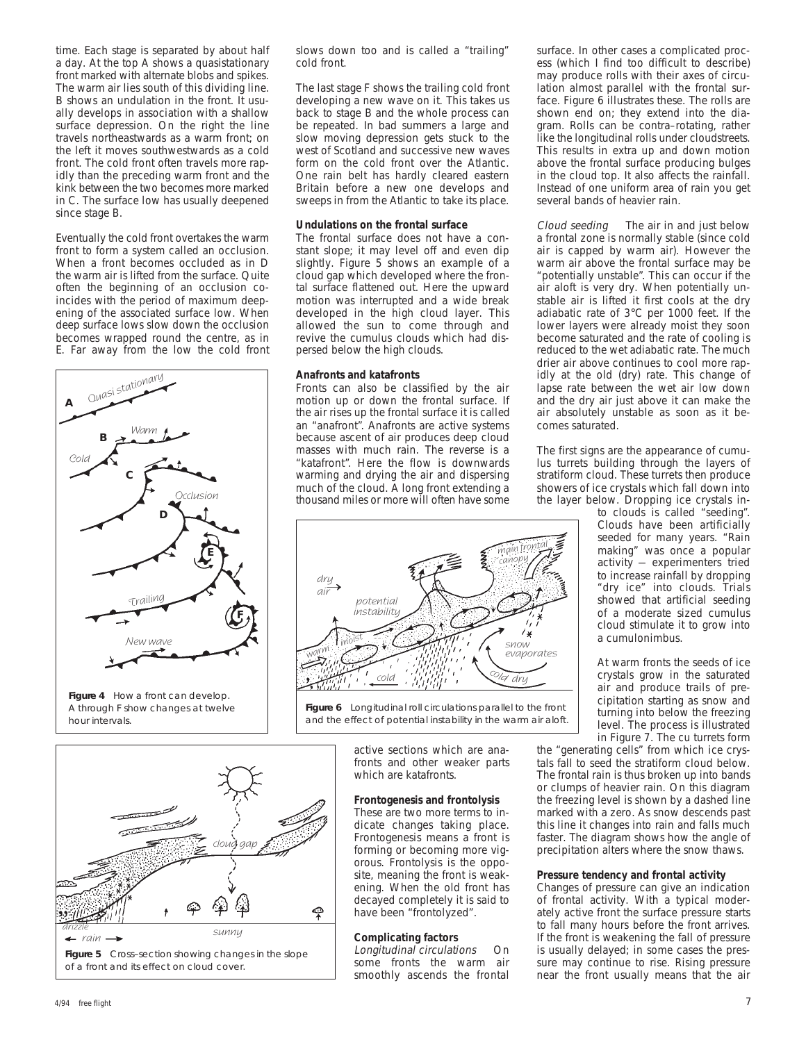time. Each stage is separated by about half a day. At the top A shows a quasistationary front marked with alternate blobs and spikes. The warm air lies south of this dividing line. B shows an undulation in the front. It usually develops in association with a shallow surface depression. On the right the line travels northeastwards as a warm front; on the left it moves southwestwards as a cold front. The cold front often travels more rapidly than the preceding warm front and the kink between the two becomes more marked in C. The surface low has usually deepened since stage B.

Eventually the cold front overtakes the warm front to form a system called an occlusion. When a front becomes occluded as in D the warm air is lifted from the surface. Quite often the beginning of an occlusion coincides with the period of maximum deepening of the associated surface low. When deep surface lows slow down the occlusion becomes wrapped round the centre, as in E. Far away from the low the cold front slows down too and is called a "trailing" cold front.

The last stage F shows the trailing cold front developing a new wave on it. This takes us back to stage B and the whole process can be repeated. In bad summers a large and slow moving depression gets stuck to the west of Scotland and successive new waves form on the cold front over the Atlantic. One rain belt has hardly cleared eastern Britain before a new one develops and sweeps in from the Atlantic to take its place.

**Figure 4** How a front can develop. A through F show changes at twelve hour intervals.

**Figure 5** Cross-section showing changes in the slope of a front and its effect on cloud cover.

### Undulations on the frontal surface

The frontal surface does not have a constant slope; it may level off and even dip slightly. Figure 5 shows an example of a cloud gap which developed where the frontal surface flattened out. Here the upward motion was interrupted and a wide break developed in the high cloud layer. This allowed the sun to come through and revive the cumulus clouds which had dispersed below the high clouds.

### Anafronts and katafronts

Fronts can also be classified by the air motion up or down the frontal surface. If the air rises up the frontal surface it is called an "anafront". Anafronts are active systems because ascent of air produces deep cloud masses with much rain. The reverse is a "katafront". Here the flow is downwards warming and drying the air and dispersing much of the cloud. A long front extending a thousand miles or more will often have some active sections which are anafronts and other weaker parts which are katafronts.

**Figure 6** Longitudinal roll circulations parallel to the front and the effect of potential instability in the warm air aloft.

### Frontogenesis and frontolysis

These are two more terms to indicate changes taking place. Frontogenesis means a front is forming or becoming more vigorous. Frontolysis is the opposite, meaning the front is weakening. When the old front has decayed completely it is said to have been "frontolyzed".

### Complicating factors

*Longitudinal circulations* On some fronts the warm air smoothly ascends the frontal surface. In other cases a complicated process (which I find too difficult to describe) may produce rolls with their axes of circulation almost parallel with the frontal surface. Figure 6 illustrates these. The rolls are shown end on; they extend into the diagram. Rolls can be contra–rotating, rather like the longitudinal rolls under cloudstreets. This results in extra up and down motion above the frontal surface producing bulges in the cloud top. It also affects the rainfall. Instead of one uniform area of rain you get several bands of heavier rain.

*Cloud seeding* The air in and just below a frontal zone is normally stable (since cold air is capped by warm air). However the warm air above the frontal surface may be "potentially unstable". This can occur if the air aloft is very dry. When potentially unstable air is lifted it first cools at the dry adiabatic rate of 3°C per 1000 feet. If the lower layers were already moist they soon become saturated and the rate of cooling is reduced to the wet adiabatic rate. The much drier air above continues to cool more rapidly at the old (dry) rate. This change of lapse rate between the wet air low down and the dry air just above it can make the air absolutely unstable as soon as it becomes saturated.

The first signs are the appearance of cumulus turrets building through the layers of stratiform cloud. These turrets then produce showers of ice crystals which fall down into the layer below. Dropping ice crystals into clouds is called "seeding". Clouds have been artificially seeded for many years. "Rain making" was once a popular activity — experimenters tried to increase rainfall by dropping "dry ice" into clouds. Trials showed that artificial seeding of a moderate sized cumulus cloud stimulate it to grow into a cumulonimbus.

At warm fronts the seeds of ice crystals grow in the saturated air and produce trails of precipitation starting as snow and turning into below the freezing level. The process is illustrated in Figure 7. The cu turrets form the "generating cells" from which ice crystals fall to seed the stratiform cloud below. The frontal rain is thus broken up into bands or clumps of heavier rain. On this diagram the freezing level is shown by a dashed line marked with a zero. As snow descends past this line it changes into rain and falls much faster. The diagram shows how the angle of precipitation alters where the snow thaws.

### Pressure tendency and frontal activity

Changes of pressure can give an indication of frontal activity. With a typical moderately active front the surface pressure starts to fall many hours before the front arrives. If the front is weakening the fall of pressure is usually delayed; in some cases the pressure may continue to rise. Rising pressure near the front usually means that the air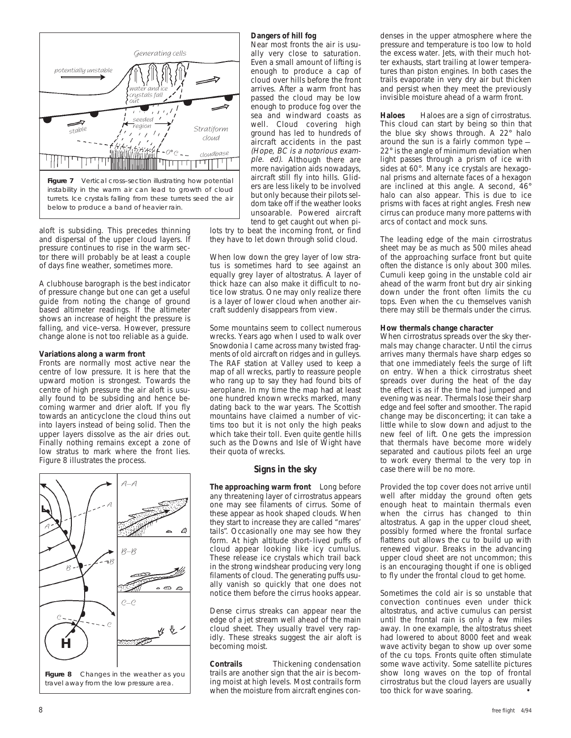**Figure 7** Vertical cross–section illustrating how potential instability in the warm air can lead to growth of cloud turrets. Ice crystals falling from these turrets seed the air below to produce a band of heavier rain.

aloft is subsiding. This precedes thinning and dispersal of the upper cloud layers. If pressure continues to rise in the warm sector there will probably be at least a couple of days fine weather, sometimes more.

A clubhouse barograph is the best indicator of pressure change but one can get a useful guide from noting the change of ground based altimeter readings. If the altimeter shows an increase of height the pressure is falling, and vice–versa. However, pressure change alone is not too reliable as a guide.

**Variations along a warm front**

Fronts are normally most active near the centre of low pressure. It is here that the upward motion is strongest. Towards the centre of high pressure the air aloft is usually found to be subsiding and hence becoming warmer and drier aloft. If you fly towards an anticyclone the cloud thins out into layers instead of being solid. Then the upper layers dissolve as the air dries out. Finally nothing remains except a zone of low stratus to mark where the front lies. Figure 8 illustrates the process.

**Figure 8** Changes in the weather as you travel away from the low pressure area.

**Dangers of hill fog**

Near most fronts the air is usually very close to saturation. Even a small amount of lifting is enough to produce a cap of cloud over hills before the front arrives. After a warm front has passed the cloud may be low enough to produce fog over the sea and windward coasts as well. Cloud covering high ground has led to hundreds of aircraft accidents in the past *(Hope, BC is a notorious example. ed).* Although there are more navigation aids nowadays, aircraft still fly into hills. Gliders are less likely to be involved but only because their pilots seldom take off if the weather looks unsoarable. Powered aircraft tend to get caught out when pilots try to beat the incoming front, or find they have to let down through solid cloud.

When low down the grey layer of low stratus is sometimes hard to see against an equally grey layer of altostratus. A layer of thick haze can also make it difficult to notice low stratus. One may only realize there is a layer of lower cloud when another aircraft suddenly disappears from view.

Some mountains seem to collect numerous wrecks. Years ago when I used to walk over Snowdonia I came across many twisted fragments of old aircraft on ridges and in gulleys. The RAF station at Valley used to keep a map of all wrecks, partly to reassure people who rang up to say they had found bits of aeroplane. In my time the map had at least one hundred known wrecks marked, many dating back to the war years. The Scottish mountains have claimed a number of victims too but it is not only the high peaks which take their toll. Even quite gentle hills such as the Downs and Isle of Wight have their quota of wrecks.

## Signs in the sky

**The approaching warm front** Long before any threatening layer of cirrostratus appears one may see filaments of cirrus. Some of these appear as hook shaped clouds. When they start to increase they are called "mares' tails". Occasionally one may see how they form. At high altitude short–lived puffs of cloud appear looking like icy cumulus. These release ice crystals which trail back in the strong windshear producing very long filaments of cloud. The generating puffs usually vanish so quickly that one does not notice them before the cirrus hooks appear.

Dense cirrus streaks can appear near the edge of a jet stream well ahead of the main cloud sheet. They usually travel very rapidly. These streaks suggest the air aloft is becoming moist.

**Contrails** Thickening condensation trails are another sign that the air is becoming moist at high levels. Most contrails form when the moisture from aircraft engines condenses in the upper atmosphere where the pressure and temperature is too low to hold the excess water. Jets, with their much hotter exhausts, start trailing at lower temperatures than piston engines. In both cases the trails evaporate in very dry air but thicken and persist when they meet the previously invisible moisture ahead of a warm front.

**Haloes** Haloes are a sign of cirrostratus. This cloud can start by being so thin that the blue sky shows through. A 22° halo around the sun is a fairly common type — 22° is the angle of minimum deviation when light passes through a prism of ice with sides at 60°. Many ice crystals are hexagonal prisms and alternate faces of a hexagon are inclined at this angle. A second, 46° halo can also appear. This is due to ice prisms with faces at right angles. Fresh new cirrus can produce many more patterns with arcs of contact and mock suns.

The leading edge of the main cirrostratus sheet may be as much as 500 miles ahead of the approaching surface front but quite often the distance is only about 300 miles. Cumuli keep going in the unstable cold air ahead of the warm front but dry air sinking down under the front often limits the cu tops. Even when the cu themselves vanish there may still be thermals under the cirrus.

**How thermals change character**

When cirrostratus spreads over the sky thermals may change character. Until the cirrus arrives many thermals have sharp edges so that one immediately feels the surge of lift on entry. When a thick cirrostratus sheet spreads over during the heat of the day the effect is as if the time had jumped and evening was near. Thermals lose their sharp edge and feel softer and smoother. The rapid change may be disconcerting; it can take a little while to slow down and adjust to the new feel of lift. One gets the impression that thermals have become more widely separated and cautious pilots feel an urge to work every thermal to the very top in case there will be no more.

Provided the top cover does not arrive until well after midday the ground often gets enough heat to maintain thermals even when the cirrus has changed to thin altostratus. A gap in the upper cloud sheet, possibly formed where the frontal surface flattens out allows the cu to build up with renewed vigour. Breaks in the advancing upper cloud sheet are not uncommon; this is an encouraging thought if one is obliged to fly under the frontal cloud to get home.

Sometimes the cold air is so unstable that convection continues even under thick altostratus, and active cumulus can persist until the frontal rain is only a few miles away. In one example, the altostratus sheet had lowered to about 8000 feet and weak wave activity began to show up over some of the cu tops. Fronts quite often stimulate some wave activity. Some satellite pictures show long waves on the top of frontal cirrostratus but the cloud layers are usually too thick for wave soaring. •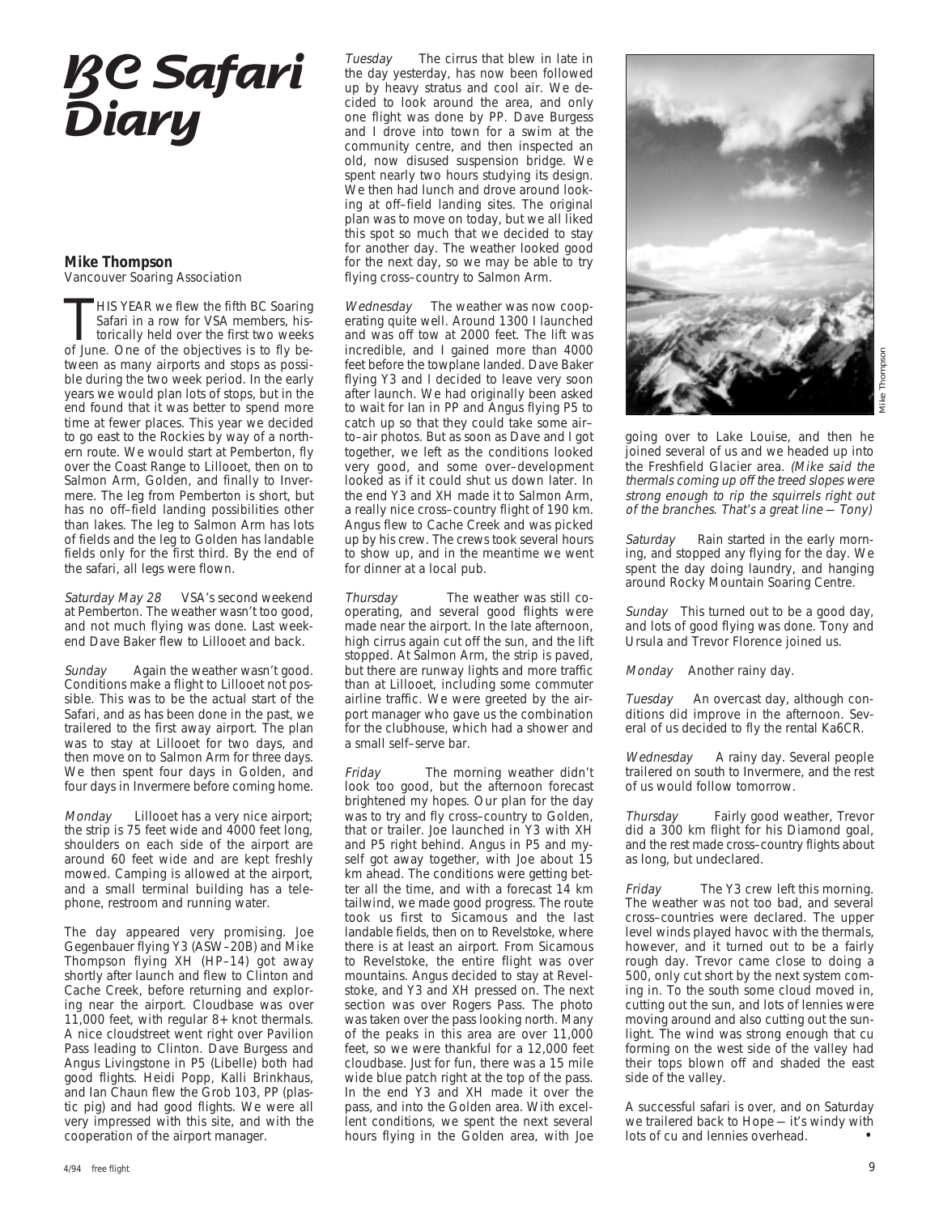# BC Safari Diary

**Mike Thompson**
Vancouver Soaring Association

THIS YEAR we flew the fifth BC Soaring Safari in a row for VSA members, historically held over the first two weeks of June. One of the objectives is to fly between as many airports and stops as possible during the two week period. In the early years we would plan lots of stops, but in the end found that it was better to spend more time at fewer places. This year we decided to go east to the Rockies by way of a northern route. We would start at Pemberton, fly over the Coast Range to Lillooet, then on to Salmon Arm, Golden, and finally to Invermere. The leg from Pemberton is short, but has no off–field landing possibilities other than lakes. The leg to Salmon Arm has lots of fields and the leg to Golden has landable fields only for the first third. By the end of the safari, all legs were flown.

*Saturday May 28* VSA's second weekend at Pemberton. The weather wasn't too good, and not much flying was done. Last weekend Dave Baker flew to Lillooet and back.

*Sunday* Again the weather wasn't good. Conditions make a flight to Lillooet not possible. This was to be the actual start of the Safari, and as has been done in the past, we trailered to the first away airport. The plan was to stay at Lillooet for two days, and then move on to Salmon Arm for three days. We then spent four days in Golden, and four days in Invermere before coming home.

*Monday* Lillooet has a very nice airport; the strip is 75 feet wide and 4000 feet long, shoulders on each side of the airport are around 60 feet wide and are kept freshly mowed. Camping is allowed at the airport, and a small terminal building has a telephone, restroom and running water.

The day appeared very promising. Joe Gegenbauer flying Y3 (ASW–20B) and Mike Thompson flying XH (HP–14) got away shortly after launch and flew to Clinton and Cache Creek, before returning and exploring near the airport. Cloudbase was over 11,000 feet, with regular 8+ knot thermals. A nice cloudstreet went right over Pavilion Pass leading to Clinton. Dave Burgess and Angus Livingstone in P5 (Libelle) both had good flights. Heidi Popp, Kalli Brinkhaus, and Ian Chaun flew the Grob 103, PP (plastic pig) and had good flights. We were all very impressed with this site, and with the cooperation of the airport manager.

*Tuesday* The cirrus that blew in late in the day yesterday, has now been followed up by heavy stratus and cool air. We decided to look around the area, and only one flight was done by PP. Dave Burgess and I drove into town for a swim at the community centre, and then inspected an old, now disused suspension bridge. We spent nearly two hours studying its design. We then had lunch and drove around looking at off–field landing sites. The original plan was to move on today, but we all liked this spot so much that we decided to stay for another day. The weather looked good for the next day, so we may be able to try flying cross–country to Salmon Arm.

*Wednesday* The weather was now cooperating quite well. Around 1300 I launched and was off tow at 2000 feet. The lift was incredible, and I gained more than 4000 feet before the towplane landed. Dave Baker flying Y3 and I decided to leave very soon after launch. We had originally been asked to wait for Ian in PP and Angus flying P5 to catch up so that they could take some air–to–air photos. But as soon as Dave and I got together, we left as the conditions looked very good, and some over–development looked as if it could shut us down later. In the end Y3 and XH made it to Salmon Arm, a really nice cross–country flight of 190 km. Angus flew to Cache Creek and was picked up by his crew. The crews took several hours to show up, and in the meantime we went for dinner at a local pub.

*Thursday* The weather was still cooperating, and several good flights were made near the airport. In the late afternoon, high cirrus again cut off the sun, and the lift stopped. At Salmon Arm, the strip is paved, but there are runway lights and more traffic than at Lillooet, including some commuter airline traffic. We were greeted by the airport manager who gave us the combination for the clubhouse, which had a shower and a small self–serve bar.

*Friday* The morning weather didn't look too good, but the afternoon forecast brightened my hopes. Our plan for the day was to try and fly cross–country to Golden, that or trailer. Joe launched in Y3 with XH and P5 right behind. Angus in P5 and myself got away together, with Joe about 15 km ahead. The conditions were getting better all the time, and with a forecast 14 km tailwind, we made good progress. The route took us first to Sicamous and the last landable fields, then on to Revelstoke, where there is at least an airport. From Sicamous to Revelstoke, the entire flight was over mountains. Angus decided to stay at Revelstoke, and Y3 and XH pressed on. The next section was over Rogers Pass. The photo was taken over the pass looking north. Many of the peaks in this area are over 11,000 feet, so we were thankful for a 12,000 feet cloudbase. Just for fun, there was a 15 mile wide blue patch right at the top of the pass. In the end Y3 and XH made it over the pass, and into the Golden area. With excellent conditions, we spent the next several hours flying in the Golden area, with Joe going over to Lake Louise, and then he joined several of us and we headed up into the Freshfield Glacier area. *(Mike said the thermals coming up off the treed slopes were strong enough to rip the squirrels right out of the branches. That's a great line — Tony)*

Mike Thompson

*Saturday* Rain started in the early morning, and stopped any flying for the day. We spent the day doing laundry, and hanging around Rocky Mountain Soaring Centre.

*Sunday* This turned out to be a good day, and lots of good flying was done. Tony and Ursula and Trevor Florence joined us.

*Monday* Another rainy day.

*Tuesday* An overcast day, although conditions did improve in the afternoon. Several of us decided to fly the rental Ka6CR.

*Wednesday* A rainy day. Several people trailered on south to Invermere, and the rest of us would follow tomorrow.

*Thursday* Fairly good weather, Trevor did a 300 km flight for his Diamond goal, and the rest made cross–country flights about as long, but undeclared.

*Friday* The Y3 crew left this morning. The weather was not too bad, and several cross–countries were declared. The upper level winds played havoc with the thermals, however, and it turned out to be a fairly rough day. Trevor came close to doing a 500, only cut short by the next system coming in. To the south some cloud moved in, cutting out the sun, and lots of lennies were moving around and also cutting out the sunlight. The wind was strong enough that cu forming on the west side of the valley had their tops blown off and shaded the east side of the valley.

A successful safari is over, and on Saturday we trailered back to Hope — it's windy with lots of cu and lennies overhead. •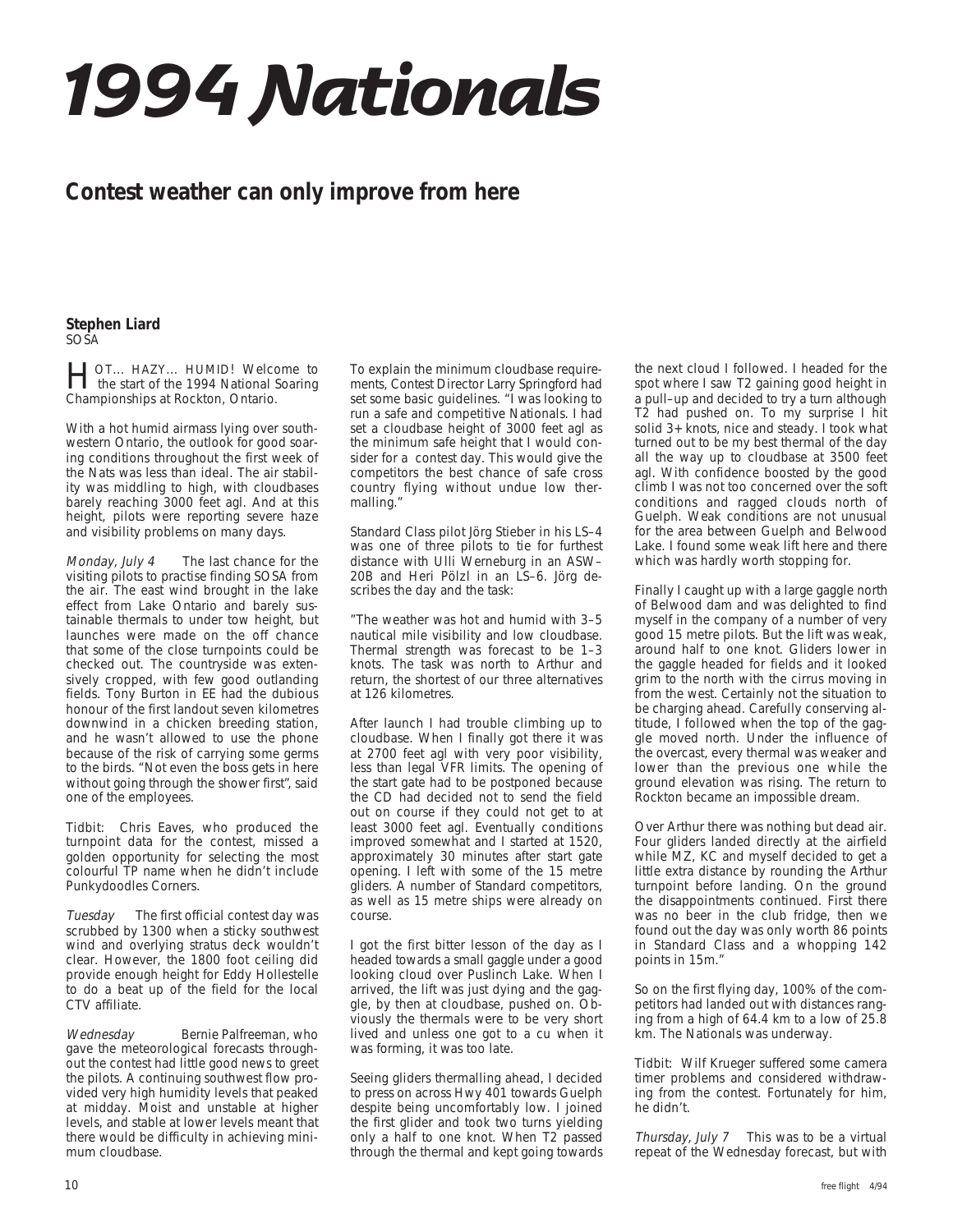# 1994 Nationals

## Contest weather can only improve from here

**Stephen Liard**
SOSA

HOT… HAZY… HUMID! Welcome to the start of the 1994 National Soaring Championships at Rockton, Ontario.

With a hot humid airmass lying over southwestern Ontario, the outlook for good soaring conditions throughout the first week of the Nats was less than ideal. The air stability was middling to high, with cloudbases barely reaching 3000 feet agl. And at this height, pilots were reporting severe haze and visibility problems on many days.

*Monday, July 4* The last chance for the visiting pilots to practise finding SOSA from the air. The east wind brought in the lake effect from Lake Ontario and barely sustainable thermals to under tow height, but launches were made on the off chance that some of the close turnpoints could be checked out. The countryside was extensively cropped, with few good outlanding fields. Tony Burton in EE had the dubious honour of the first landout seven kilometres downwind in a chicken breeding station, and he wasn't allowed to use the phone because of the risk of carrying some germs to the birds. "Not even the boss gets in here without going through the shower first", said one of the employees.

Tidbit: Chris Eaves, who produced the turnpoint data for the contest, missed a golden opportunity for selecting the most colourful TP name when he didn't include Punkydoodles Corners.

*Tuesday* The first official contest day was scrubbed by 1300 when a sticky southwest wind and overlying stratus deck wouldn't clear. However, the 1800 foot ceiling did provide enough height for Eddy Hollestelle to do a beat up of the field for the local CTV affiliate.

*Wednesday* Bernie Palfreeman, who gave the meteorological forecasts throughout the contest had little good news to greet the pilots. A continuing southwest flow provided very high humidity levels that peaked at midday. Moist and unstable at higher levels, and stable at lower levels meant that there would be difficulty in achieving minimum cloudbase.

To explain the minimum cloudbase requirements, Contest Director Larry Springford had set some basic guidelines. "I was looking to run a safe and competitive Nationals. I had set a cloudbase height of 3000 feet agl as the minimum safe height that I would consider for a contest day. This would give the competitors the best chance of safe cross country flying without undue low thermalling."

Standard Class pilot Jörg Stieber in his LS–4 was one of three pilots to tie for furthest distance with Ulli Werneburg in an ASW–20B and Heri Pölzl in an LS–6. Jörg describes the day and the task:

"The weather was hot and humid with 3–5 nautical mile visibility and low cloudbase. Thermal strength was forecast to be 1–3 knots. The task was north to Arthur and return, the shortest of our three alternatives at 126 kilometres.

After launch I had trouble climbing up to cloudbase. When I finally got there it was at 2700 feet agl with very poor visibility, less than legal VFR limits. The opening of the start gate had to be postponed because the CD had decided not to send the field out on course if they could not get to at least 3000 feet agl. Eventually conditions improved somewhat and I started at 1520, approximately 30 minutes after start gate opening. I left with some of the 15 metre gliders. A number of Standard competitors, as well as 15 metre ships were already on course.

I got the first bitter lesson of the day as I headed towards a small gaggle under a good looking cloud over Puslinch Lake. When I arrived, the lift was just dying and the gaggle, by then at cloudbase, pushed on. Obviously the thermals were to be very short lived and unless one got to a cu when it was forming, it was too late.

Seeing gliders thermalling ahead, I decided to press on across Hwy 401 towards Guelph despite being uncomfortably low. I joined the first glider and took two turns yielding only a half to one knot. When T2 passed through the thermal and kept going towards the next cloud I followed. I headed for the spot where I saw T2 gaining good height in a pull–up and decided to try a turn although T2 had pushed on. To my surprise I hit solid 3+ knots, nice and steady. I took what turned out to be my best thermal of the day all the way up to cloudbase at 3500 feet agl. With confidence boosted by the good climb I was not too concerned over the soft conditions and ragged clouds north of Guelph. Weak conditions are not unusual for the area between Guelph and Belwood Lake. I found some weak lift here and there which was hardly worth stopping for.

Finally I caught up with a large gaggle north of Belwood dam and was delighted to find myself in the company of a number of very good 15 metre pilots. But the lift was weak, around half to one knot. Gliders lower in the gaggle headed for fields and it looked grim to the north with the cirrus moving in from the west. Certainly not the situation to be charging ahead. Carefully conserving altitude, I followed when the top of the gaggle moved north. Under the influence of the overcast, every thermal was weaker and lower than the previous one while the ground elevation was rising. The return to Rockton became an impossible dream.

Over Arthur there was nothing but dead air. Four gliders landed directly at the airfield while MZ, KC and myself decided to get a little extra distance by rounding the Arthur turnpoint before landing. On the ground the disappointments continued. First there was no beer in the club fridge, then we found out the day was only worth 86 points in Standard Class and a whopping 142 points in 15m."

So on the first flying day, 100% of the competitors had landed out with distances ranging from a high of 64.4 km to a low of 25.8 km. The Nationals was underway.

Tidbit: Wilf Krueger suffered some camera timer problems and considered withdrawing from the contest. Fortunately for him, he didn't.

*Thursday, July 7* This was to be a virtual repeat of the Wednesday forecast, but with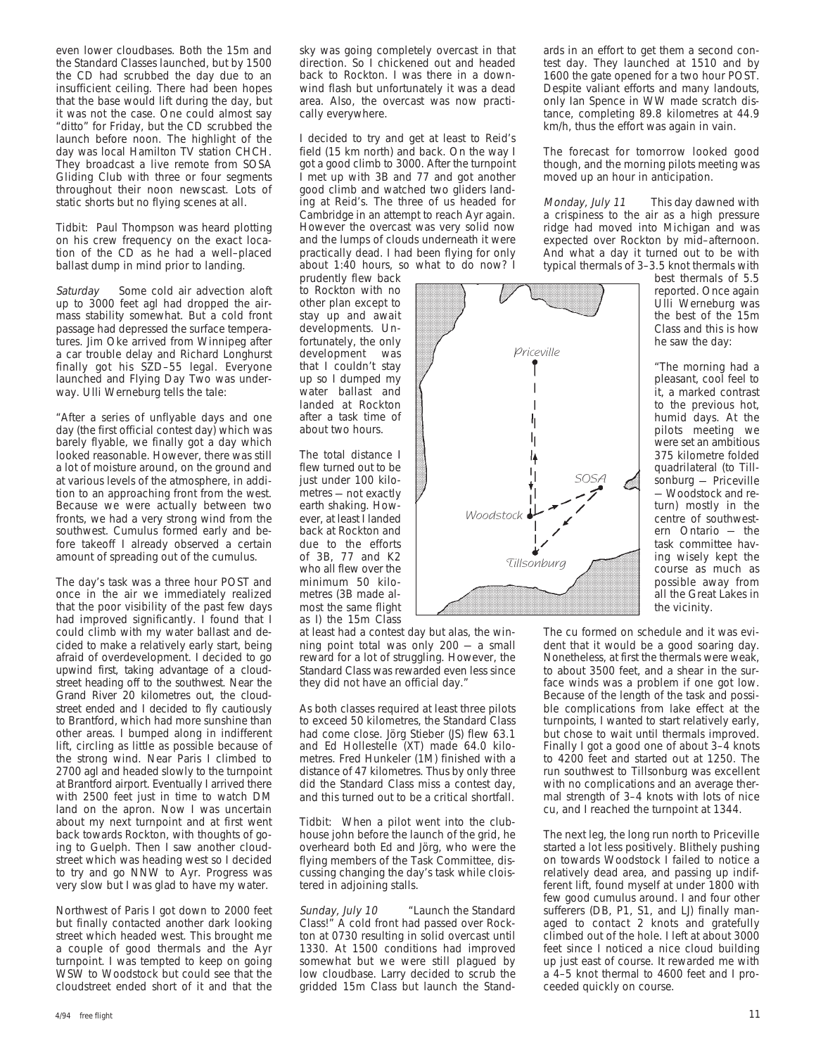even lower cloudbases. Both the 15m and the Standard Classes launched, but by 1500 the CD had scrubbed the day due to an insufficient ceiling. There had been hopes that the base would lift during the day, but it was not the case. One could almost say "ditto" for Friday, but the CD scrubbed the launch before noon. The highlight of the day was local Hamilton TV station CHCH. They broadcast a live remote from SOSA Gliding Club with three or four segments throughout their noon newscast. Lots of static shorts but no flying scenes at all.

Tidbit: Paul Thompson was heard plotting on his crew frequency on the exact location of the CD as he had a well–placed ballast dump in mind prior to landing.

*Saturday* Some cold air advection aloft up to 3000 feet agl had dropped the airmass stability somewhat. But a cold front passage had depressed the surface temperatures. Jim Oke arrived from Winnipeg after a car trouble delay and Richard Longhurst finally got his SZD–55 legal. Everyone launched and Flying Day Two was underway. Ulli Werneburg tells the tale:

"After a series of unflyable days and one day (the first official contest day) which was barely flyable, we finally got a day which looked reasonable. However, there was still a lot of moisture around, on the ground and at various levels of the atmosphere, in addition to an approaching front from the west. Because we were actually between two fronts, we had a very strong wind from the southwest. Cumulus formed early and before takeoff I already observed a certain amount of spreading out of the cumulus.

The day's task was a three hour POST and once in the air we immediately realized that the poor visibility of the past few days had improved significantly. I found that I could climb with my water ballast and decided to make a relatively early start, being afraid of overdevelopment. I decided to go upwind first, taking advantage of a cloudstreet heading off to the southwest. Near the Grand River 20 kilometres out, the cloudstreet ended and I decided to fly cautiously to Brantford, which had more sunshine than other areas. I bumped along in indifferent lift, circling as little as possible because of the strong wind. Near Paris I climbed to 2700 agl and headed slowly to the turnpoint at Brantford airport. Eventually I arrived there with 2500 feet just in time to watch DM land on the apron. Now I was uncertain about my next turnpoint and at first went back towards Rockton, with thoughts of going to Guelph. Then I saw another cloudstreet which was heading west so I decided to try and go NNW to Ayr. Progress was very slow but I was glad to have my water.

Northwest of Paris I got down to 2000 feet but finally contacted another dark looking street which headed west. This brought me a couple of good thermals and the Ayr turnpoint. I was tempted to keep on going WSW to Woodstock but could see that the cloudstreet ended short of it and that the sky was going completely overcast in that direction. So I chickened out and headed back to Rockton. I was there in a downwind flash but unfortunately it was a dead area. Also, the overcast was now practically everywhere.

I decided to try and get at least to Reid's field (15 km north) and back. On the way I got a good climb to 3000. After the turnpoint I met up with 3B and 77 and got another good climb and watched two gliders landing at Reid's. The three of us headed for Cambridge in an attempt to reach Ayr again. However the overcast was very solid now and the lumps of clouds underneath it were practically dead. I had been flying for only about 1:40 hours, so what to do now? I prudently flew back to Rockton with no other plan except to stay up and await developments. Unfortunately, the only development was that I couldn't stay up so I dumped my water ballast and landed at Rockton after a task time of about two hours.

The total distance I flew turned out to be just under 100 kilometres — not exactly earth shaking. However, at least I landed back at Rockton and due to the efforts of 3B, 77 and K2 who all flew over the minimum 50 kilometres (3B made almost the same flight as I) the 15m Class at least had a contest day but alas, the winning point total was only 200 — a small reward for a lot of struggling. However, the Standard Class was rewarded even less since they did not have an official day."

As both classes required at least three pilots to exceed 50 kilometres, the Standard Class had come close. Jörg Stieber (JS) flew 63.1 and Ed Hollestelle (XT) made 64.0 kilometres. Fred Hunkeler (1M) finished with a distance of 47 kilometres. Thus by only three did the Standard Class miss a contest day, and this turned out to be a critical shortfall.

Tidbit: When a pilot went into the clubhouse john before the launch of the grid, he overheard both Ed and Jörg, who were the flying members of the Task Committee, discussing changing the day's task while cloistered in adjoining stalls.

*Sunday, July 10* "Launch the Standard Class!" A cold front had passed over Rockton at 0730 resulting in solid overcast until 1330. At 1500 conditions had improved somewhat but we were still plagued by low cloudbase. Larry decided to scrub the gridded 15m Class but launch the Standards in an effort to get them a second contest day. They launched at 1510 and by 1600 the gate opened for a two hour POST. Despite valiant efforts and many landouts, only Ian Spence in WW made scratch distance, completing 89.8 kilometres at 44.9 km/h, thus the effort was again in vain.

The forecast for tomorrow looked good though, and the morning pilots meeting was moved up an hour in anticipation.

*Monday, July 11* This day dawned with a crispiness to the air as a high pressure ridge had moved into Michigan and was expected over Rockton by mid–afternoon. And what a day it turned out to be with typical thermals of 3–3.5 knot thermals with best thermals of 5.5 reported. Once again Ulli Werneburg was the best of the 15m Class and this is how he saw the day:

"The morning had a pleasant, cool feel to it, a marked contrast to the previous hot, humid days. At the pilots meeting we were set an ambitious 375 kilometre folded quadrilateral (to Tillsonburg — Priceville — Woodstock and return) mostly in the centre of southwestern Ontario — the task committee having wisely kept the course as much as possible away from all the Great Lakes in the vicinity.

The cu formed on schedule and it was evident that it would be a good soaring day. Nonetheless, at first the thermals were weak, to about 3500 feet, and a shear in the surface winds was a problem if one got low. Because of the length of the task and possible complications from lake effect at the turnpoints, I wanted to start relatively early, but chose to wait until thermals improved. Finally I got a good one of about 3–4 knots to 4200 feet and started out at 1250. The run southwest to Tillsonburg was excellent with no complications and an average thermal strength of 3–4 knots with lots of nice cu, and I reached the turnpoint at 1344.

The next leg, the long run north to Priceville started a lot less positively. Blithely pushing on towards Woodstock I failed to notice a relatively dead area, and passing up indifferent lift, found myself at under 1800 with few good cumulus around. I and four other sufferers (DB, P1, S1, and LJ) finally managed to contact 2 knots and gratefully climbed out of the hole. I left at about 3000 feet since I noticed a nice cloud building up just east of course. It rewarded me with a 4–5 knot thermal to 4600 feet and I proceeded quickly on course.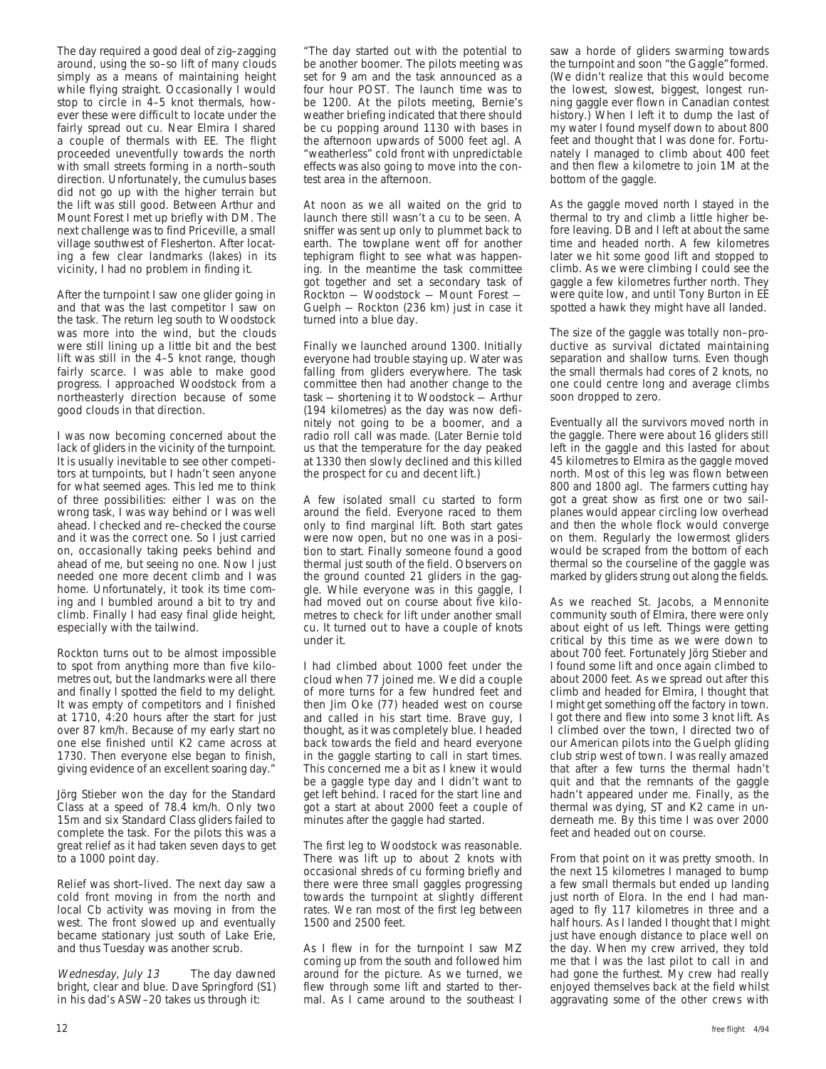The day required a good deal of zig–zagging around, using the so–so lift of many clouds simply as a means of maintaining height while flying straight. Occasionally I would stop to circle in 4–5 knot thermals, however these were difficult to locate under the fairly spread out cu. Near Elmira I shared a couple of thermals with EE. The flight proceeded uneventfully towards the north with small streets forming in a north–south direction. Unfortunately, the cumulus bases did not go up with the higher terrain but the lift was still good. Between Arthur and Mount Forest I met up briefly with DM. The next challenge was to find Priceville, a small village southwest of Flesherton. After locating a few clear landmarks (lakes) in its vicinity, I had no problem in finding it.

After the turnpoint I saw one glider going in and that was the last competitor I saw on the task. The return leg south to Woodstock was more into the wind, but the clouds were still lining up a little bit and the best lift was still in the 4–5 knot range, though fairly scarce. I was able to make good progress. I approached Woodstock from a northeasterly direction because of some good clouds in that direction.

I was now becoming concerned about the lack of gliders in the vicinity of the turnpoint. It is usually inevitable to see other competitors at turnpoints, but I hadn't seen anyone for what seemed ages. This led me to think of three possibilities: either I was on the wrong task, I was way behind or I was well ahead. I checked and re–checked the course and it was the correct one. So I just carried on, occasionally taking peeks behind and ahead of me, but seeing no one. Now I just needed one more decent climb and I was home. Unfortunately, it took its time coming and I bumbled around a bit to try and climb. Finally I had easy final glide height, especially with the tailwind.

Rockton turns out to be almost impossible to spot from anything more than five kilometres out, but the landmarks were all there and finally I spotted the field to my delight. It was empty of competitors and I finished at 1710, 4:20 hours after the start for just over 87 km/h. Because of my early start no one else finished until K2 came across at 1730. Then everyone else began to finish, giving evidence of an excellent soaring day."

Jörg Stieber won the day for the Standard Class at a speed of 78.4 km/h. Only two 15m and six Standard Class gliders failed to complete the task. For the pilots this was a great relief as it had taken seven days to get to a 1000 point day.

Relief was short–lived. The next day saw a cold front moving in from the north and local Cb activity was moving in from the west. The front slowed up and eventually became stationary just south of Lake Erie, and thus Tuesday was another scrub.

*Wednesday, July 13* The day dawned bright, clear and blue. Dave Springford (S1) in his dad's ASW–20 takes us through it:

"The day started out with the potential to be another boomer. The pilots meeting was set for 9 am and the task announced as a four hour POST. The launch time was to be 1200. At the pilots meeting, Bernie's weather briefing indicated that there should be cu popping around 1130 with bases in the afternoon upwards of 5000 feet agl. A "weatherless" cold front with unpredictable effects was also going to move into the contest area in the afternoon.

At noon as we all waited on the grid to launch there still wasn't a cu to be seen. A sniffer was sent up only to plummet back to earth. The towplane went off for another tephigram flight to see what was happening. In the meantime the task committee got together and set a secondary task of Rockton — Woodstock — Mount Forest — Guelph — Rockton (236 km) just in case it turned into a blue day.

Finally we launched around 1300. Initially everyone had trouble staying up. Water was falling from gliders everywhere. The task committee then had another change to the task — shortening it to Woodstock — Arthur (194 kilometres) as the day was now definitely not going to be a boomer, and a radio roll call was made. (Later Bernie told us that the temperature for the day peaked at 1330 then slowly declined and this killed the prospect for cu and decent lift.)

A few isolated small cu started to form around the field. Everyone raced to them only to find marginal lift. Both start gates were now open, but no one was in a position to start. Finally someone found a good thermal just south of the field. Observers on the ground counted 21 gliders in the gaggle. While everyone was in this gaggle, I had moved out on course about five kilometres to check for lift under another small cu. It turned out to have a couple of knots under it.

I had climbed about 1000 feet under the cloud when 77 joined me. We did a couple of more turns for a few hundred feet and then Jim Oke (77) headed west on course and called in his start time. Brave guy, I thought, as it was completely blue. I headed back towards the field and heard everyone in the gaggle starting to call in start times. This concerned me a bit as I knew it would be a gaggle type day and I didn't want to get left behind. I raced for the start line and got a start at about 2000 feet a couple of minutes after the gaggle had started.

The first leg to Woodstock was reasonable. There was lift up to about 2 knots with occasional shreds of cu forming briefly and there were three small gaggles progressing towards the turnpoint at slightly different rates. We ran most of the first leg between 1500 and 2500 feet.

As I flew in for the turnpoint I saw MZ coming up from the south and followed him around for the picture. As we turned, we flew through some lift and started to thermal. As I came around to the southeast I saw a horde of gliders swarming towards the turnpoint and soon "the Gaggle" formed. (We didn't realize that this would become the lowest, slowest, biggest, longest running gaggle ever flown in Canadian contest history.) When I left it to dump the last of my water I found myself down to about 800 feet and thought that I was done for. Fortunately I managed to climb about 400 feet and then flew a kilometre to join 1M at the bottom of the gaggle.

As the gaggle moved north I stayed in the thermal to try and climb a little higher before leaving. DB and I left at about the same time and headed north. A few kilometres later we hit some good lift and stopped to climb. As we were climbing I could see the gaggle a few kilometres further north. They were quite low, and until Tony Burton in EE spotted a hawk they might have all landed.

The size of the gaggle was totally non–productive as survival dictated maintaining separation and shallow turns. Even though the small thermals had cores of 2 knots, no one could centre long and average climbs soon dropped to zero.

Eventually all the survivors moved north in the gaggle. There were about 16 gliders still left in the gaggle and this lasted for about 45 kilometres to Elmira as the gaggle moved north. Most of this leg was flown between 800 and 1800 agl. The farmers cutting hay got a great show as first one or two sailplanes would appear circling low overhead and then the whole flock would converge on them. Regularly the lowermost gliders would be scraped from the bottom of each thermal so the courseline of the gaggle was marked by gliders strung out along the fields.

As we reached St. Jacobs, a Mennonite community south of Elmira, there were only about eight of us left. Things were getting critical by this time as we were down to about 700 feet. Fortunately Jörg Stieber and I found some lift and once again climbed to about 2000 feet. As we spread out after this climb and headed for Elmira, I thought that I might get something off the factory in town. I got there and flew into some 3 knot lift. As I climbed over the town, I directed two of our American pilots into the Guelph gliding club strip west of town. I was really amazed that after a few turns the thermal hadn't quit and that the remnants of the gaggle hadn't appeared under me. Finally, as the thermal was dying, ST and K2 came in underneath me. By this time I was over 2000 feet and headed out on course.

From that point on it was pretty smooth. In the next 15 kilometres I managed to bump a few small thermals but ended up landing just north of Elora. In the end I had managed to fly 117 kilometres in three and a half hours. As I landed I thought that I might just have enough distance to place well on the day. When my crew arrived, they told me that I was the last pilot to call in and had gone the furthest. My crew had really enjoyed themselves back at the field whilst aggravating some of the other crews with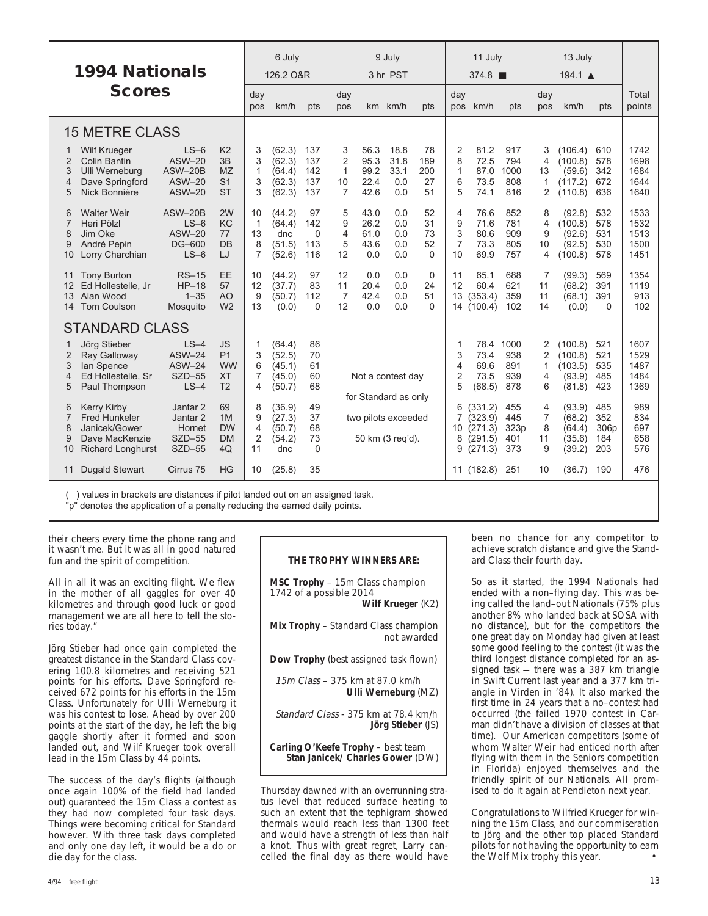# 1994 Nationals Scores

| | | | | 6 July | | | 9 July | | | | 11 July | | | 13 July | | | |
|---|---|---|---|---|---|---|---|---|---|---|---|---|---|---|---|---|---|
| | | | | 126.2 O&R | | | 3 hr PST | | | | 374.8 ■ | | | 194.1 ▲ | | | |
| | | | | day pos | km/h | pts | day pos | km | km/h | pts | day pos | km/h | pts | day pos | km/h | pts | Total points |
| **15 METRE CLASS** | | | | | | | | | | | | | | | | | |
| 1 | Wilf Krueger | LS–6 | K2 | 3 | (62.3) | 137 | 3 | 56.3 | 18.8 | 78 | 2 | 81.2 | 917 | 3 | (106.4) | 610 | 1742 |
| 2 | Colin Bantin | ASW–20 | 3B | 3 | (62.3) | 137 | 2 | 95.3 | 31.8 | 189 | 8 | 72.5 | 794 | 4 | (100.8) | 578 | 1698 |
| 3 | Ulli Werneburg | ASW–20B | MZ | 1 | (64.4) | 142 | 1 | 99.2 | 33.1 | 200 | 1 | 87.0 | 1000 | 13 | (59.6) | 342 | 1684 |
| 4 | Dave Springford | ASW–20 | S1 | 3 | (62.3) | 137 | 10 | 22.4 | 0.0 | 27 | 6 | 73.5 | 808 | 1 | (117.2) | 672 | 1644 |
| 5 | Nick Bonnière | ASW–20 | ST | 3 | (62.3) | 137 | 7 | 42.6 | 0.0 | 51 | 5 | 74.1 | 816 | 2 | (110.8) | 636 | 1640 |
| 6 | Walter Weir | ASW–20B | 2W | 10 | (44.2) | 97 | 5 | 43.0 | 0.0 | 52 | 4 | 76.6 | 852 | 8 | (92.8) | 532 | 1533 |
| 7 | Heri Pölzl | LS–6 | KC | 1 | (64.4) | 142 | 9 | 26.2 | 0.0 | 31 | 9 | 71.6 | 781 | 4 | (100.8) | 578 | 1532 |
| 8 | Jim Oke | ASW–20 | 77 | 13 | dnc | 0 | 4 | 61.0 | 0.0 | 73 | 3 | 80.6 | 909 | 9 | (92.6) | 531 | 1513 |
| 9 | André Pepin | DG–600 | DB | 8 | (51.5) | 113 | 5 | 43.6 | 0.0 | 52 | 7 | 73.3 | 805 | 10 | (92.5) | 530 | 1500 |
| 10 | Lorry Charchian | LS–6 | LJ | 7 | (52.6) | 116 | 12 | 0.0 | 0.0 | 0 | 10 | 69.9 | 757 | 4 | (100.8) | 578 | 1451 |
| 11 | Tony Burton | RS–15 | EE | 10 | (44.2) | 97 | 12 | 0.0 | 0.0 | 0 | 11 | 65.1 | 688 | 7 | (99.3) | 569 | 1354 |
| 12 | Ed Hollestelle, Jr | HP–18 | 57 | 12 | (37.7) | 83 | 11 | 20.4 | 0.0 | 24 | 12 | 60.4 | 621 | 11 | (68.2) | 391 | 1119 |
| 13 | Alan Wood | 1–35 | AO | 9 | (50.7) | 112 | 7 | 42.4 | 0.0 | 51 | 13 | (353.4) | 359 | 11 | (68.1) | 391 | 913 |
| 14 | Tom Coulson | Mosquito | W2 | 13 | (0.0) | 0 | 12 | 0.0 | 0.0 | 0 | 14 | (100.4) | 102 | 14 | (0.0) | 0 | 102 |
| **STANDARD CLASS** | | | | | | | | | | | | | | | | | |
| 1 | Jörg Stieber | LS–4 | JS | 1 | (64.4) | 86 | Not a contest day for Standard as only two pilots exceeded 50 km (3 req'd). | | | | 1 | 78.4 | 1000 | 2 | (100.8) | 521 | 1607 |
| 2 | Ray Galloway | ASW–24 | P1 | 3 | (52.5) | 70 | | | | | 3 | 73.4 | 938 | 2 | (100.8) | 521 | 1529 |
| 3 | Ian Spence | ASW–24 | WW | 6 | (45.1) | 61 | | | | | 4 | 69.6 | 891 | 1 | (103.5) | 535 | 1487 |
| 4 | Ed Hollestelle, Sr | SZD–55 | XT | 7 | (45.0) | 60 | | | | | 2 | 73.5 | 939 | 4 | (93.9) | 485 | 1484 |
| 5 | Paul Thompson | LS–4 | T2 | 4 | (50.7) | 68 | | | | | 5 | (68.5) | 878 | 6 | (81.8) | 423 | 1369 |
| 6 | Kerry Kirby | Jantar 2 | 69 | 8 | (36.9) | 49 | | | | | 6 | (331.2) | 455 | 4 | (93.9) | 485 | 989 |
| 7 | Fred Hunkeler | Jantar 2 | 1M | 9 | (27.3) | 37 | | | | | 7 | (323.9) | 445 | 7 | (68.2) | 352 | 834 |
| 8 | Janicek/Gower | Hornet | DW | 4 | (50.7) | 68 | | | | | 10 | (271.3) | 323p | 8 | (64.4) | 306p | 697 |
| 9 | Dave MacKenzie | SZD–55 | DM | 2 | (54.2) | 73 | | | | | 8 | (291.5) | 401 | 11 | (35.6) | 184 | 658 |
| 10 | Richard Longhurst | SZD–55 | 4Q | 11 | dnc | 0 | | | | | 9 | (271.3) | 373 | 9 | (39.2) | 203 | 576 |
| 11 | Dugald Stewart | Cirrus 75 | HG | 10 | (25.8) | 35 | | | | | 11 | (182.8) | 251 | 10 | (36.7) | 190 | 476 |

( ) values in brackets are distances if pilot landed out on an assigned task.
"p" denotes the application of a penalty reducing the earned daily points.

their cheers every time the phone rang and it wasn't me. But it was all in good natured fun and the spirit of competition.

All in all it was an exciting flight. We flew in the mother of all gaggles for over 40 kilometres and through good luck or good management we are all here to tell the stories today."

Jörg Stieber had once gain completed the greatest distance in the Standard Class covering 100.8 kilometres and receiving 521 points for his efforts. Dave Springford received 672 points for his efforts in the 15m Class. Unfortunately for Ulli Werneburg it was his contest to lose. Ahead by over 200 points at the start of the day, he left the big gaggle shortly after it formed and soon landed out, and Wilf Krueger took overall lead in the 15m Class by 44 points.

The success of the day's flights (although once again 100% of the field had landed out) guaranteed the 15m Class a contest as they had now completed four task days. Things were becoming critical for Standard however. With three task days completed and only one day left, it would be a do or die day for the class.

**THE TROPHY WINNERS ARE:**

**MSC Trophy** – 15m Class champion 1742 of a possible 2014
**Wilf Krueger** (K2)

**Mix Trophy** – Standard Class champion not awarded

**Dow Trophy** (best assigned task flown)

*15m Class* – 375 km at 87.0 km/h
**Ulli Werneburg** (MZ)

*Standard Class* - 375 km at 78.4 km/h
**Jörg Stieber** (JS)

**Carling O'Keefe Trophy** – best team
**Stan Janicek/ Charles Gower** (DW)

Thursday dawned with an overrunning stratus level that reduced surface heating to such an extent that the tephigram showed thermals would reach less than 1300 feet and would have a strength of less than half a knot. Thus with great regret, Larry cancelled the final day as there would have been no chance for any competitor to achieve scratch distance and give the Standard Class their fourth day.

So as it started, the 1994 Nationals had ended with a non–flying day. This was being called the land–out Nationals (75% plus another 8% who landed back at SOSA with no distance), but for the competitors the one great day on Monday had given at least some good feeling to the contest (it was the third longest distance completed for an assigned task — there was a 387 km triangle in Swift Current last year and a 377 km triangle in Virden in '84). It also marked the first time in 24 years that a no–contest had occurred (the failed 1970 contest in Carman didn't have a division of classes at that time). Our American competitors (some of whom Walter Weir had enticed north after flying with them in the Seniors competition in Florida) enjoyed themselves and the friendly spirit of our Nationals. All promised to do it again at Pendleton next year.

Congratulations to Wilfried Krueger for winning the 15m Class, and our commiseration to Jörg and the other top placed Standard pilots for not having the opportunity to earn the Wolf Mix trophy this year. •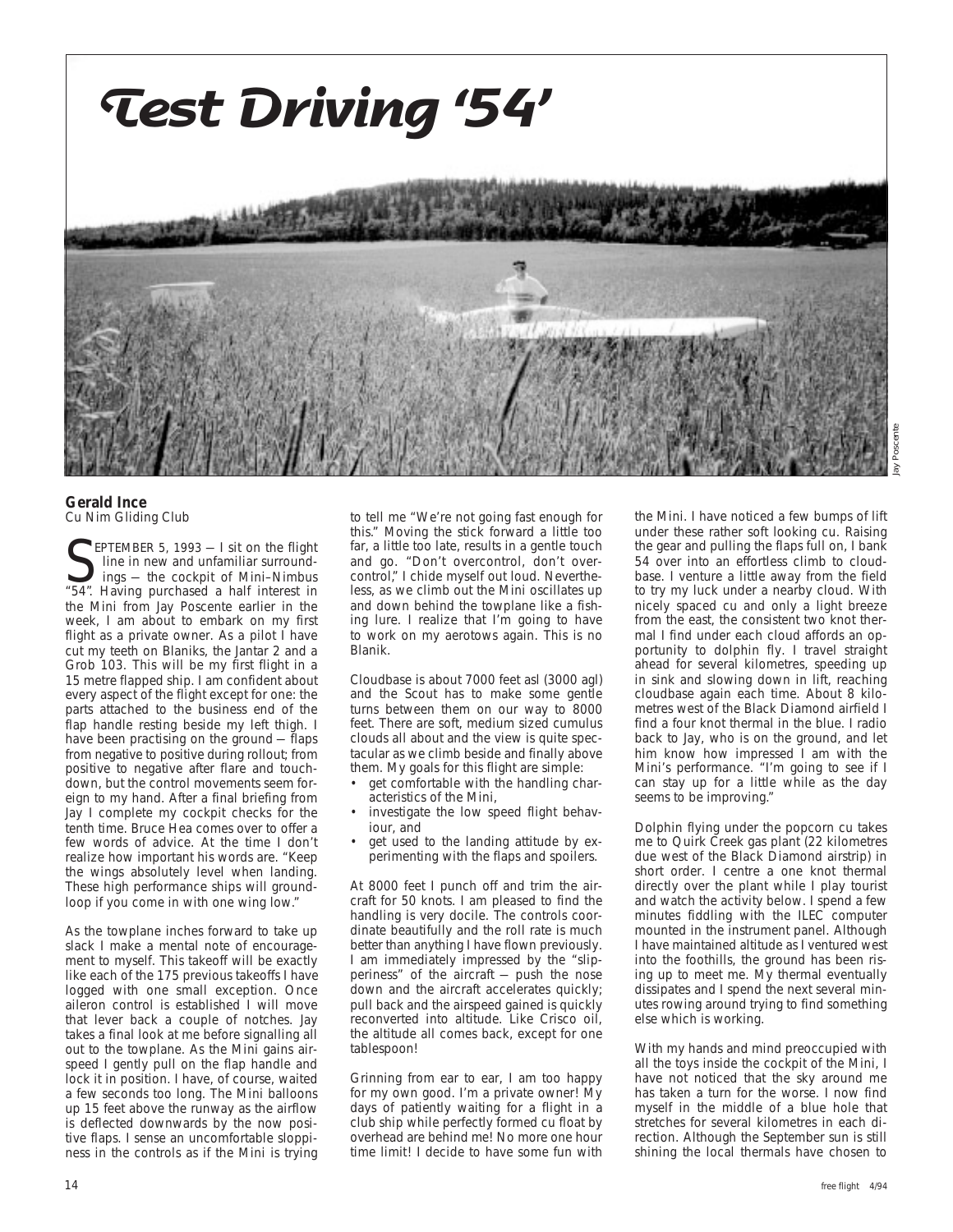# Test Driving '54'

Jay Poscente

**Gerald Ince**
*Cu Nim Gliding Club*

SEPTEMBER 5, 1993 — I sit on the flight line in new and unfamiliar surroundings — the cockpit of Mini–Nimbus "54". Having purchased a half interest in the Mini from Jay Poscente earlier in the week, I am about to embark on my first flight as a private owner. As a pilot I have cut my teeth on Blaniks, the Jantar 2 and a Grob 103. This will be my first flight in a 15 metre flapped ship. I am confident about every aspect of the flight except for one: the parts attached to the business end of the flap handle resting beside my left thigh. I have been practising on the ground — flaps from negative to positive during rollout; from positive to negative after flare and touchdown, but the control movements seem foreign to my hand. After a final briefing from Jay I complete my cockpit checks for the tenth time. Bruce Hea comes over to offer a few words of advice. At the time I don't realize how important his words are. "Keep the wings absolutely level when landing. These high performance ships will groundloop if you come in with one wing low."

As the towplane inches forward to take up slack I make a mental note of encouragement to myself. This takeoff will be exactly like each of the 175 previous takeoffs I have logged with one small exception. Once aileron control is established I will move that lever back a couple of notches. Jay takes a final look at me before signalling all out to the towplane. As the Mini gains airspeed I gently pull on the flap handle and lock it in position. I have, of course, waited a few seconds too long. The Mini balloons up 15 feet above the runway as the airflow is deflected downwards by the now positive flaps. I sense an uncomfortable sloppiness in the controls as if the Mini is trying to tell me "We're not going fast enough for this." Moving the stick forward a little too far, a little too late, results in a gentle touch and go. "Don't overcontrol, don't overcontrol," I chide myself out loud. Nevertheless, as we climb out the Mini oscillates up and down behind the towplane like a fishing lure. I realize that I'm going to have to work on my aerotows again. This is no Blanik.

Cloudbase is about 7000 feet asl (3000 agl) and the Scout has to make some gentle turns between them on our way to 8000 feet. There are soft, medium sized cumulus clouds all about and the view is quite spectacular as we climb beside and finally above them. My goals for this flight are simple:

- get comfortable with the handling characteristics of the Mini,
- investigate the low speed flight behaviour, and
- get used to the landing attitude by experimenting with the flaps and spoilers.

At 8000 feet I punch off and trim the aircraft for 50 knots. I am pleased to find the handling is very docile. The controls coordinate beautifully and the roll rate is much better than anything I have flown previously. I am immediately impressed by the "slipperiness" of the aircraft — push the nose down and the aircraft accelerates quickly; pull back and the airspeed gained is quickly reconverted into altitude. Like Crisco oil, the altitude all comes back, except for one tablespoon!

Grinning from ear to ear, I am too happy for my own good. I'm a private owner! My days of patiently waiting for a flight in a club ship while perfectly formed cu float by overhead are behind me! No more one hour time limit! I decide to have some fun with the Mini. I have noticed a few bumps of lift under these rather soft looking cu. Raising the gear and pulling the flaps full on, I bank 54 over into an effortless climb to cloudbase. I venture a little away from the field to try my luck under a nearby cloud. With nicely spaced cu and only a light breeze from the east, the consistent two knot thermal I find under each cloud affords an opportunity to dolphin fly. I travel straight ahead for several kilometres, speeding up in sink and slowing down in lift, reaching cloudbase again each time. About 8 kilometres west of the Black Diamond airfield I find a four knot thermal in the blue. I radio back to Jay, who is on the ground, and let him know how impressed I am with the Mini's performance. "I'm going to see if I can stay up for a little while as the day seems to be improving."

Dolphin flying under the popcorn cu takes me to Quirk Creek gas plant (22 kilometres due west of the Black Diamond airstrip) in short order. I centre a one knot thermal directly over the plant while I play tourist and watch the activity below. I spend a few minutes fiddling with the ILEC computer mounted in the instrument panel. Although I have maintained altitude as I ventured west into the foothills, the ground has been rising up to meet me. My thermal eventually dissipates and I spend the next several minutes rowing around trying to find something else which is working.

With my hands and mind preoccupied with all the toys inside the cockpit of the Mini, I have not noticed that the sky around me has taken a turn for the worse. I now find myself in the middle of a blue hole that stretches for several kilometres in each direction. Although the September sun is still shining the local thermals have chosen to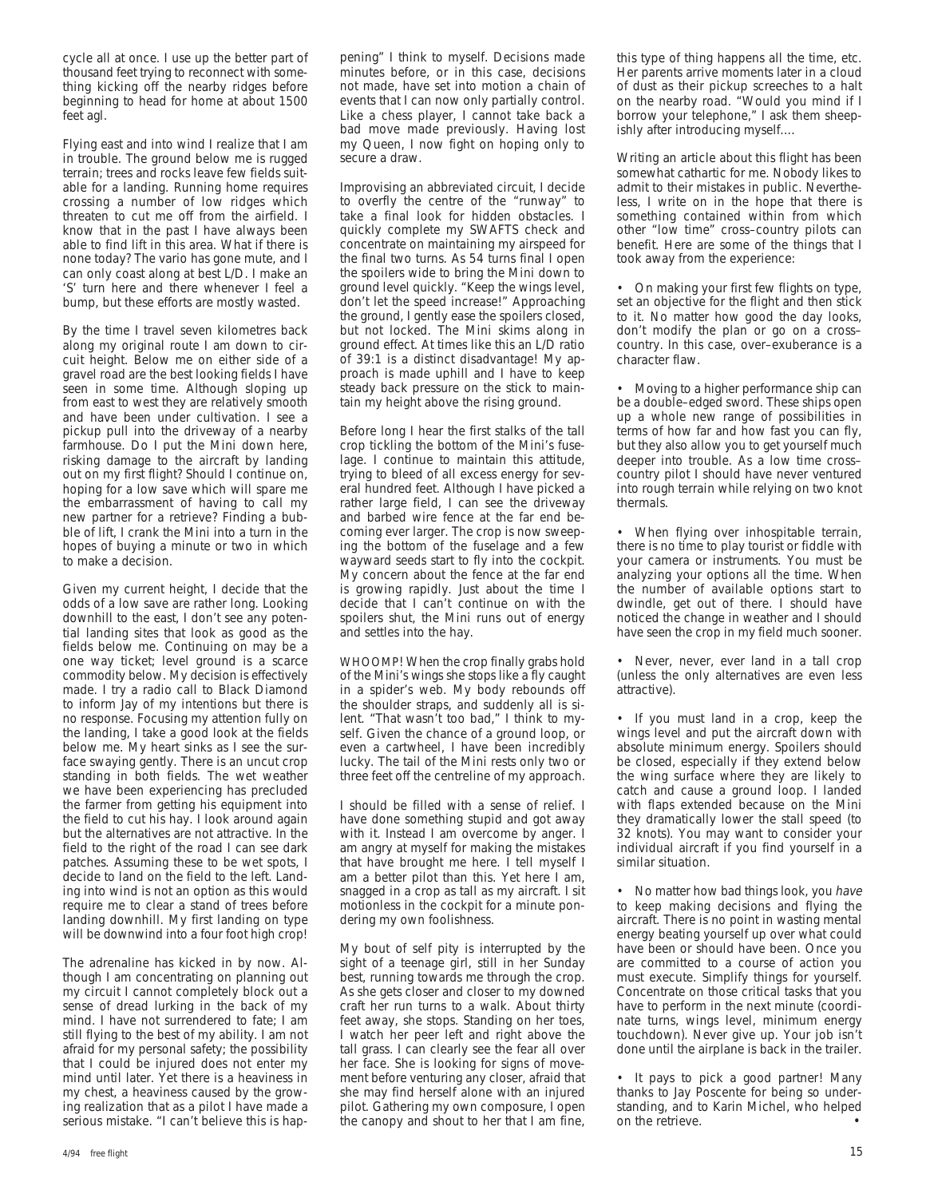cycle all at once. I use up the better part of thousand feet trying to reconnect with something kicking off the nearby ridges before beginning to head for home at about 1500 feet agl.

Flying east and into wind I realize that I am in trouble. The ground below me is rugged terrain; trees and rocks leave few fields suitable for a landing. Running home requires crossing a number of low ridges which threaten to cut me off from the airfield. I know that in the past I have always been able to find lift in this area. What if there is none today? The vario has gone mute, and I can only coast along at best L/D. I make an 'S' turn here and there whenever I feel a bump, but these efforts are mostly wasted.

By the time I travel seven kilometres back along my original route I am down to circuit height. Below me on either side of a gravel road are the best looking fields I have seen in some time. Although sloping up from east to west they are relatively smooth and have been under cultivation. I see a pickup pull into the driveway of a nearby farmhouse. Do I put the Mini down here, risking damage to the aircraft by landing out on my first flight? Should I continue on, hoping for a low save which will spare me the embarrassment of having to call my new partner for a retrieve? Finding a bubble of lift, I crank the Mini into a turn in the hopes of buying a minute or two in which to make a decision.

Given my current height, I decide that the odds of a low save are rather long. Looking downhill to the east, I don't see any potential landing sites that look as good as the fields below me. Continuing on may be a one way ticket; level ground is a scarce commodity below. My decision is effectively made. I try a radio call to Black Diamond to inform Jay of my intentions but there is no response. Focusing my attention fully on the landing, I take a good look at the fields below me. My heart sinks as I see the surface swaying gently. There is an uncut crop standing in both fields. The wet weather we have been experiencing has precluded the farmer from getting his equipment into the field to cut his hay. I look around again but the alternatives are not attractive. In the field to the right of the road I can see dark patches. Assuming these to be wet spots, I decide to land on the field to the left. Landing into wind is not an option as this would require me to clear a stand of trees before landing downhill. My first landing on type will be downwind into a four foot high crop!

The adrenaline has kicked in by now. Although I am concentrating on planning out my circuit I cannot completely block out a sense of dread lurking in the back of my mind. I have not surrendered to fate; I am still flying to the best of my ability. I am not afraid for my personal safety; the possibility that I could be injured does not enter my mind until later. Yet there is a heaviness in my chest, a heaviness caused by the growing realization that as a pilot I have made a serious mistake. "I can't believe this is happening" I think to myself. Decisions made minutes before, or in this case, decisions not made, have set into motion a chain of events that I can now only partially control. Like a chess player, I cannot take back a bad move made previously. Having lost my Queen, I now fight on hoping only to secure a draw.

Improvising an abbreviated circuit, I decide to overfly the centre of the "runway" to take a final look for hidden obstacles. I quickly complete my SWAFTS check and concentrate on maintaining my airspeed for the final two turns. As 54 turns final I open the spoilers wide to bring the Mini down to ground level quickly. "Keep the wings level, don't let the speed increase!" Approaching the ground, I gently ease the spoilers closed, but not locked. The Mini skims along in ground effect. At times like this an L/D ratio of 39:1 is a distinct disadvantage! My approach is made uphill and I have to keep steady back pressure on the stick to maintain my height above the rising ground.

Before long I hear the first stalks of the tall crop tickling the bottom of the Mini's fuselage. I continue to maintain this attitude, trying to bleed of all excess energy for several hundred feet. Although I have picked a rather large field, I can see the driveway and barbed wire fence at the far end becoming ever larger. The crop is now sweeping the bottom of the fuselage and a few wayward seeds start to fly into the cockpit. My concern about the fence at the far end is growing rapidly. Just about the time I decide that I can't continue on with the spoilers shut, the Mini runs out of energy and settles into the hay.

WHOOMP! When the crop finally grabs hold of the Mini's wings she stops like a fly caught in a spider's web. My body rebounds off the shoulder straps, and suddenly all is silent. "That wasn't too bad," I think to myself. Given the chance of a ground loop, or even a cartwheel, I have been incredibly lucky. The tail of the Mini rests only two or three feet off the centreline of my approach.

I should be filled with a sense of relief. I have done something stupid and got away with it. Instead I am overcome by anger. I am angry at myself for making the mistakes that have brought me here. I tell myself I am a better pilot than this. Yet here I am, snagged in a crop as tall as my aircraft. I sit motionless in the cockpit for a minute pondering my own foolishness.

My bout of self pity is interrupted by the sight of a teenage girl, still in her Sunday best, running towards me through the crop. As she gets closer and closer to my downed craft her run turns to a walk. About thirty feet away, she stops. Standing on her toes, I watch her peer left and right above the tall grass. I can clearly see the fear all over her face. She is looking for signs of movement before venturing any closer, afraid that she may find herself alone with an injured pilot. Gathering my own composure, I open the canopy and shout to her that I am fine, this type of thing happens all the time, etc. Her parents arrive moments later in a cloud of dust as their pickup screeches to a halt on the nearby road. "Would you mind if I borrow your telephone," I ask them sheepishly after introducing myself....

Writing an article about this flight has been somewhat cathartic for me. Nobody likes to admit to their mistakes in public. Nevertheless, I write on in the hope that there is something contained within from which other "low time" cross–country pilots can benefit. Here are some of the things that I took away from the experience:

- On making your first few flights on type, set an objective for the flight and then stick to it. No matter how good the day looks, don't modify the plan or go on a cross–country. In this case, over–exuberance is a character flaw.
- Moving to a higher performance ship can be a double–edged sword. These ships open up a whole new range of possibilities in terms of how far and how fast you can fly, but they also allow you to get yourself much deeper into trouble. As a low time cross–country pilot I should have never ventured into rough terrain while relying on two knot thermals.
- When flying over inhospitable terrain, there is no time to play tourist or fiddle with your camera or instruments. You must be analyzing your options all the time. When the number of available options start to dwindle, get out of there. I should have noticed the change in weather and I should have seen the crop in my field much sooner.
- Never, never, ever land in a tall crop (unless the only alternatives are even less attractive).
- If you must land in a crop, keep the wings level and put the aircraft down with absolute minimum energy. Spoilers should be closed, especially if they extend below the wing surface where they are likely to catch and cause a ground loop. I landed with flaps extended because on the Mini they dramatically lower the stall speed (to 32 knots). You may want to consider your individual aircraft if you find yourself in a similar situation.
- No matter how bad things look, you *have* to keep making decisions and flying the aircraft. There is no point in wasting mental energy beating yourself up over what could have been or should have been. Once you are committed to a course of action you must execute. Simplify things for yourself. Concentrate on those critical tasks that you have to perform in the next minute (coordinate turns, wings level, minimum energy touchdown). Never give up. Your job isn't done until the airplane is back in the trailer.
- It pays to pick a good partner! Many thanks to Jay Poscente for being so understanding, and to Karin Michel, who helped on the retrieve. •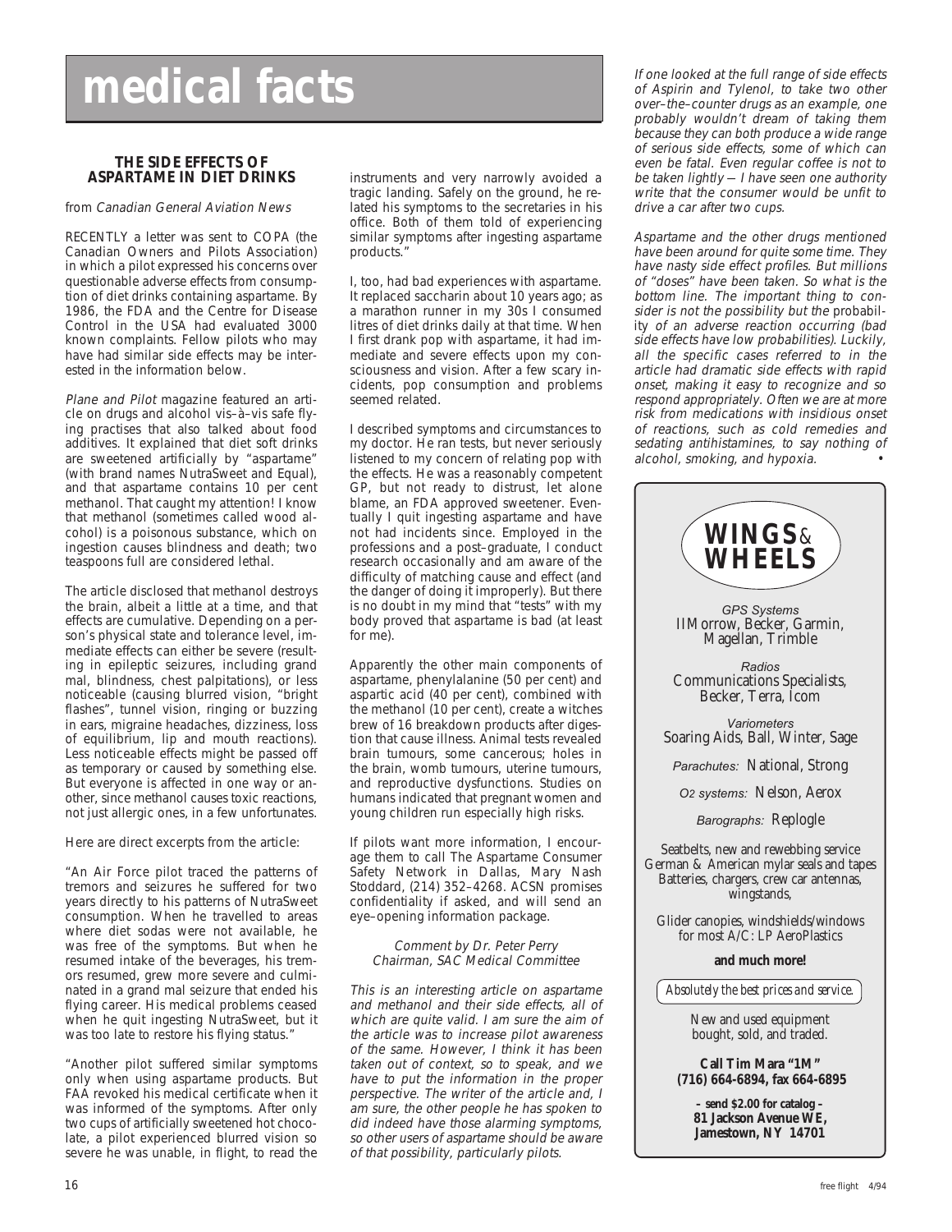# medical facts

### THE SIDE EFFECTS OF ASPARTAME IN DIET DRINKS

from *Canadian General Aviation News*

RECENTLY a letter was sent to COPA (the Canadian Owners and Pilots Association) in which a pilot expressed his concerns over questionable adverse effects from consumption of diet drinks containing aspartame. By 1986, the FDA and the Centre for Disease Control in the USA had evaluated 3000 known complaints. Fellow pilots who may have had similar side effects may be interested in the information below.

*Plane and Pilot* magazine featured an article on drugs and alcohol vis–à–vis safe flying practises that also talked about food additives. It explained that diet soft drinks are sweetened artificially by "aspartame" (with brand names NutraSweet and Equal), and that aspartame contains 10 per cent methanol. That caught my attention! I know that methanol (sometimes called wood alcohol) is a poisonous substance, which on ingestion causes blindness and death; two teaspoons full are considered lethal.

The article disclosed that methanol destroys the brain, albeit a little at a time, and that effects are cumulative. Depending on a person's physical state and tolerance level, immediate effects can either be severe (resulting in epileptic seizures, including grand mal, blindness, chest palpitations), or less noticeable (causing blurred vision, "bright flashes", tunnel vision, ringing or buzzing in ears, migraine headaches, dizziness, loss of equilibrium, lip and mouth reactions). Less noticeable effects might be passed off as temporary or caused by something else. But everyone is affected in one way or another, since methanol causes toxic reactions, not just allergic ones, in a few unfortunates.

Here are direct excerpts from the article:

"An Air Force pilot traced the patterns of tremors and seizures he suffered for two years directly to his patterns of NutraSweet consumption. When he travelled to areas where diet sodas were not available, he was free of the symptoms. But when he resumed intake of the beverages, his tremors resumed, grew more severe and culminated in a grand mal seizure that ended his flying career. His medical problems ceased when he quit ingesting NutraSweet, but it was too late to restore his flying status."

"Another pilot suffered similar symptoms only when using aspartame products. But FAA revoked his medical certificate when it was informed of the symptoms. After only two cups of artificially sweetened hot chocolate, a pilot experienced blurred vision so severe he was unable, in flight, to read the instruments and very narrowly avoided a tragic landing. Safely on the ground, he related his symptoms to the secretaries in his office. Both of them told of experiencing similar symptoms after ingesting aspartame products."

I, too, had bad experiences with aspartame. It replaced saccharin about 10 years ago; as a marathon runner in my 30s I consumed litres of diet drinks daily at that time. When I first drank pop with aspartame, it had immediate and severe effects upon my consciousness and vision. After a few scary incidents, pop consumption and problems seemed related.

I described symptoms and circumstances to my doctor. He ran tests, but never seriously listened to my concern of relating pop with the effects. He was a reasonably competent GP, but not ready to distrust, let alone blame, an FDA approved sweetener. Eventually I quit ingesting aspartame and have not had incidents since. Employed in the professions and a post–graduate, I conduct research occasionally and am aware of the difficulty of matching cause and effect (and the danger of doing it improperly). But there is no doubt in my mind that "tests" with my body proved that aspartame is bad (at least for me).

Apparently the other main components of aspartame, phenylalanine (50 per cent) and aspartic acid (40 per cent), combined with the methanol (10 per cent), create a witches brew of 16 breakdown products after digestion that cause illness. Animal tests revealed brain tumours, some cancerous; holes in the brain, womb tumours, uterine tumours, and reproductive dysfunctions. Studies on humans indicated that pregnant women and young children run especially high risks.

If pilots want more information, I encourage them to call The Aspartame Consumer Safety Network in Dallas, Mary Nash Stoddard, (214) 352–4268. ACSN promises confidentiality if asked, and will send an eye–opening information package.

*Comment by Dr. Peter Perry*
*Chairman, SAC Medical Committee*

*This is an interesting article on aspartame and methanol and their side effects, all of which are quite valid. I am sure the aim of the article was to increase pilot awareness of the same. However, I think it has been taken out of context, so to speak, and we have to put the information in the proper perspective. The writer of the article and, I am sure, the other people he has spoken to did indeed have those alarming symptoms, so other users of aspartame should be aware of that possibility, particularly pilots.*

*If one looked at the full range of side effects of Aspirin and Tylenol, to take two other over–the–counter drugs as an example, one probably wouldn't dream of taking them because they can both produce a wide range of serious side effects, some of which can even be fatal. Even regular coffee is not to be taken lightly — I have seen one authority write that the consumer would be unfit to drive a car after two cups.*

*Aspartame and the other drugs mentioned have been around for quite some time. They have nasty side effect profiles. But millions of "doses" have been taken. So what is the bottom line. The important thing to consider is not the possibility but the* probability *of an adverse reaction occurring (bad side effects have low probabilities). Luckily, all the specific cases referred to in the article had dramatic side effects with rapid onset, making it easy to recognize and so respond appropriately. Often we are at more risk from medications with insidious onset of reactions, such as cold remedies and sedating antihistamines, to say nothing of alcohol, smoking, and hypoxia.* •

---

**WINGS & WHEELS**

*GPS Systems*
IIMorrow, Becker, Garmin, Magellan, Trimble

*Radios*
Communications Specialists, Becker, Terra, Icom

*Variometers*
Soaring Aids, Ball, Winter, Sage

*Parachutes:* National, Strong

*O2 systems:* Nelson, Aerox

*Barographs:* Replogle

Seatbelts, new and rewebbing service
German & American mylar seals and tapes
Batteries, chargers, crew car antennas, wingstands,

Glider canopies, windshields/windows for most A/C: LP AeroPlastics

**and much more!**

*Absolutely the best prices and service.*

New and used equipment bought, sold, and traded.

**Call Tim Mara "1M"**
**(716) 664-6894, fax 664-6895**

**– send $2.00 for catalog –**
**81 Jackson Avenue WE,**
**Jamestown, NY 14701**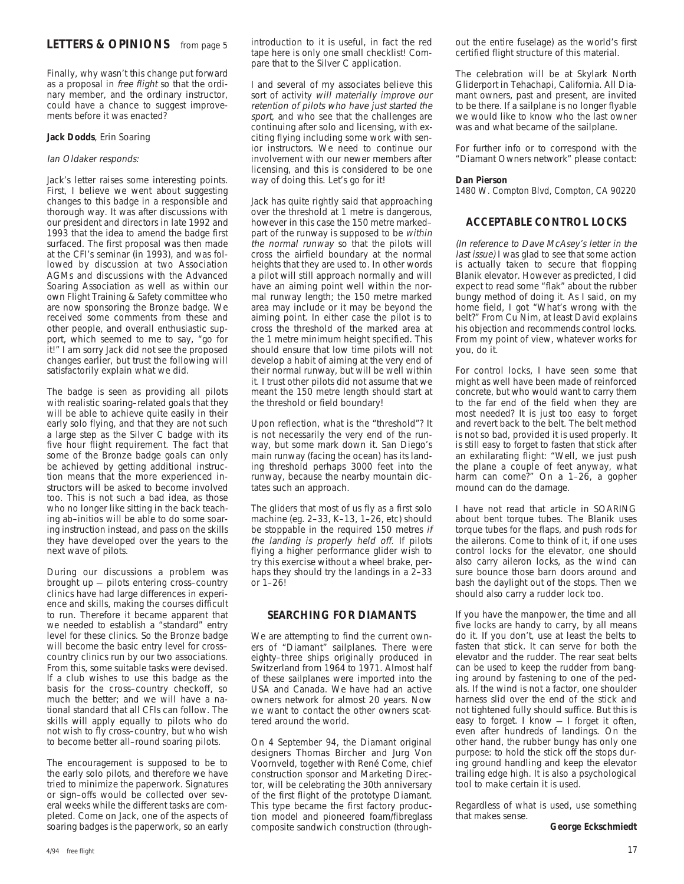## LETTERS & OPINIONS from page 5

Finally, why wasn't this change put forward as a proposal in *free flight* so that the ordinary member, and the ordinary instructor, could have a chance to suggest improvements before it was enacted?

**Jack Dodds**, Erin Soaring

*Ian Oldaker responds:*

Jack's letter raises some interesting points. First, I believe we went about suggesting changes to this badge in a responsible and thorough way. It was after discussions with our president and directors in late 1992 and 1993 that the idea to amend the badge first surfaced. The first proposal was then made at the CFI's seminar (in 1993), and was followed by discussion at two Association AGMs and discussions with the Advanced Soaring Association as well as within our own Flight Training & Safety committee who are now sponsoring the Bronze badge. We received some comments from these and other people, and overall enthusiastic support, which seemed to me to say, "go for it!" I am sorry Jack did not see the proposed changes earlier, but trust the following will satisfactorily explain what we did.

The badge is seen as providing all pilots with realistic soaring–related goals that they will be able to achieve quite easily in their early solo flying, and that they are not such a large step as the Silver C badge with its five hour flight requirement. The fact that some of the Bronze badge goals can only be achieved by getting additional instruction means that the more experienced instructors will be asked to become involved too. This is not such a bad idea, as those who no longer like sitting in the back teaching ab–initios will be able to do some soaring instruction instead, and pass on the skills they have developed over the years to the next wave of pilots.

During our discussions a problem was brought up — pilots entering cross–country clinics have had large differences in experience and skills, making the courses difficult to run. Therefore it became apparent that we needed to establish a "standard" entry level for these clinics. So the Bronze badge will become the basic entry level for cross–country clinics run by our two associations. From this, some suitable tasks were devised. If a club wishes to use this badge as the basis for the cross–country checkoff, so much the better; and we will have a national standard that all CFIs can follow. The skills will apply equally to pilots who do not wish to fly cross–country, but who wish to become better all–round soaring pilots.

The encouragement is supposed to be to the early solo pilots, and therefore we have tried to minimize the paperwork. Signatures or sign–offs would be collected over several weeks while the different tasks are completed. Come on Jack, one of the aspects of soaring badges is the paperwork, so an early introduction to it is useful, in fact the red tape here is only one small checklist! Compare that to the Silver C application.

I and several of my associates believe this sort of activity *will materially improve our retention of pilots who have just started the sport,* and who see that the challenges are continuing after solo and licensing, with exciting flying including some work with senior instructors. We need to continue our involvement with our newer members after licensing, and this is considered to be one way of doing this. Let's go for it!

Jack has quite rightly said that approaching over the threshold at 1 metre is dangerous, however in this case the 150 metre marked–part of the runway is supposed to be *within the normal runway* so that the pilots will cross the airfield boundary at the normal heights that they are used to. In other words a pilot will still approach normally and will have an aiming point well within the normal runway length; the 150 metre marked area may include or it may be beyond the aiming point. In either case the pilot is to cross the threshold of the marked area at the 1 metre minimum height specified. This should ensure that low time pilots will not develop a habit of aiming at the very end of their normal runway, but will be well within it. I trust other pilots did not assume that we meant the 150 metre length should start at the threshold or field boundary!

Upon reflection, what is the "threshold"? It is not necessarily the very end of the runway, but some mark down it. San Diego's main runway (facing the ocean) has its landing threshold perhaps 3000 feet into the runway, because the nearby mountain dictates such an approach.

The gliders that most of us fly as a first solo machine (eg. 2–33, K–13, 1–26, etc) should be stoppable in the required 150 metres *if the landing is properly held off.* If pilots flying a higher performance glider wish to try this exercise without a wheel brake, perhaps they should try the landings in a 2–33 or 1–26!

### SEARCHING FOR DIAMANTS

We are attempting to find the current owners of "Diamant" sailplanes. There were eighty–three ships originally produced in Switzerland from 1964 to 1971. Almost half of these sailplanes were imported into the USA and Canada. We have had an active owners network for almost 20 years. Now we want to contact the other owners scattered around the world.

On 4 September 94, the Diamant original designers Thomas Bircher and Jurg Von Voornveld, together with René Come, chief construction sponsor and Marketing Director, will be celebrating the 30th anniversary of the first flight of the prototype Diamant. This type became the first factory production model and pioneered foam/fibreglass composite sandwich construction (throughout the entire fuselage) as the world's first certified flight structure of this material.

The celebration will be at Skylark North Gliderport in Tehachapi, California. All Diamant owners, past and present, are invited to be there. If a sailplane is no longer flyable we would like to know who the last owner was and what became of the sailplane.

For further info or to correspond with the "Diamant Owners network" please contact:

**Dan Pierson**
1480 W. Compton Blvd, Compton, CA 90220

### ACCEPTABLE CONTROL LOCKS

*(In reference to Dave McAsey's letter in the last issue)* I was glad to see that some action is actually taken to secure that flopping Blanik elevator. However as predicted, I did expect to read some "flak" about the rubber bungy method of doing it. As I said, on my home field, I got "What's wrong with the belt?" From Cu Nim, at least David explains his objection and recommends control locks. From my point of view, whatever works for you, do it.

For control locks, I have seen some that might as well have been made of reinforced concrete, but who would want to carry them to the far end of the field when they are most needed? It is just too easy to forget and revert back to the belt. The belt method is not so bad, provided it is used properly. It is still easy to forget to fasten that stick after an exhilarating flight: "Well, we just push the plane a couple of feet anyway, what harm can come?" On a 1–26, a gopher mound can do the damage.

I have not read that article in SOARING about bent torque tubes. The Blanik uses torque tubes for the flaps, and push rods for the ailerons. Come to think of it, if one uses control locks for the elevator, one should also carry aileron locks, as the wind can sure bounce those barn doors around and bash the daylight out of the stops. Then we should also carry a rudder lock too.

If you have the manpower, the time and all five locks are handy to carry, by all means do it. If you don't, use at least the belts to fasten that stick. It can serve for both the elevator and the rudder. The rear seat belts can be used to keep the rudder from banging around by fastening to one of the pedals. If the wind is not a factor, one shoulder harness slid over the end of the stick and not tightened fully should suffice. But this is easy to forget. I know — I forget it often, even after hundreds of landings. On the other hand, the rubber bungy has only one purpose: to hold the stick off the stops during ground handling and keep the elevator trailing edge high. It is also a psychological tool to make certain it is used.

Regardless of what is used, use something that makes sense.

**George Eckschmiedt**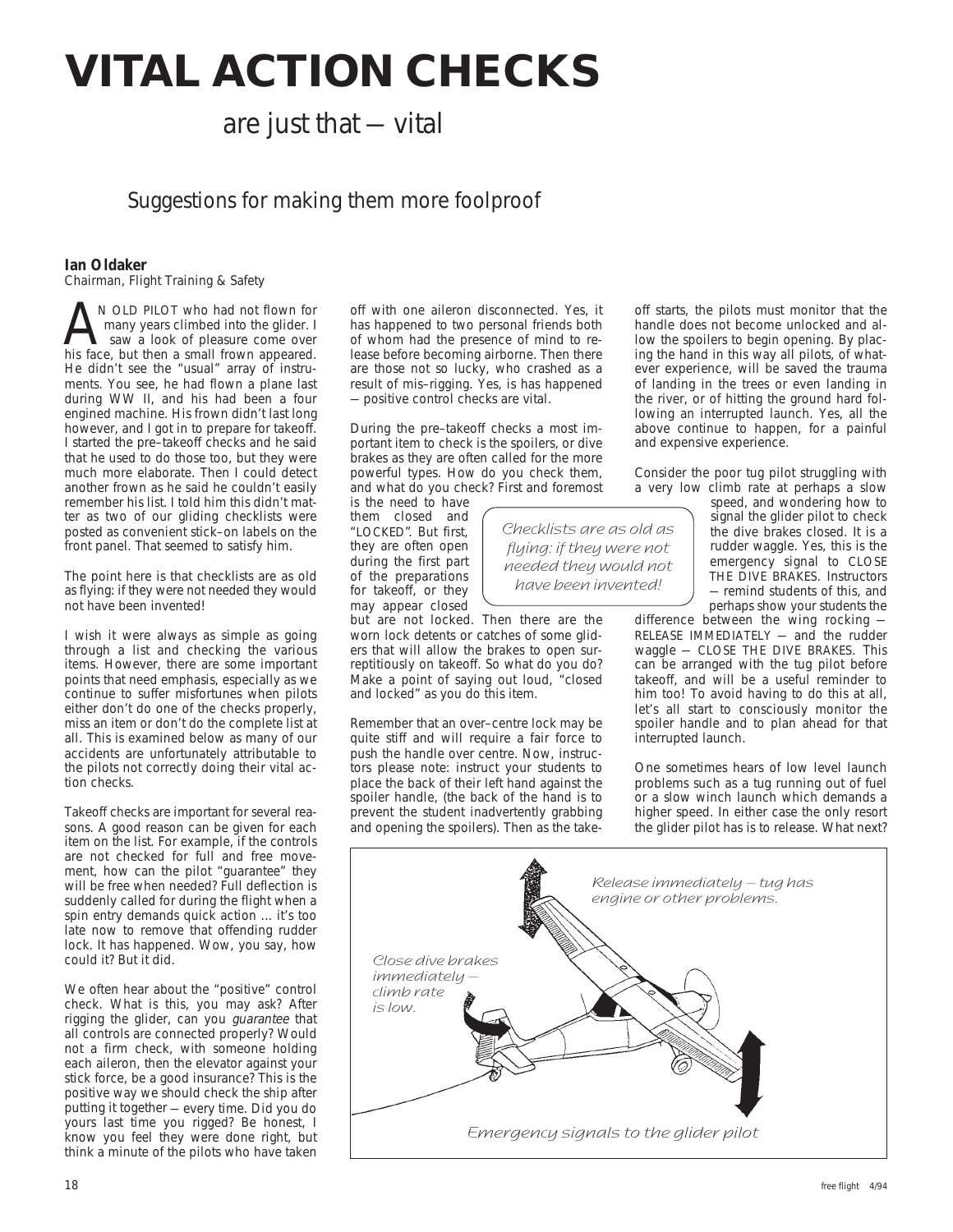# VITAL ACTION CHECKS

## are just that — vital

### Suggestions for making them more foolproof

**Ian Oldaker**
Chairman, Flight Training & Safety

AN OLD PILOT who had not flown for many years climbed into the glider. I saw a look of pleasure come over his face, but then a small frown appeared. He didn't see the "usual" array of instruments. You see, he had flown a plane last during WW II, and his had been a four engined machine. His frown didn't last long however, and I got in to prepare for takeoff. I started the pre–takeoff checks and he said that he used to do those too, but they were much more elaborate. Then I could detect another frown as he said he couldn't easily remember his list. I told him this didn't matter as two of our gliding checklists were posted as convenient stick–on labels on the front panel. That seemed to satisfy him.

The point here is that checklists are as old as flying: if they were not needed they would not have been invented!

I wish it were always as simple as going through a list and checking the various items. However, there are some important points that need emphasis, especially as we continue to suffer misfortunes when pilots either don't do one of the checks properly, miss an item or don't do the complete list at all. This is examined below as many of our accidents are unfortunately attributable to the pilots not correctly doing their vital action checks.

Takeoff checks are important for several reasons. A good reason can be given for each item on the list. For example, if the controls are not checked for full and free movement, how can the pilot "guarantee" they will be free when needed? Full deflection is suddenly called for during the flight when a spin entry demands quick action … it's too late now to remove that offending rudder lock. It has happened. Wow, you say, how could it? But it did.

We often hear about the "positive" control check. What is this, you may ask? After rigging the glider, can you *guarantee* that all controls are connected properly? Would not a firm check, with someone holding each aileron, then the elevator against your stick force, be a good insurance? This is the positive way we should check the ship after putting it together — every time. Did you do yours last time you rigged? Be honest, I know you feel they were done right, but think a minute of the pilots who have taken off with one aileron disconnected. Yes, it has happened to two personal friends both of whom had the presence of mind to release before becoming airborne. Then there are those not so lucky, who crashed as a result of mis–rigging. Yes, is has happened — positive control checks are vital.

During the pre–takeoff checks a most important item to check is the spoilers, or dive brakes as they are often called for the more powerful types. How do you check them, and what do you check? First and foremost is the need to have them closed and "LOCKED". But first, they are often open during the first part of the preparations for takeoff, or they may appear closed but are not locked. Then there are the worn lock detents or catches of some gliders that will allow the brakes to open surreptitiously on takeoff. So what do you do? Make a point of saying out loud, "closed and locked" as you do this item.

> *Checklists are as old as flying: if they were not needed they would not have been invented!*

Remember that an over–centre lock may be quite stiff and will require a fair force to push the handle over centre. Now, instructors please note: instruct your students to place the back of their left hand against the spoiler handle, (the back of the hand is to prevent the student inadvertently grabbing and opening the spoilers). Then as the takeoff starts, the pilots must monitor that the handle does not become unlocked and allow the spoilers to begin opening. By placing the hand in this way all pilots, of whatever experience, will be saved the trauma of landing in the trees or even landing in the river, or of hitting the ground hard following an interrupted launch. Yes, all the above continue to happen, for a painful and expensive experience.

Consider the poor tug pilot struggling with a very low climb rate at perhaps a slow speed, and wondering how to signal the glider pilot to check the dive brakes closed. It is a rudder waggle. Yes, this is the emergency signal to CLOSE THE DIVE BRAKES. Instructors — remind students of this, and perhaps show your students the difference between the wing rocking — RELEASE IMMEDIATELY — and the rudder waggle — CLOSE THE DIVE BRAKES. This can be arranged with the tug pilot before takeoff, and will be a useful reminder to him too! To avoid having to do this at all, let's all start to consciously monitor the spoiler handle and to plan ahead for that interrupted launch.

One sometimes hears of low level launch problems such as a tug running out of fuel or a slow winch launch which demands a higher speed. In either case the only resort the glider pilot has is to release. What next?

Release immediately — tug has engine or other problems.

Close dive brakes immediately — climb rate is low.

Emergency signals to the glider pilot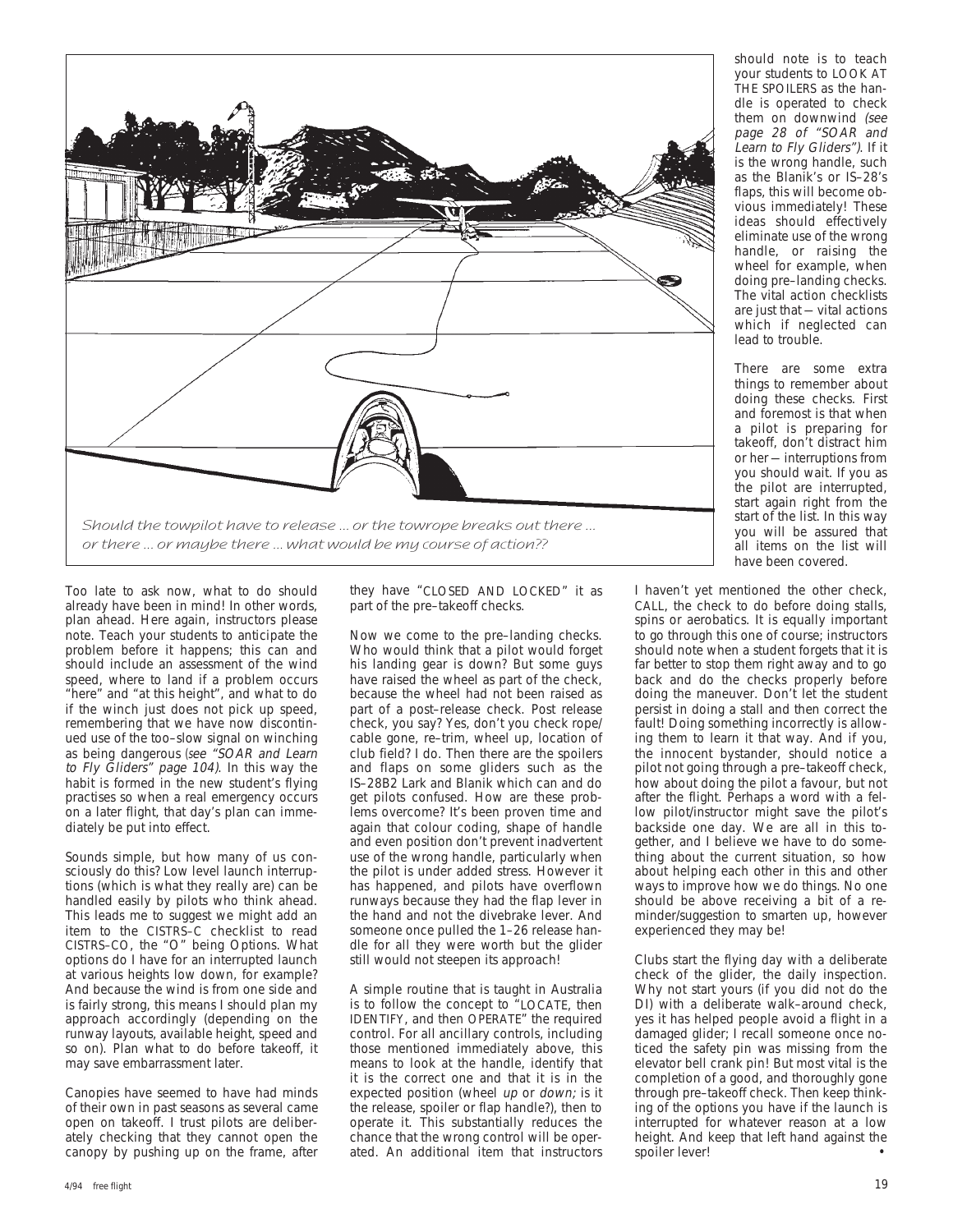*Should the towpilot have to release ... or the towrope breaks out there ... or there ... or maybe there ... what would be my course of action??*

Too late to ask now, what to do should already have been in mind! In other words, plan ahead. Here again, instructors please note. Teach your students to anticipate the problem before it happens; this can and should include an assessment of the wind speed, where to land if a problem occurs "here" and "at this height", and what to do if the winch just does not pick up speed, remembering that we have now discontinued use of the too–slow signal on winching as being dangerous *(see "SOAR and Learn to Fly Gliders" page 104)*. In this way the habit is formed in the new student's flying practises so when a real emergency occurs on a later flight, that day's plan can immediately be put into effect.

Sounds simple, but how many of us consciously do this? Low level launch interruptions (which is what they really are) can be handled easily by pilots who think ahead. This leads me to suggest we might add an item to the CISTRS–C checklist to read CISTRS–CO, the "O" being Options. What options do I have for an interrupted launch at various heights low down, for example? And because the wind is from one side and is fairly strong, this means I should plan my approach accordingly (depending on the runway layouts, available height, speed and so on). Plan what to do before takeoff, it may save embarrassment later.

Canopies have seemed to have had minds of their own in past seasons as several came open on takeoff. I trust pilots are deliberately checking that they cannot open the canopy by pushing up on the frame, after they have "CLOSED AND LOCKED" it as part of the pre–takeoff checks.

Now we come to the pre–landing checks. Who would think that a pilot would forget his landing gear is down? But some guys have raised the wheel as part of the check, because the wheel had not been raised as part of a post–release check. Post release check, you say? Yes, don't you check rope/cable gone, re–trim, wheel up, location of club field? I do. Then there are the spoilers and flaps on some gliders such as the IS–28B2 Lark and Blanik which can and do get pilots confused. How are these problems overcome? It's been proven time and again that colour coding, shape of handle and even position don't prevent inadvertent use of the wrong handle, particularly when the pilot is under added stress. However it has happened, and pilots have overflown runways because they had the flap lever in the hand and not the divebrake lever. And someone once pulled the 1–26 release handle for all they were worth but the glider still would not steepen its approach!

A simple routine that is taught in Australia is to follow the concept to "LOCATE, then IDENTIFY, and then OPERATE" the required control. For all ancillary controls, including those mentioned immediately above, this means to look at the handle, identify that it is the correct one and that it is in the expected position (wheel *up* or *down;* is it the release, spoiler or flap handle?), then to operate it. This substantially reduces the chance that the wrong control will be operated. An additional item that instructors should note is to teach your students to LOOK AT THE SPOILERS as the handle is operated to check them on downwind *(see page 28 of "SOAR and Learn to Fly Gliders")*. If it is the wrong handle, such as the Blanik's or IS–28's flaps, this will become obvious immediately! These ideas should effectively eliminate use of the wrong handle, or raising the wheel for example, when doing pre–landing checks. The vital action checklists are just that — vital actions which if neglected can lead to trouble.

There are some extra things to remember about doing these checks. First and foremost is that when a pilot is preparing for takeoff, don't distract him or her — interruptions from you should wait. If you as the pilot are interrupted, start again right from the start of the list. In this way you will be assured that all items on the list will have been covered.

I haven't yet mentioned the other check, CALL, the check to do before doing stalls, spins or aerobatics. It is equally important to go through this one of course; instructors should note when a student forgets that it is far better to stop them right away and to go back and do the checks properly before doing the maneuver. Don't let the student persist in doing a stall and then correct the fault! Doing something incorrectly is allowing them to learn it that way. And if you, the innocent bystander, should notice a pilot not going through a pre–takeoff check, how about doing the pilot a favour, but not after the flight. Perhaps a word with a fellow pilot/instructor might save the pilot's backside one day. We are all in this together, and I believe we have to do something about the current situation, so how about helping each other in this and other ways to improve how we do things. No one should be above receiving a bit of a reminder/suggestion to smarten up, however experienced they may be!

Clubs start the flying day with a deliberate check of the glider, the daily inspection. Why not start yours (if you did not do the DI) with a deliberate walk–around check, yes it has helped people avoid a flight in a damaged glider; I recall someone once noticed the safety pin was missing from the elevator bell crank pin! But most vital is the completion of a good, and thoroughly gone through pre–takeoff check. Then keep thinking of the options you have if the launch is interrupted for whatever reason at a low height. And keep that left hand against the spoiler lever! •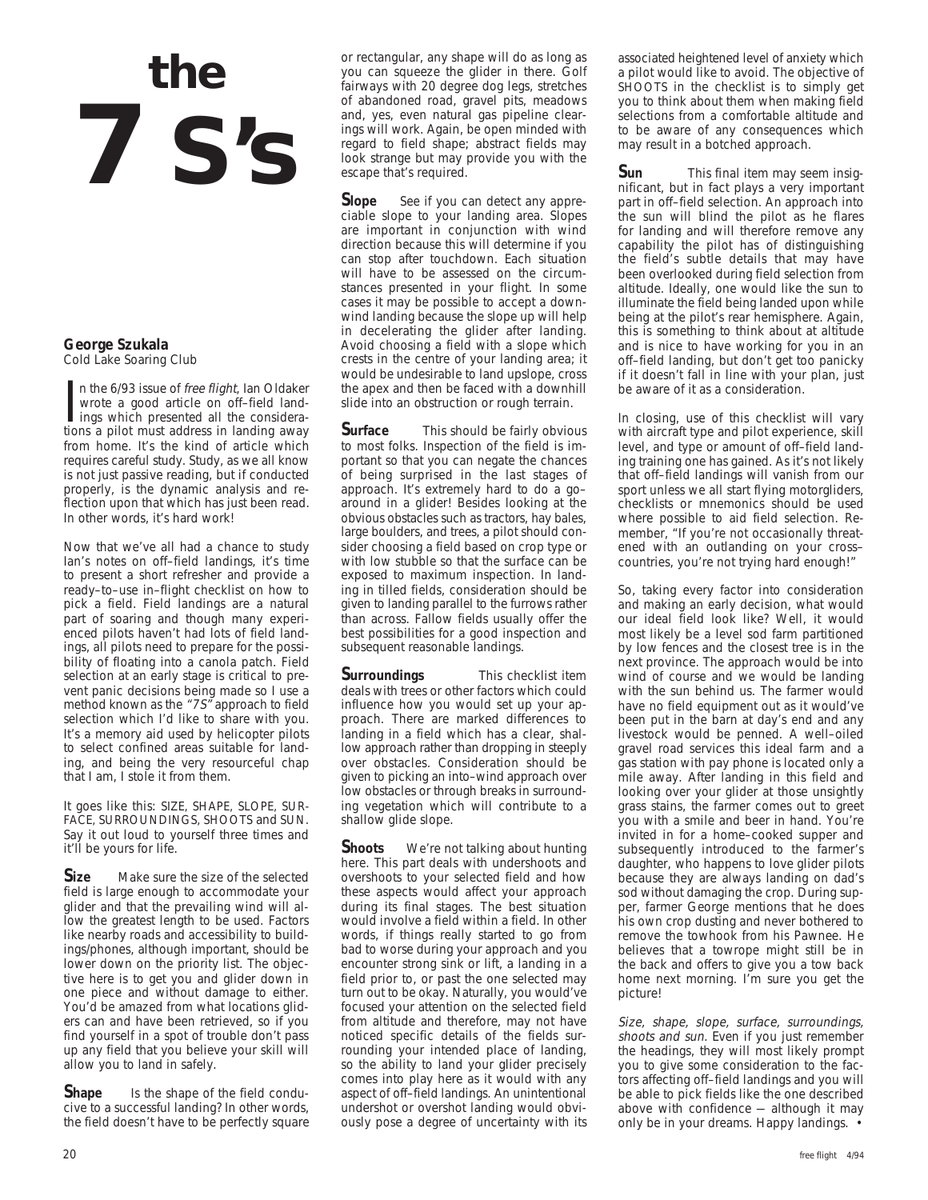# the 7 S's

**George Szukala**
Cold Lake Soaring Club

In the 6/93 issue of *free flight*, Ian Oldaker wrote a good article on off–field landings which presented all the considerations a pilot must address in landing away from home. It's the kind of article which requires careful study. Study, as we all know is not just passive reading, but if conducted properly, is the dynamic analysis and reflection upon that which has just been read. In other words, it's hard work!

Now that we've all had a chance to study Ian's notes on off–field landings, it's time to present a short refresher and provide a ready–to–use in–flight checklist on how to pick a field. Field landings are a natural part of soaring and though many experienced pilots haven't had lots of field landings, all pilots need to prepare for the possibility of floating into a canola patch. Field selection at an early stage is critical to prevent panic decisions being made so I use a method known as the "7S" approach to field selection which I'd like to share with you. It's a memory aid used by helicopter pilots to select confined areas suitable for landing, and being the very resourceful chap that I am, I stole it from them.

It goes like this: SIZE, SHAPE, SLOPE, SURFACE, SURROUNDINGS, SHOOTS and SUN. Say it out loud to yourself three times and it'll be yours for life.

**Size** Make sure the size of the selected field is large enough to accommodate your glider and that the prevailing wind will allow the greatest length to be used. Factors like nearby roads and accessibility to buildings/phones, although important, should be lower down on the priority list. The objective here is to get you and glider down in one piece and without damage to either. You'd be amazed from what locations gliders can and have been retrieved, so if you find yourself in a spot of trouble don't pass up any field that you believe your skill will allow you to land in safely.

**Shape** Is the shape of the field conducive to a successful landing? In other words, the field doesn't have to be perfectly square or rectangular, any shape will do as long as you can squeeze the glider in there. Golf fairways with 20 degree dog legs, stretches of abandoned road, gravel pits, meadows and, yes, even natural gas pipeline clearings will work. Again, be open minded with regard to field shape; abstract fields may look strange but may provide you with the escape that's required.

**Slope** See if you can detect any appreciable slope to your landing area. Slopes are important in conjunction with wind direction because this will determine if you can stop after touchdown. Each situation will have to be assessed on the circumstances presented in your flight. In some cases it may be possible to accept a downwind landing because the slope up will help in decelerating the glider after landing. Avoid choosing a field with a slope which crests in the centre of your landing area; it would be undesirable to land upslope, cross the apex and then be faced with a downhill slide into an obstruction or rough terrain.

**Surface** This should be fairly obvious to most folks. Inspection of the field is important so that you can negate the chances of being surprised in the last stages of approach. It's extremely hard to do a go–around in a glider! Besides looking at the obvious obstacles such as tractors, hay bales, large boulders, and trees, a pilot should consider choosing a field based on crop type or with low stubble so that the surface can be exposed to maximum inspection. In landing in tilled fields, consideration should be given to landing parallel to the furrows rather than across. Fallow fields usually offer the best possibilities for a good inspection and subsequent reasonable landings.

**Surroundings** This checklist item deals with trees or other factors which could influence how you would set up your approach. There are marked differences to landing in a field which has a clear, shallow approach rather than dropping in steeply over obstacles. Consideration should be given to picking an into–wind approach over low obstacles or through breaks in surrounding vegetation which will contribute to a shallow glide slope.

**Shoots** We're not talking about hunting here. This part deals with undershoots and overshoots to your selected field and how these aspects would affect your approach during its final stages. The best situation would involve a field within a field. In other words, if things really started to go from bad to worse during your approach and you encounter strong sink or lift, a landing in a field prior to, or past the one selected may turn out to be okay. Naturally, you would've focused your attention on the selected field from altitude and therefore, may not have noticed specific details of the fields surrounding your intended place of landing, so the ability to land your glider precisely comes into play here as it would with any aspect of off–field landings. An unintentional undershot or overshoot landing would obviously pose a degree of uncertainty with its associated heightened level of anxiety which a pilot would like to avoid. The objective of SHOOTS in the checklist is to simply get you to think about them when making field selections from a comfortable altitude and to be aware of any consequences which may result in a botched approach.

**Sun** This final item may seem insignificant, but in fact plays a very important part in off–field selection. An approach into the sun will blind the pilot as he flares for landing and will therefore remove any capability the pilot has of distinguishing the field's subtle details that may have been overlooked during field selection from altitude. Ideally, one would like the sun to illuminate the field being landed upon while being at the pilot's rear hemisphere. Again, this is something to think about at altitude and is nice to have working for you in an off–field landing, but don't get too panicky if it doesn't fall in line with your plan, just be aware of it as a consideration.

In closing, use of this checklist will vary with aircraft type and pilot experience, skill level, and type or amount of off–field landing training one has gained. As it's not likely that off–field landings will vanish from our sport unless we all start flying motorgliders, checklists or mnemonics should be used where possible to aid field selection. Remember, "If you're not occasionally threatened with an outlanding on your cross–countries, you're not trying hard enough!"

So, taking every factor into consideration and making an early decision, what would our ideal field look like? Well, it would most likely be a level sod farm partitioned by low fences and the closest tree is in the next province. The approach would be into wind of course and we would be landing with the sun behind us. The farmer would have no field equipment out as it would've been put in the barn at day's end and any livestock would be penned. A well–oiled gravel road services this ideal farm and a gas station with pay phone is located only a mile away. After landing in this field and looking over your glider at those unsightly grass stains, the farmer comes out to greet you with a smile and beer in hand. You're invited in for a home–cooked supper and subsequently introduced to the farmer's daughter, who happens to love glider pilots because they are always landing on dad's sod without damaging the crop. During supper, farmer George mentions that he does his own crop dusting and never bothered to remove the towhook from his Pawnee. He believes that a towrope might still be in the back and offers to give you a tow back home next morning. I'm sure you get the picture!

*Size, shape, slope, surface, surroundings, shoots and sun.* Even if you just remember the headings, they will most likely prompt you to give some consideration to the factors affecting off–field landings and you will be able to pick fields like the one described above with confidence — although it may only be in your dreams. Happy landings. •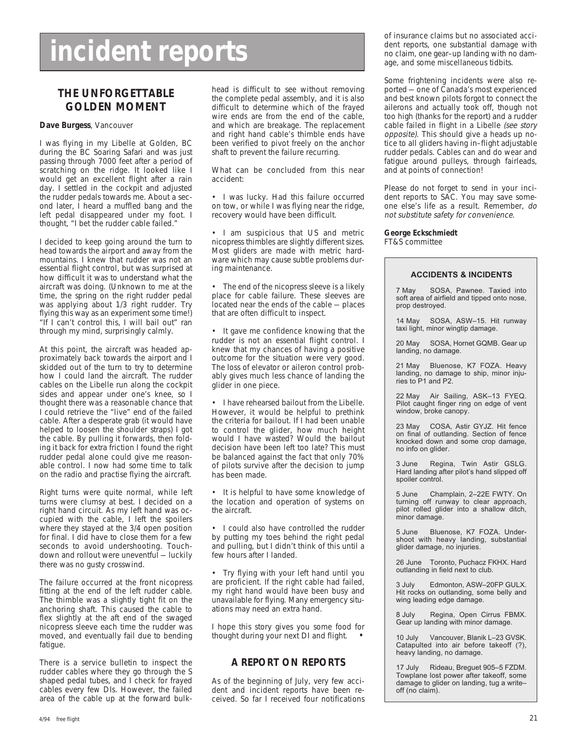# incident reports

## THE UNFORGETTABLE GOLDEN MOMENT

**Dave Burgess**, Vancouver

I was flying in my Libelle at Golden, BC during the BC Soaring Safari and was just passing through 7000 feet after a period of scratching on the ridge. It looked like I would get an excellent flight after a rain day. I settled in the cockpit and adjusted the rudder pedals towards me. About a second later, I heard a muffled bang and the left pedal disappeared under my foot. I thought, "I bet the rudder cable failed."

I decided to keep going around the turn to head towards the airport and away from the mountains. I knew that rudder was not an essential flight control, but was surprised at how difficult it was to understand what the aircraft was doing. (Unknown to me at the time, the spring on the right rudder pedal was applying about 1/3 right rudder. Try flying this way as an experiment some time!) "If I can't control this, I will bail out" ran through my mind, surprisingly calmly.

At this point, the aircraft was headed approximately back towards the airport and I skidded out of the turn to try to determine how I could land the aircraft. The rudder cables on the Libelle run along the cockpit sides and appear under one's knee, so I thought there was a reasonable chance that I could retrieve the "live" end of the failed cable. After a desperate grab (it would have helped to loosen the shoulder straps) I got the cable. By pulling it forwards, then folding it back for extra friction I found the right rudder pedal alone could give me reasonable control. I now had some time to talk on the radio and practise flying the aircraft.

Right turns were quite normal, while left turns were clumsy at best. I decided on a right hand circuit. As my left hand was occupied with the cable, I left the spoilers where they stayed at the 3/4 open position for final. I did have to close them for a few seconds to avoid undershooting. Touchdown and rollout were uneventful — luckily there was no gusty crosswind.

The failure occurred at the front nicopress fitting at the end of the left rudder cable. The thimble was a slightly tight fit on the anchoring shaft. This caused the cable to flex slightly at the aft end of the swaged nicopress sleeve each time the rudder was moved, and eventually fail due to bending fatigue.

There is a service bulletin to inspect the rudder cables where they go through the S shaped pedal tubes, and I check for frayed cables every few DIs. However, the failed area of the cable up at the forward bulkhead is difficult to see without removing the complete pedal assembly, and it is also difficult to determine which of the frayed wire ends are from the end of the cable, and which are breakage. The replacement and right hand cable's thimble ends have been verified to pivot freely on the anchor shaft to prevent the failure recurring.

What can be concluded from this near accident:

- I was lucky. Had this failure occurred on tow, or while I was flying near the ridge, recovery would have been difficult.
- I am suspicious that US and metric nicopress thimbles are slightly different sizes. Most gliders are made with metric hardware which may cause subtle problems during maintenance.
- The end of the nicopress sleeve is a likely place for cable failure. These sleeves are located near the ends of the cable — places that are often difficult to inspect.
- It gave me confidence knowing that the rudder is not an essential flight control. I knew that my chances of having a positive outcome for the situation were very good. The loss of elevator or aileron control probably gives much less chance of landing the glider in one piece.
- I have rehearsed bailout from the Libelle. However, it would be helpful to prethink the criteria for bailout. If I had been unable to control the glider, how much height would I have wasted? Would the bailout decision have been left too late? This must be balanced against the fact that only 70% of pilots survive after the decision to jump has been made.
- It is helpful to have some knowledge of the location and operation of systems on the aircraft.
- I could also have controlled the rudder by putting my toes behind the right pedal and pulling, but I didn't think of this until a few hours after I landed.
- Try flying with your left hand until you are proficient. If the right cable had failed, my right hand would have been busy and unavailable for flying. Many emergency situations may need an extra hand.

I hope this story gives you some food for thought during your next DI and flight. •

## A REPORT ON REPORTS

As of the beginning of July, very few accident and incident reports have been received. So far I received four notifications of insurance claims but no associated accident reports, one substantial damage with no claim, one gear–up landing with no damage, and some miscellaneous tidbits.

Some frightening incidents were also reported — one of Canada's most experienced and best known pilots forgot to connect the ailerons and actually took off, though not too high (thanks for the report) and a rudder cable failed in flight in a Libelle *(see story opposite)*. This should give a heads up notice to all gliders having in–flight adjustable rudder pedals. Cables can and do wear and fatigue around pulleys, through fairleads, and at points of connection!

Please do not forget to send in your incident reports to SAC. You may save someone else's life as a result. Remember, *do not substitute safety for convenience.*

**George Eckschmiedt**
FT&S committee

### ACCIDENTS & INCIDENTS

7 May — SOSA, Pawnee. Taxied into soft area of airfield and tipped onto nose, prop destroyed.

14 May — SOSA, ASW–15. Hit runway taxi light, minor wingtip damage.

20 May — SOSA, Hornet GQMB. Gear up landing, no damage.

21 May — Bluenose, K7 FOZA. Heavy landing, no damage to ship, minor injuries to P1 and P2.

22 May — Air Sailing, ASK–13 FYEQ. Pilot caught finger ring on edge of vent window, broke canopy.

23 May — COSA, Astir GYJZ. Hit fence on final of outlanding. Section of fence knocked down and some crop damage, no info on glider.

3 June — Regina, Twin Astir GSLG. Hard landing after pilot's hand slipped off spoiler control.

5 June — Champlain, 2–22E FWTY. On turning off runway to clear approach, pilot rolled glider into a shallow ditch, minor damage.

5 June — Bluenose, K7 FOZA. Undershoot with heavy landing, substantial glider damage, no injuries.

26 June — Toronto, Puchacz FKHX. Hard outlanding in field next to club.

3 July — Edmonton, ASW–20FP GULX. Hit rocks on outlanding, some belly and wing leading edge damage.

8 July — Regina, Open Cirrus FBMX. Gear up landing with minor damage.

10 July — Vancouver, Blanik L–23 GVSK. Catapulted into air before takeoff (?), heavy landing, no damage.

17 July — Rideau, Breguet 905–5 FZDM. Towplane lost power after takeoff, some damage to glider on landing, tug a write–off (no claim).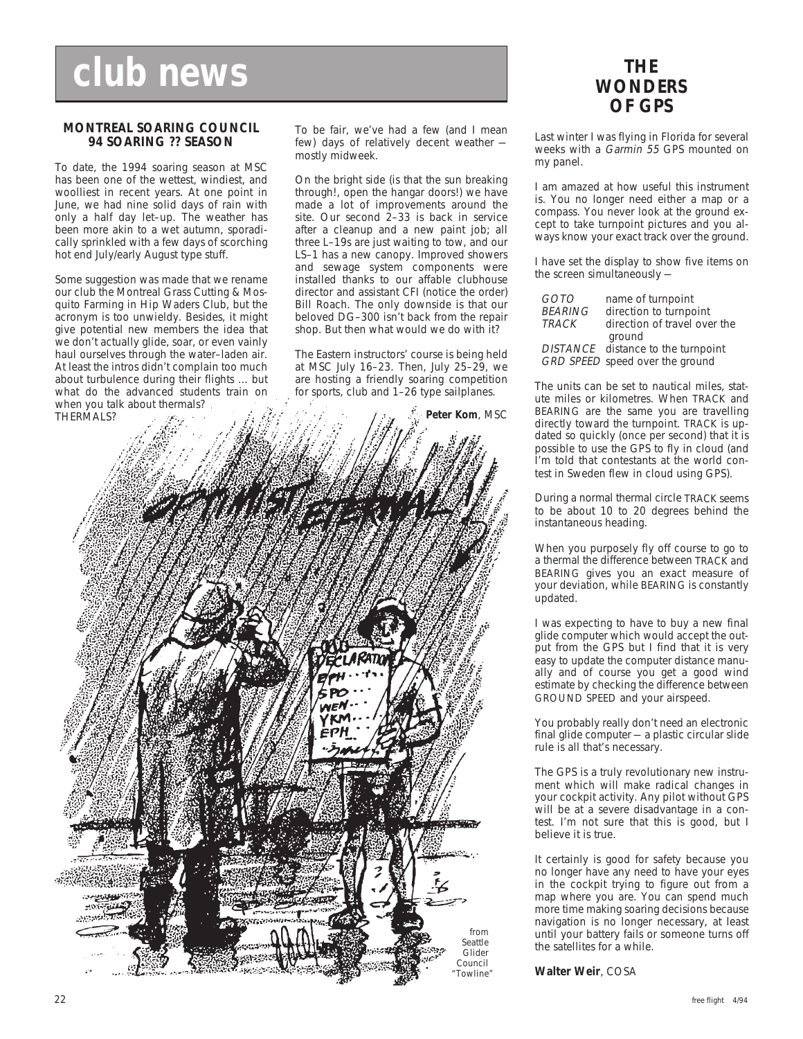# club news

## MONTREAL SOARING COUNCIL 94 SOARING ?? SEASON

To date, the 1994 soaring season at MSC has been one of the wettest, windiest, and woolliest in recent years. At one point in June, we had nine solid days of rain with only a half day let–up. The weather has been more akin to a wet autumn, sporadically sprinkled with a few days of scorching hot end July/early August type stuff.

Some suggestion was made that we rename our club the Montreal Grass Cutting & Mosquito Farming in Hip Waders Club, but the acronym is too unwieldy. Besides, it might give potential new members the idea that we don't actually glide, soar, or even vainly haul ourselves through the water–laden air. At least the intros didn't complain too much about turbulence during their flights ... but what do the advanced students train on when you talk about thermals? THERMALS?

To be fair, we've had a few (and I mean few) days of relatively decent weather — mostly midweek.

On the bright side (is that the sun breaking through!, open the hangar doors!) we have made a lot of improvements around the site. Our second 2–33 is back in service after a cleanup and a new paint job; all three L–19s are just waiting to tow, and our LS–1 has a new canopy. Improved showers and sewage system components were installed thanks to our affable clubhouse director and assistant CFI (notice the order) Bill Roach. The only downside is that our beloved DG–300 isn't back from the repair shop. But then what would we do with it?

The Eastern instructors' course is being held at MSC July 16–23. Then, July 25–29, we are hosting a friendly soaring competition for sports, club and 1–26 type sailplanes.

**Peter Kom**, MSC

from Seattle Glider Council "Towline"

## THE WONDERS OF GPS

Last winter I was flying in Florida for several weeks with a *Garmin 55* GPS mounted on my panel.

I am amazed at how useful this instrument is. You no longer need either a map or a compass. You never look at the ground except to take turnpoint pictures and you always know your exact track over the ground.

I have set the display to show five items on the screen simultaneously —

| | |
|---|---|
| *GOTO* | name of turnpoint |
| *BEARING* | direction to turnpoint |
| *TRACK* | direction of travel over the ground |
| *DISTANCE* | distance to the turnpoint |
| *GRD SPEED* | speed over the ground |

The units can be set to nautical miles, statute miles or kilometres. When TRACK and BEARING are the same you are travelling directly toward the turnpoint. TRACK is updated so quickly (once per second) that it is possible to use the GPS to fly in cloud (and I'm told that contestants at the world contest in Sweden flew in cloud using GPS).

During a normal thermal circle TRACK seems to be about 10 to 20 degrees behind the instantaneous heading.

When you purposely fly off course to go to a thermal the difference between TRACK and BEARING gives you an exact measure of your deviation, while BEARING is constantly updated.

I was expecting to have to buy a new final glide computer which would accept the output from the GPS but I find that it is very easy to update the computer distance manually and of course you get a good wind estimate by checking the difference between GROUND SPEED and your airspeed.

You probably really don't need an electronic final glide computer — a plastic circular slide rule is all that's necessary.

The GPS is a truly revolutionary new instrument which will make radical changes in your cockpit activity. Any pilot without GPS will be at a severe disadvantage in a contest. I'm not sure that this is good, but I believe it is true.

It certainly is good for safety because you no longer have any need to have your eyes in the cockpit trying to figure out from a map where you are. You can spend much more time making soaring decisions because navigation is no longer necessary, at least until your battery fails or someone turns off the satellites for a while.

**Walter Weir**, COSA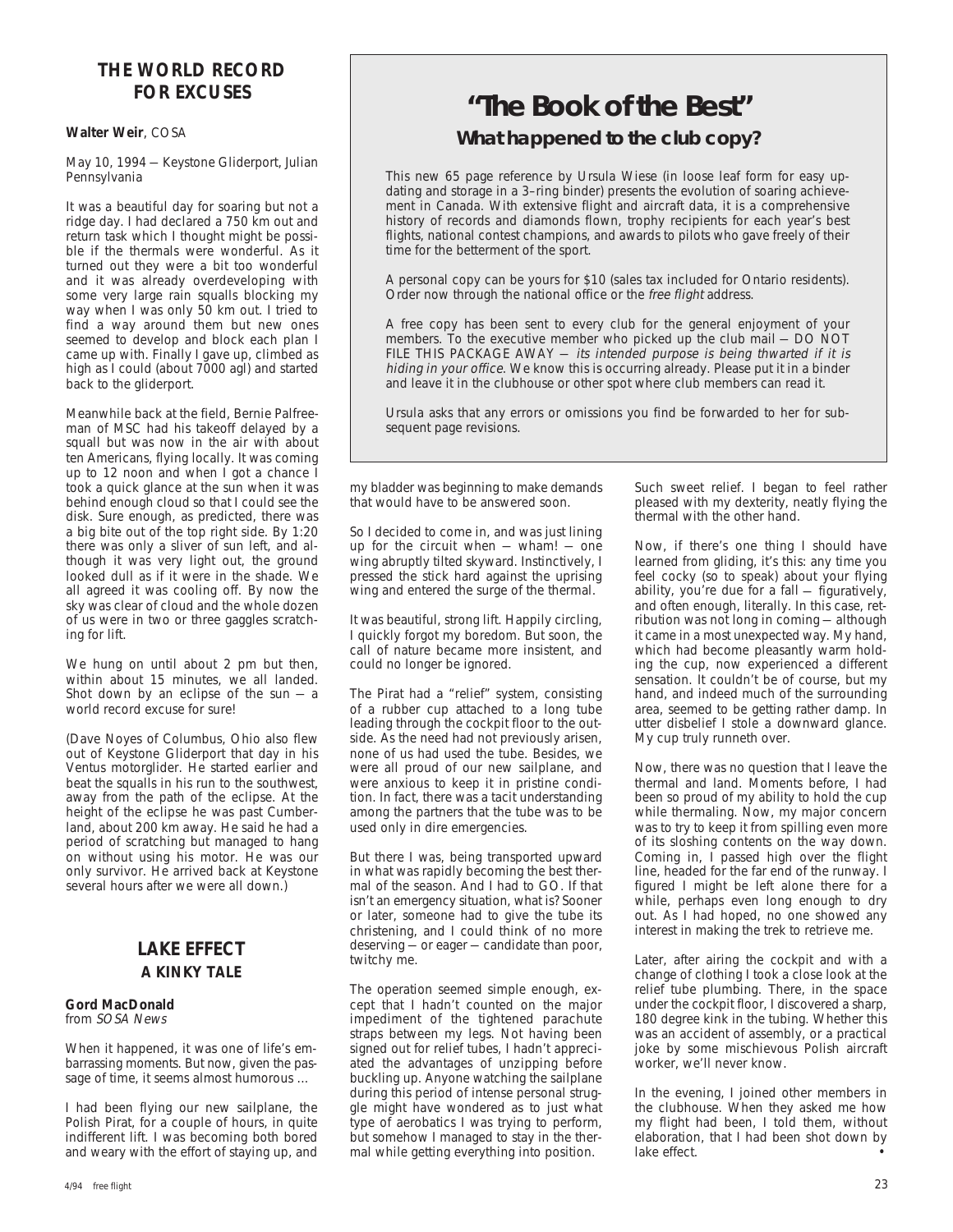## THE WORLD RECORD FOR EXCUSES

**Walter Weir**, COSA

May 10, 1994 — Keystone Gliderport, Julian Pennsylvania

It was a beautiful day for soaring but not a ridge day. I had declared a 750 km out and return task which I thought might be possible if the thermals were wonderful. As it turned out they were a bit too wonderful and it was already overdeveloping with some very large rain squalls blocking my way when I was only 50 km out. I tried to find a way around them but new ones seemed to develop and block each plan I came up with. Finally I gave up, climbed as high as I could (about 7000 agl) and started back to the gliderport.

Meanwhile back at the field, Bernie Palfreeman of MSC had his takeoff delayed by a squall but was now in the air with about ten Americans, flying locally. It was coming up to 12 noon and when I got a chance I took a quick glance at the sun when it was behind enough cloud so that I could see the disk. Sure enough, as predicted, there was a big bite out of the top right side. By 1:20 there was only a sliver of sun left, and although it was very light out, the ground looked dull as if it were in the shade. We all agreed it was cooling off. By now the sky was clear of cloud and the whole dozen of us were in two or three gaggles scratching for lift.

We hung on until about 2 pm but then, within about 15 minutes, we all landed. Shot down by an eclipse of the sun — a world record excuse for sure!

(Dave Noyes of Columbus, Ohio also flew out of Keystone Gliderport that day in his Ventus motorglider. He started earlier and beat the squalls in his run to the southwest, away from the path of the eclipse. At the height of the eclipse he was past Cumberland, about 200 km away. He said he had a period of scratching but managed to hang on without using his motor. He was our only survivor. He arrived back at Keystone several hours after we were all down.)

# "The Book of the Best"

### What happened to the club copy?

This new 65 page reference by Ursula Wiese (in loose leaf form for easy updating and storage in a 3–ring binder) presents the evolution of soaring achievement in Canada. With extensive flight and aircraft data, it is a comprehensive history of records and diamonds flown, trophy recipients for each year's best flights, national contest champions, and awards to pilots who gave freely of their time for the betterment of the sport.

A personal copy can be yours for $10 (sales tax included for Ontario residents). Order now through the national office or the *free flight* address.

A free copy has been sent to every club for the general enjoyment of your members. To the executive member who picked up the club mail — DO NOT FILE THIS PACKAGE AWAY — *its intended purpose is being thwarted if it is hiding in your office.* We know this is occurring already. Please put it in a binder and leave it in the clubhouse or other spot where club members can read it.

Ursula asks that any errors or omissions you find be forwarded to her for subsequent page revisions.

## LAKE EFFECT
### A KINKY TALE

**Gord MacDonald**
from *SOSA News*

When it happened, it was one of life's embarrassing moments. But now, given the passage of time, it seems almost humorous …

I had been flying our new sailplane, the Polish Pirat, for a couple of hours, in quite indifferent lift. I was becoming both bored and weary with the effort of staying up, and my bladder was beginning to make demands that would have to be answered soon.

So I decided to come in, and was just lining up for the circuit when — wham! — one wing abruptly tilted skyward. Instinctively, I pressed the stick hard against the uprising wing and entered the surge of the thermal.

It was beautiful, strong lift. Happily circling, I quickly forgot my boredom. But soon, the call of nature became more insistent, and could no longer be ignored.

The Pirat had a "relief" system, consisting of a rubber cup attached to a long tube leading through the cockpit floor to the outside. As the need had not previously arisen, none of us had used the tube. Besides, we were all proud of our new sailplane, and were anxious to keep it in pristine condition. In fact, there was a tacit understanding among the partners that the tube was to be used only in dire emergencies.

But there I was, being transported upward in what was rapidly becoming the best thermal of the season. And I had to GO. If that isn't an emergency situation, what is? Sooner or later, someone had to give the tube its christening, and I could think of no more deserving — or eager — candidate than poor, twitchy me.

The operation seemed simple enough, except that I hadn't counted on the major impediment of the tightened parachute straps between my legs. Not having been signed out for relief tubes, I hadn't appreciated the advantages of unzipping before buckling up. Anyone watching the sailplane during this period of intense personal struggle might have wondered as to just what type of aerobatics I was trying to perform, but somehow I managed to stay in the thermal while getting everything into position.

Such sweet relief. I began to feel rather pleased with my dexterity, neatly flying the thermal with the other hand.

Now, if there's one thing I should have learned from gliding, it's this: any time you feel cocky (so to speak) about your flying ability, you're due for a fall — figuratively, and often enough, literally. In this case, retribution was not long in coming — although it came in a most unexpected way. My hand, which had become pleasantly warm holding the cup, now experienced a different sensation. It couldn't be of course, but my hand, and indeed much of the surrounding area, seemed to be getting rather damp. In utter disbelief I stole a downward glance. My cup truly runneth over.

Now, there was no question that I leave the thermal and land. Moments before, I had been so proud of my ability to hold the cup while thermaling. Now, my major concern was to try to keep it from spilling even more of its sloshing contents on the way down. Coming in, I passed high over the flight line, headed for the far end of the runway. I figured I might be left alone there for a while, perhaps even long enough to dry out. As I had hoped, no one showed any interest in making the trek to retrieve me.

Later, after airing the cockpit and with a change of clothing I took a close look at the relief tube plumbing. There, in the space under the cockpit floor, I discovered a sharp, 180 degree kink in the tubing. Whether this was an accident of assembly, or a practical joke by some mischievous Polish aircraft worker, we'll never know.

In the evening, I joined other members in the clubhouse. When they asked me how my flight had been, I told them, without elaboration, that I had been shot down by lake effect. •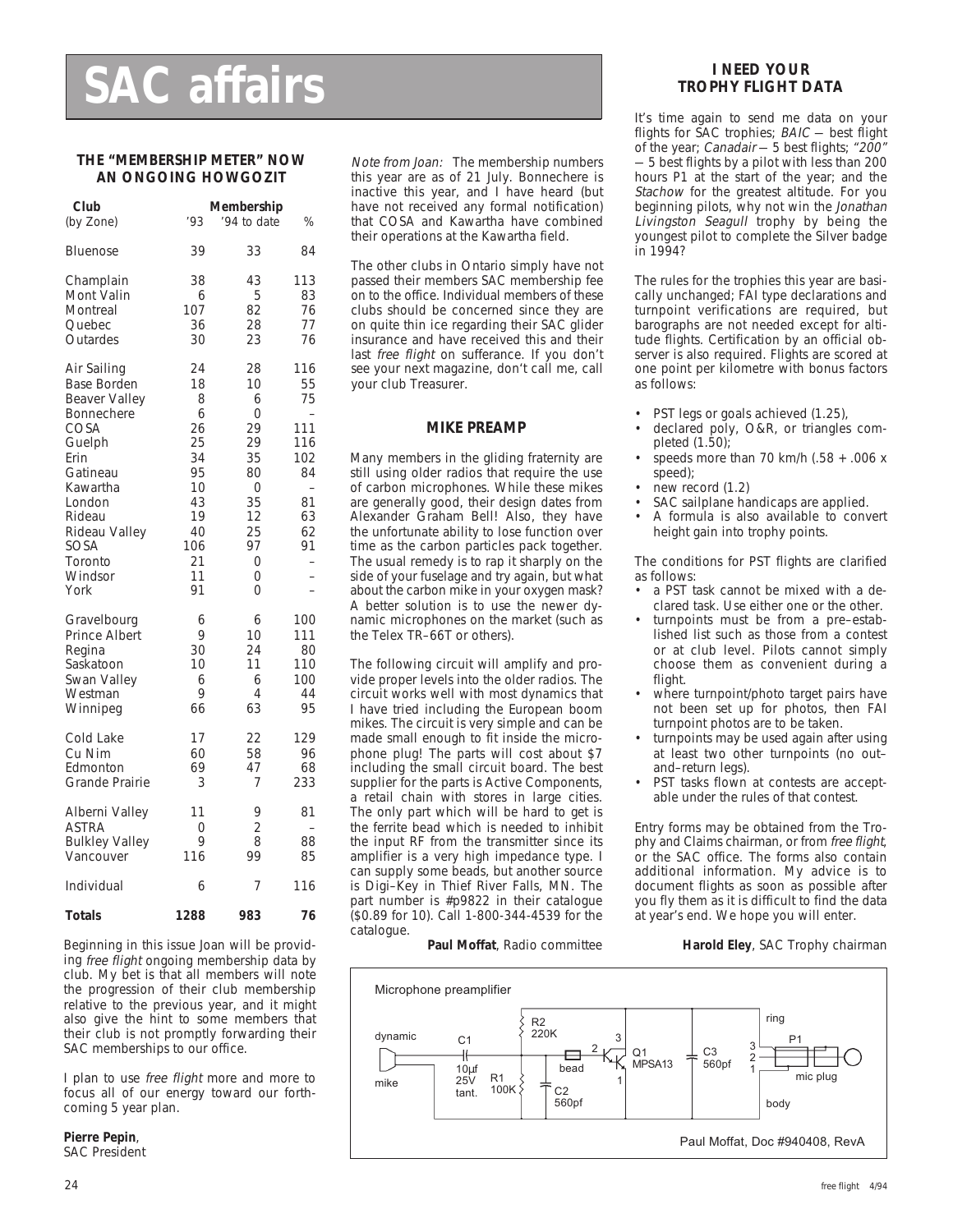# SAC affairs

### THE "MEMBERSHIP METER" NOW AN ONGOING HOWGOZIT

| Club (by Zone) | '93 | '94 to date | % |
|---|---|---|---|
| Bluenose | 39 | 33 | 84 |
| Champlain | 38 | 43 | 113 |
| Mont Valin | 6 | 5 | 83 |
| Montreal | 107 | 82 | 76 |
| Quebec | 36 | 28 | 77 |
| Outardes | 30 | 23 | 76 |
| Air Sailing | 24 | 28 | 116 |
| Base Borden | 18 | 10 | 55 |
| Beaver Valley | 8 | 6 | 75 |
| Bonnechere | 6 | 0 | – |
| COSA | 26 | 29 | 111 |
| Guelph | 25 | 29 | 116 |
| Erin | 34 | 35 | 102 |
| Gatineau | 95 | 80 | 84 |
| Kawartha | 10 | 0 | – |
| London | 43 | 35 | 81 |
| Rideau | 19 | 12 | 63 |
| Rideau Valley | 40 | 25 | 62 |
| SOSA | 106 | 97 | 91 |
| Toronto | 21 | 0 | – |
| Windsor | 11 | 0 | – |
| York | 91 | 0 | – |
| Gravelbourg | 6 | 6 | 100 |
| Prince Albert | 9 | 10 | 111 |
| Regina | 30 | 24 | 80 |
| Saskatoon | 10 | 11 | 110 |
| Swan Valley | 6 | 6 | 100 |
| Westman | 9 | 4 | 44 |
| Winnipeg | 66 | 63 | 95 |
| Cold Lake | 17 | 22 | 129 |
| Cu Nim | 60 | 58 | 96 |
| Edmonton | 69 | 47 | 68 |
| Grande Prairie | 3 | 7 | 233 |
| Alberni Valley | 11 | 9 | 81 |
| ASTRA | 0 | 2 | – |
| Bulkley Valley | 9 | 8 | 88 |
| Vancouver | 116 | 99 | 85 |
| Individual | 6 | 7 | 116 |
| **Totals** | **1288** | **983** | **76** |

Beginning in this issue Joan will be providing *free flight* ongoing membership data by club. My bet is that all members will note the progression of their club membership relative to the previous year, and it might also give the hint to some members that their club is not promptly forwarding their SAC memberships to our office.

I plan to use *free flight* more and more to focus all of our energy toward our forthcoming 5 year plan.

**Pierre Pepin**,
SAC President

*Note from Joan:* The membership numbers this year are as of 21 July. Bonnechere is inactive this year, and I have heard (but have not received any formal notification) that COSA and Kawartha have combined their operations at the Kawartha field.

The other clubs in Ontario simply have not passed their members SAC membership fee on to the office. Individual members of these clubs should be concerned since they are on quite thin ice regarding their SAC glider insurance and have received this and their last *free flight* on sufferance. If you don't see your next magazine, don't call me, call your club Treasurer.

### MIKE PREAMP

Many members in the gliding fraternity are still using older radios that require the use of carbon microphones. While these mikes are generally good, their design dates from Alexander Graham Bell! Also, they have the unfortunate ability to lose function over time as the carbon particles pack together. The usual remedy is to rap it sharply on the side of your fuselage and try again, but what about the carbon mike in your oxygen mask? A better solution is to use the newer dynamic microphones on the market (such as the Telex TR–66T or others).

The following circuit will amplify and provide proper levels into the older radios. The circuit works well with most dynamics that I have tried including the European boom mikes. The circuit is very simple and can be made small enough to fit inside the microphone plug! The parts will cost about $7 including the small circuit board. The best supplier for the parts is Active Components, a retail chain with stores in large cities. The only part which will be hard to get is the ferrite bead which is needed to inhibit the input RF from the transmitter since its amplifier is a very high impedance type. I can supply some beads, but another source is Digi–Key in Thief River Falls, MN. The part number is #p9822 in their catalogue ($0.89 for 10). Call 1-800-344-4539 for the catalogue.

**Paul Moffat**, Radio committee

### I NEED YOUR TROPHY FLIGHT DATA

It's time again to send me data on your flights for SAC trophies; *BAIC* — best flight of the year; *Canadair* — 5 best flights; *"200"* — 5 best flights by a pilot with less than 200 hours P1 at the start of the year; and the *Stachow* for the greatest altitude. For you beginning pilots, why not win the *Jonathan Livingston Seagull* trophy by being the youngest pilot to complete the Silver badge in 1994?

The rules for the trophies this year are basically unchanged; FAI type declarations and turnpoint verifications are required, but barographs are not needed except for altitude flights. Certification by an official observer is also required. Flights are scored at one point per kilometre with bonus factors as follows:

- PST legs or goals achieved (1.25),
- declared poly, O&R, or triangles completed (1.50);
- speeds more than 70 km/h (.58 + .006 x speed);
- new record (1.2)
- SAC sailplane handicaps are applied.
- A formula is also available to convert height gain into trophy points.

The conditions for PST flights are clarified as follows:

- a PST task cannot be mixed with a declared task. Use either one or the other.
- turnpoints must be from a pre–established list such as those from a contest or at club level. Pilots cannot simply choose them as convenient during a flight.
- where turnpoint/photo target pairs have not been set up for photos, then FAI turnpoint photos are to be taken.
- turnpoints may be used again after using at least two other turnpoints (no out–and–return legs).
- PST tasks flown at contests are acceptable under the rules of that contest.

Entry forms may be obtained from the Trophy and Claims chairman, or from *free flight*, or the SAC office. The forms also contain additional information. My advice is to document flights as soon as possible after you fly them as it is difficult to find the data at year's end. We hope you will enter.

**Harold Eley**, SAC Trophy chairman

Microphone preamplifier

dynamic mike — C1 10µf 25V tant. — R1 100K — R2 220K — bead — C2 560pf — Q1 MPSA13 (pins 1, 2, 3) — C3 560pf — P1 mic plug (ring, body; 1, 2, 3)

Paul Moffat, Doc #940408, RevA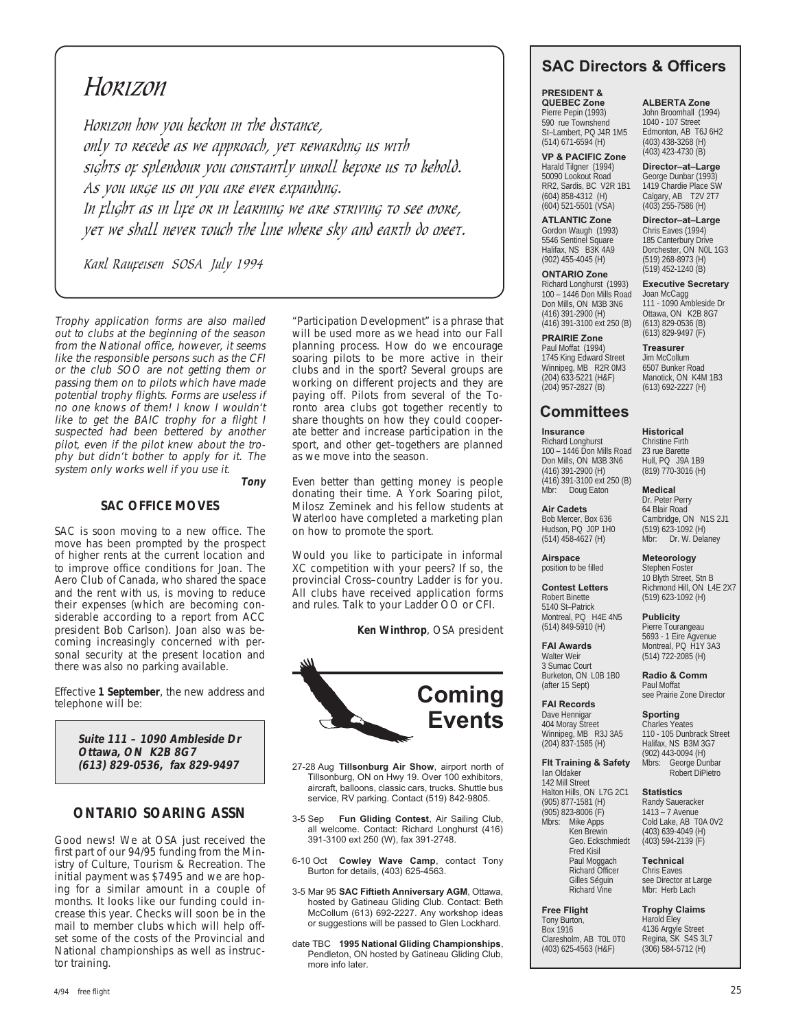# Horizon

*Horizon how you beckon in the distance,*
*only to recede as we approach, yet rewarding us with*
*sights of splendour you constantly unroll before us to behold.*
*As you urge us on you are ever expanding.*
*In flight as in life or in learning we are striving to see more,*
*yet we shall never touch the line where sky and earth do meet.*

*Karl Raufeisen SOSA July 1994*

*Trophy application forms are also mailed out to clubs at the beginning of the season from the National office, however, it seems like the responsible persons such as the CFI or the club SOO are not getting them or passing them on to pilots which have made potential trophy flights. Forms are useless if no one knows of them! I know I wouldn't like to get the BAIC trophy for a flight I suspected had been bettered by another pilot, even if the pilot knew about the trophy but didn't bother to apply for it. The system only works well if you use it.*

**Tony**

### SAC OFFICE MOVES

SAC is soon moving to a new office. The move has been prompted by the prospect of higher rents at the current location and to improve office conditions for Joan. The Aero Club of Canada, who shared the space and the rent with us, is moving to reduce their expenses (which are becoming considerable according to a report from ACC president Bob Carlson). Joan also was becoming increasingly concerned with personal security at the present location and there was also no parking available.

Effective **1 September**, the new address and telephone will be:

> ***Suite 111 – 1090 Ambleside Dr***
> ***Ottawa, ON K2B 8G7***
> ***(613) 829-0536, fax 829-9497***

### ONTARIO SOARING ASSN

Good news! We at OSA just received the first part of our 94/95 funding from the Ministry of Culture, Tourism & Recreation. The initial payment was $7495 and we are hoping for a similar amount in a couple of months. It looks like our funding could increase this year. Checks will soon be in the mail to member clubs which will help offset some of the costs of the Provincial and National championships as well as instructor training.

"Participation Development" is a phrase that will be used more as we head into our Fall planning process. How do we encourage soaring pilots to be more active in their clubs and in the sport? Several groups are working on different projects and they are paying off. Pilots from several of the Toronto area clubs got together recently to share thoughts on how they could cooperate better and increase participation in the sport, and other get–togethers are planned as we move into the season.

Even better than getting money is people donating their time. A York Soaring pilot, Milosz Zeminek and his fellow students at Waterloo have completed a marketing plan on how to promote the sport.

Would you like to participate in informal XC competition with your peers? If so, the provincial Cross–country Ladder is for you. All clubs have received application forms and rules. Talk to your Ladder OO or CFI.

**Ken Winthrop**, OSA president

## Coming Events

- 27-28 Aug **Tillsonburg Air Show**, airport north of Tillsonburg, ON on Hwy 19. Over 100 exhibitors, aircraft, balloons, classic cars, trucks. Shuttle bus service, RV parking. Contact (519) 842-9805.
- 3-5 Sep **Fun Gliding Contest**, Air Sailing Club, all welcome. Contact: Richard Longhurst (416) 391-3100 ext 250 (W), fax 391-2748.
- 6-10 Oct **Cowley Wave Camp**, contact Tony Burton for details, (403) 625-4563.
- 3-5 Mar 95 **SAC Fiftieth Anniversary AGM**, Ottawa, hosted by Gatineau Gliding Club. Contact: Beth McCollum (613) 692-2227. Any workshop ideas or suggestions will be passed to Glen Lockhard.
- date TBC **1995 National Gliding Championships**, Pendleton, ON hosted by Gatineau Gliding Club, more info later.

## SAC Directors & Officers

**PRESIDENT & QUEBEC Zone**
Pierre Pepin (1993)
590 rue Townshend
St–Lambert, PQ J4R 1M5
(514) 671-6594 (H)

**VP & PACIFIC Zone**
Harald Tilgner (1994)
50090 Lookout Road
RR2, Sardis, BC V2R 1B1
(604) 858-4312 (H)
(604) 521-5501 (VSA)

**ATLANTIC Zone**
Gordon Waugh (1993)
5546 Sentinel Square
Halifax, NS B3K 4A9
(902) 455-4045 (H)

**ONTARIO Zone**
Richard Longhurst (1993)
100 – 1446 Don Mills Road
Don Mills, ON M3B 3N6
(416) 391-2900 (H)
(416) 391-3100 ext 250 (B)

**PRAIRIE Zone**
Paul Moffat (1994)
1745 King Edward Street
Winnipeg, MB R2R 0M3
(204) 633-5221 (H&F)
(204) 957-2827 (B)

**ALBERTA Zone**
John Broomhall (1994)
1040 - 107 Street
Edmonton, AB T6J 6H2
(403) 438-3268 (H)
(403) 423-4730 (B)

**Director–at–Large**
George Dunbar (1993)
1419 Chardie Place SW
Calgary, AB T2V 2T7
(403) 255-7586 (H)

**Director–at–Large**
Chris Eaves (1994)
185 Canterbury Drive
Dorchester, ON N0L 1G3
(519) 268-8973 (H)
(519) 452-1240 (B)

**Executive Secretary**
Joan McCagg
111 - 1090 Ambleside Dr
Ottawa, ON K2B 8G7
(613) 829-0536 (B)
(613) 829-9497 (F)

**Treasurer**
Jim McCollum
6507 Bunker Road
Manotick, ON K4M 1B3
(613) 692-2227 (H)

## Committees

**Insurance**
Richard Longhurst
100 – 1446 Don Mills Road
Don Mills, ON M3B 3N6
(416) 391-2900 (H)
(416) 391-3100 ext 250 (B)
Mbr: Doug Eaton

**Air Cadets**
Bob Mercer, Box 636
Hudson, PQ J0P 1H0
(514) 458-4627 (H)

**Airspace**
position to be filled

**Contest Letters**
Robert Binette
5140 St–Patrick
Montreal, PQ H4E 4N5
(514) 849-5910 (H)

**FAI Awards**
Walter Weir
3 Sumac Court
Burketon, ON L0B 1B0
(after 15 Sept)

**FAI Records**
Dave Hennigar
404 Moray Street
Winnipeg, MB R3J 3A5
(204) 837-1585 (H)

**Flt Training & Safety**
Ian Oldaker
142 Mill Street
Halton Hills, ON L7G 2C1
(905) 877-1581 (H)
(905) 823-8006 (F)
Mbrs: Mike Apps, Ken Brewin, Geo. Eckschmiedt, Fred Kisil, Paul Moggach, Richard Officer, Gilles Séguin, Richard Vine

**Free Flight**
Tony Burton,
Box 1916
Claresholm, AB T0L 0T0
(403) 625-4563 (H&F)

**Historical**
Christine Firth
23 rue Barette
Hull, PQ J9A 1B9
(819) 770-3016 (H)

**Medical**
Dr. Peter Perry
64 Blair Road
Cambridge, ON N1S 2J1
(519) 623-1092 (H)
Mbr: Dr. W. Delaney

**Meteorology**
Stephen Foster
10 Blyth Street, Stn B
Richmond Hill, ON L4E 2X7
(519) 623-1092 (H)

**Publicity**
Pierre Tourangeau
5693 - 1 Eire Agvenue
Montreal, PQ H1Y 3A3
(514) 722-2085 (H)

**Radio & Comm**
Paul Moffat
see Prairie Zone Director

**Sporting**
Charles Yeates
110 - 105 Dunbrack Street
Halifax, NS B3M 3G7
(902) 443-0094 (H)
Mbrs: George Dunbar, Robert DiPietro

**Statistics**
Randy Saueracker
1413 – 7 Avenue
Cold Lake, AB T0A 0V2
(403) 639-4049 (H)
(403) 594-2139 (F)

**Technical**
Chris Eaves
see Director at Large
Mbr: Herb Lach

**Trophy Claims**
Harold Eley
4136 Argyle Street
Regina, SK S4S 3L7
(306) 584-5712 (H)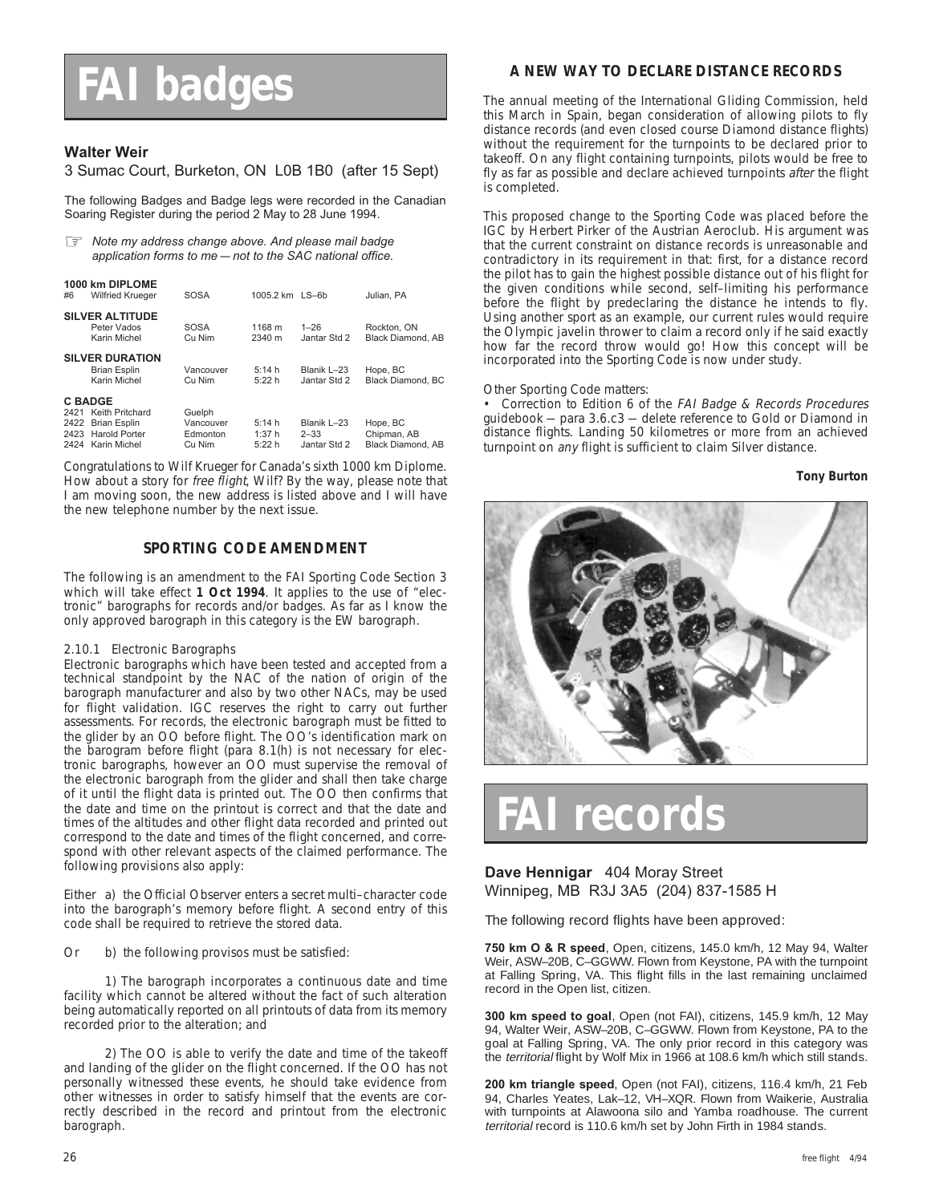# FAI badges

### Walter Weir

3 Sumac Court, Burketon, ON L0B 1B0 (after 15 Sept)

The following Badges and Badge legs were recorded in the Canadian Soaring Register during the period 2 May to 28 June 1994.

☞ *Note my address change above. And please mail badge application forms to me — not to the SAC national office.*

| # | Name | Club | Result | Glider | Place |
|---|---|---|---|---|---|
| **1000 km DIPLOME** | | | | | |
| #6 | Wilfried Krueger | SOSA | 1005.2 km | LS–6b | Julian, PA |
| **SILVER ALTITUDE** | | | | | |
| | Peter Vados | SOSA | 1168 m | 1–26 | Rockton, ON |
| | Karin Michel | Cu Nim | 2340 m | Jantar Std 2 | Black Diamond, AB |
| **SILVER DURATION** | | | | | |
| | Brian Esplin | Vancouver | 5:14 h | Blanik L–23 | Hope, BC |
| | Karin Michel | Cu Nim | 5:22 h | Jantar Std 2 | Black Diamond, BC |
| **C BADGE** | | | | | |
| 2421 | Keith Pritchard | Guelph | | | |
| 2422 | Brian Esplin | Vancouver | 5:14 h | Blanik L–23 | Hope, BC |
| 2423 | Harold Porter | Edmonton | 1:37 h | 2–33 | Chipman, AB |
| 2424 | Karin Michel | Cu Nim | 5:22 h | Jantar Std 2 | Black Diamond, AB |

Congratulations to Wilf Krueger for Canada's sixth 1000 km Diplome. How about a story for *free flight*, Wilf? By the way, please note that I am moving soon, the new address is listed above and I will have the new telephone number by the next issue.

### SPORTING CODE AMENDMENT

The following is an amendment to the FAI Sporting Code Section 3 which will take effect **1 Oct 1994**. It applies to the use of "electronic" barographs for records and/or badges. As far as I know the only approved barograph in this category is the EW barograph.

2.10.1 Electronic Barographs

Electronic barographs which have been tested and accepted from a technical standpoint by the NAC of the nation of origin of the barograph manufacturer and also by two other NACs, may be used for flight validation. IGC reserves the right to carry out further assessments. For records, the electronic barograph must be fitted to the glider by an OO before flight. The OO's identification mark on the barogram before flight (para 8.1(h) is not necessary for electronic barographs, however an OO must supervise the removal of the electronic barograph from the glider and shall then take charge of it until the flight data is printed out. The OO then confirms that the date and time on the printout is correct and that the date and times of the altitudes and other flight data recorded and printed out correspond to the date and times of the flight concerned, and correspond with other relevant aspects of the claimed performance. The following provisions also apply:

Either a) the Official Observer enters a secret multi–character code into the barograph's memory before flight. A second entry of this code shall be required to retrieve the stored data.

Or b) the following provisos must be satisfied:

1) The barograph incorporates a continuous date and time facility which cannot be altered without the fact of such alteration being automatically reported on all printouts of data from its memory recorded prior to the alteration; and

2) The OO is able to verify the date and time of the takeoff and landing of the glider on the flight concerned. If the OO has not personally witnessed these events, he should take evidence from other witnesses in order to satisfy himself that the events are correctly described in the record and printout from the electronic barograph.

### A NEW WAY TO DECLARE DISTANCE RECORDS

The annual meeting of the International Gliding Commission, held this March in Spain, began consideration of allowing pilots to fly distance records (and even closed course Diamond distance flights) without the requirement for the turnpoints to be declared prior to takeoff. On any flight containing turnpoints, pilots would be free to fly as far as possible and declare achieved turnpoints *after* the flight is completed.

This proposed change to the Sporting Code was placed before the IGC by Herbert Pirker of the Austrian Aeroclub. His argument was that the current constraint on distance records is unreasonable and contradictory in its requirement in that: first, for a distance record the pilot has to gain the highest possible distance out of his flight for the given conditions while second, self–limiting his performance before the flight by predeclaring the distance he intends to fly. Using another sport as an example, our current rules would require the Olympic javelin thrower to claim a record only if he said exactly how far the record throw would go! How this concept will be incorporated into the Sporting Code is now under study.

Other Sporting Code matters:

• Correction to Edition 6 of the *FAI Badge & Records Procedures* guidebook — para 3.6.c3 — delete reference to Gold or Diamond in distance flights. Landing 50 kilometres or more from an achieved turnpoint on *any* flight is sufficient to claim Silver distance.

**Tony Burton**

# FAI records

### Dave Hennigar 404 Moray Street

Winnipeg, MB R3J 3A5 (204) 837-1585 H

The following record flights have been approved:

**750 km O & R speed**, Open, citizens, 145.0 km/h, 12 May 94, Walter Weir, ASW–20B, C–GGWW. Flown from Keystone, PA with the turnpoint at Falling Spring, VA. This flight fills in the last remaining unclaimed record in the Open list, citizen.

**300 km speed to goal**, Open (not FAI), citizens, 145.9 km/h, 12 May 94, Walter Weir, ASW–20B, C–GGWW. Flown from Keystone, PA to the goal at Falling Spring, VA. The only prior record in this category was the *territorial* flight by Wolf Mix in 1966 at 108.6 km/h which still stands.

**200 km triangle speed**, Open (not FAI), citizens, 116.4 km/h, 21 Feb 94, Charles Yeates, Lak–12, VH–XQR. Flown from Waikerie, Australia with turnpoints at Alawoona silo and Yamba roadhouse. The current *territorial* record is 110.6 km/h set by John Firth in 1984 stands.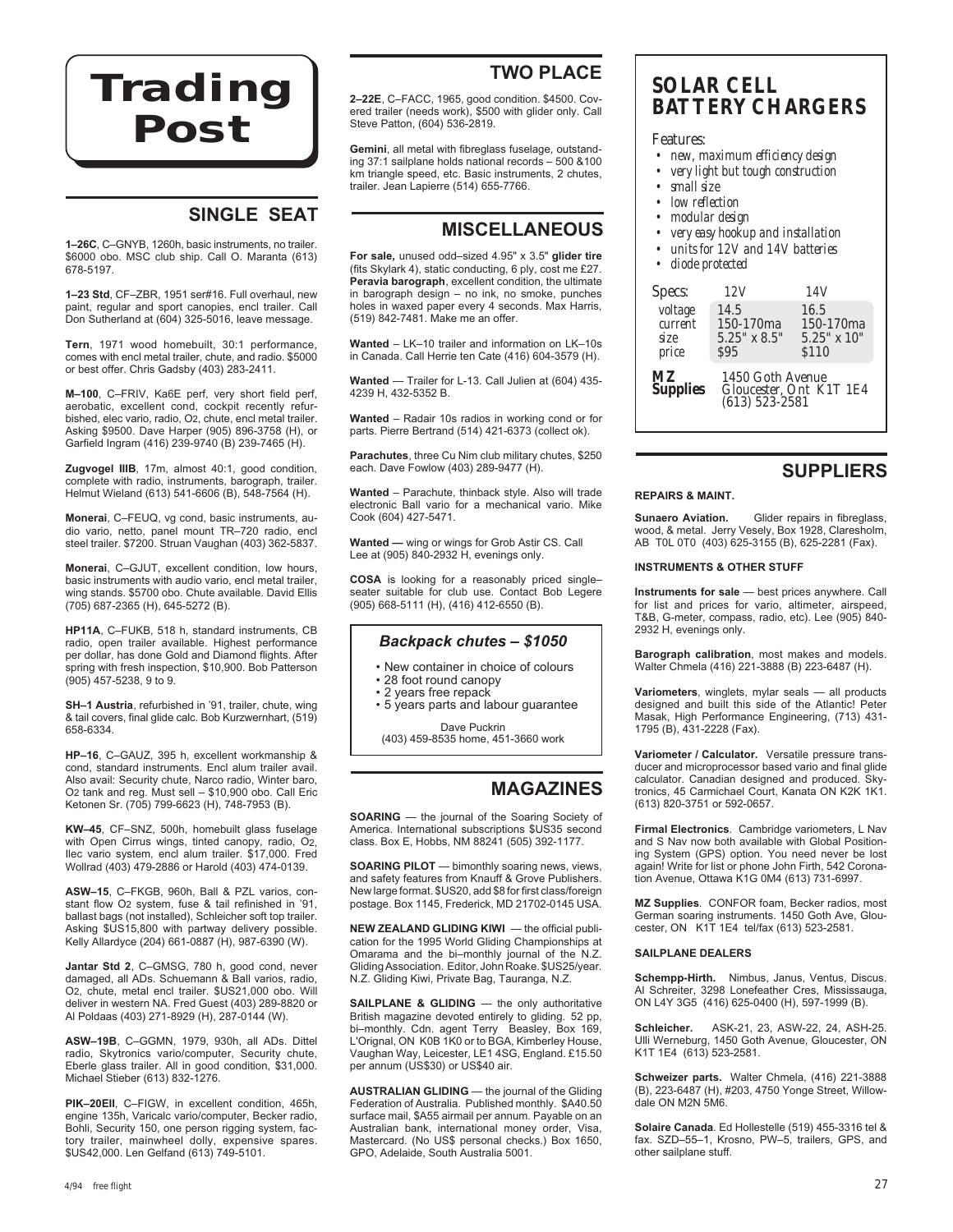# Trading Post

## SINGLE SEAT

**1–26C**, C–GNYB, 1260h, basic instruments, no trailer. $6000 obo. MSC club ship. Call O. Maranta (613) 678-5197.

**1–23 Std**, CF–ZBR, 1951 ser#16. Full overhaul, new paint, regular and sport canopies, encl trailer. Call Don Sutherland at (604) 325-5016, leave message.

**Tern**, 1971 wood homebuilt, 30:1 performance, comes with encl metal trailer, chute, and radio. $5000 or best offer. Chris Gadsby (403) 283-2411.

**M–100**, C–FRIV, Ka6E perf, very short field perf, aerobatic, excellent cond, cockpit recently refurbished, elec vario, radio, $O_2$, chute, encl metal trailer. Asking $9500. Dave Harper (905) 896-3758 (H), or Garfield Ingram (416) 239-9740 (B) 239-7465 (H).

**Zugvogel IIIB**, 17m, almost 40:1, good condition, complete with radio, instruments, barograph, trailer. Helmut Wieland (613) 541-6606 (B), 548-7564 (H).

**Monerai**, C–FEUQ, vg cond, basic instruments, audio vario, netto, panel mount TR–720 radio, encl steel trailer. $7200. Struan Vaughan (403) 362-5837.

**Monerai**, C–GJUT, excellent condition, low hours, basic instruments with audio vario, encl metal trailer, wing stands. $5700 obo. Chute available. David Ellis (705) 687-2365 (H), 645-5272 (B).

**HP11A**, C–FUKB, 518 h, standard instruments, CB radio, open trailer available. Highest performance per dollar, has done Gold and Diamond flights. After spring with fresh inspection, $10,900. Bob Patterson (905) 457-5238, 9 to 9.

**SH–1 Austria**, refurbished in '91, trailer, chute, wing & tail covers, final glide calc. Bob Kurzwernhart, (519) 658-6334.

**HP–16**, C–GAUZ, 395 h, excellent workmanship & cond, standard instruments. Encl alum trailer avail. Also avail: Security chute, Narco radio, Winter baro, $O_2$ tank and reg. Must sell – $10,900 obo. Call Eric Ketonen Sr. (705) 799-6623 (H), 748-7953 (B).

**KW–45**, CF–SNZ, 500h, homebuilt glass fuselage with Open Cirrus wings, tinted canopy, radio, $O_2$, Ilec vario system, encl alum trailer. $17,000. Fred Wollrad (403) 479-2886 or Harold (403) 474-0139.

**ASW–15**, C–FKGB, 960h, Ball & PZL varios, constant flow $O_2$ system, fuse & tail refinished in '91, ballast bags (not installed), Schleicher soft top trailer. Asking $US15,800 with partway delivery possible. Kelly Allardyce (204) 661-0887 (H), 987-6390 (W).

**Jantar Std 2**, C–GMSG, 780 h, good cond, never damaged, all ADs. Schuemann & Ball varios, radio, $O_2$, chute, metal encl trailer. $US21,000 obo. Will deliver in western NA. Fred Guest (403) 289-8820 or Al Poldaas (403) 271-8929 (H), 287-0144 (W).

**ASW–19B**, C–GGMN, 1979, 930h, all ADs. Dittel radio, Skytronics vario/computer, Security chute, Eberle glass trailer. All in good condition, $31,000. Michael Stieber (613) 832-1276.

**PIK–20EII**, C–FIGW, in excellent condition, 465h, engine 135h, Varicalc vario/computer, Becker radio, Bohli, Security 150, one person rigging system, factory trailer, mainwheel dolly, expensive spares. $US42,000. Len Gelfand (613) 749-5101.

## TWO PLACE

**2–22E**, C–FACC, 1965, good condition. $4500. Covered trailer (needs work), $500 with glider only. Call Steve Patton, (604) 536-2819.

**Gemini**, all metal with fibreglass fuselage, outstanding 37:1 sailplane holds national records – 500 &100 km triangle speed, etc. Basic instruments, 2 chutes, trailer. Jean Lapierre (514) 655-7766.

## MISCELLANEOUS

**For sale,** unused odd–sized 4.95" x 3.5" **glider tire** (fits Skylark 4), static conducting, 6 ply, cost me £27. **Peravia barograph**, excellent condition, the ultimate in barograph design – no ink, no smoke, punches holes in waxed paper every 4 seconds. Max Harris, (519) 842-7481. Make me an offer.

**Wanted** – LK–10 trailer and information on LK–10s in Canada. Call Herrie ten Cate (416) 604-3579 (H).

**Wanted** — Trailer for L-13. Call Julien at (604) 435-4239 H, 432-5352 B.

**Wanted** – Radair 10s radios in working cond or for parts. Pierre Bertrand (514) 421-6373 (collect ok).

**Parachutes**, three Cu Nim club military chutes, $250 each. Dave Fowlow (403) 289-9477 (H).

**Wanted** – Parachute, thinback style. Also will trade electronic Ball vario for a mechanical vario. Mike Cook (604) 427-5471.

**Wanted —** wing or wings for Grob Astir CS. Call Lee at (905) 840-2932 H, evenings only.

**COSA** is looking for a reasonably priced single–seater suitable for club use. Contact Bob Legere (905) 668-5111 (H), (416) 412-6550 (B).

### *Backpack chutes – $1050*

- New container in choice of colours
- 28 foot round canopy
- 2 years free repack
- 5 years parts and labour guarantee

Dave Puckrin
(403) 459-8535 home, 451-3660 work

## MAGAZINES

**SOARING** — the journal of the Soaring Society of America. International subscriptions $US35 second class. Box E, Hobbs, NM 88241 (505) 392-1177.

**SOARING PILOT** — bimonthly soaring news, views, and safety features from Knauff & Grove Publishers. New large format. $US20, add $8 for first class/foreign postage. Box 1145, Frederick, MD 21702-0145 USA.

**NEW ZEALAND GLIDING KIWI** — the official publication for the 1995 World Gliding Championships at Omarama and the bi–monthly journal of the N.Z. Gliding Association. Editor, John Roake. $US25/year. N.Z. Gliding Kiwi, Private Bag, Tauranga, N.Z.

**SAILPLANE & GLIDING** — the only authoritative British magazine devoted entirely to gliding. 52 pp, bi–monthly. Cdn. agent Terry Beasley, Box 169, L'Orignal, ON K0B 1K0 or to BGA, Kimberley House, Vaughan Way, Leicester, LE1 4SG, England. £15.50 per annum (US$30) or US$40 air.

**AUSTRALIAN GLIDING** — the journal of the Gliding Federation of Australia. Published monthly. $A40.50 surface mail, $A55 airmail per annum. Payable on an Australian bank, international money order, Visa, Mastercard. (No US$ personal checks.) Box 1650, GPO, Adelaide, South Australia 5001.

## SOLAR CELL BATTERY CHARGERS

*Features:*

- *new, maximum efficiency design*
- *very light but tough construction*
- *small size*
- *low reflection*
- *modular design*
- *very easy hookup and installation*
- *units for 12V and 14V batteries*
- *diode protected*

| *Specs:* | *12V* | *14V* |
|---|---|---|
| *voltage* | *14.5* | *16.5* |
| *current* | *150-170ma* | *150-170ma* |
| *size* | *5.25" x 8.5"* | *5.25" x 10"* |
| *price* | *$95* | *$110* |

***MZ Supplies*** *1450 Goth Avenue, Gloucester, Ont K1T 1E4, (613) 523-2581*

## SUPPLIERS

### REPAIRS & MAINT.

**Sunaero Aviation.** Glider repairs in fibreglass, wood, & metal. Jerry Vesely, Box 1928, Claresholm, AB T0L 0T0 (403) 625-3155 (B), 625-2281 (Fax).

### INSTRUMENTS & OTHER STUFF

**Instruments for sale** — best prices anywhere. Call for list and prices for vario, altimeter, airspeed, T&B, G-meter, compass, radio, etc). Lee (905) 840-2932 H, evenings only.

**Barograph calibration**, most makes and models. Walter Chmela (416) 221-3888 (B) 223-6487 (H).

**Variometers**, winglets, mylar seals — all products designed and built this side of the Atlantic! Peter Masak, High Performance Engineering, (713) 431-1795 (B), 431-2228 (Fax).

**Variometer / Calculator.** Versatile pressure transducer and microprocessor based vario and final glide calculator. Canadian designed and produced. Skytronics, 45 Carmichael Court, Kanata ON K2K 1K1. (613) 820-3751 or 592-0657.

**Firmal Electronics**. Cambridge variometers, L Nav and S Nav now both available with Global Positioning System (GPS) option. You need never be lost again! Write for list or phone John Firth, 542 Coronation Avenue, Ottawa K1G 0M4 (613) 731-6997.

**MZ Supplies**. CONFOR foam, Becker radios, most German soaring instruments. 1450 Goth Ave, Gloucester, ON K1T 1E4 tel/fax (613) 523-2581.

### SAILPLANE DEALERS

**Schempp-Hirth.** Nimbus, Janus, Ventus, Discus. Al Schreiter, 3298 Lonefeather Cres, Mississauga, ON L4Y 3G5 (416) 625-0400 (H), 597-1999 (B).

**Schleicher.** ASK-21, 23, ASW-22, 24, ASH-25. Ulli Werneburg, 1450 Goth Avenue, Gloucester, ON K1T 1E4 (613) 523-2581.

**Schweizer parts.** Walter Chmela, (416) 221-3888 (B), 223-6487 (H), #203, 4750 Yonge Street, Willowdale ON M2N 5M6.

**Solaire Canada**. Ed Hollestelle (519) 455-3316 tel & fax. SZD–55–1, Krosno, PW–5, trailers, GPS, and other sailplane stuff.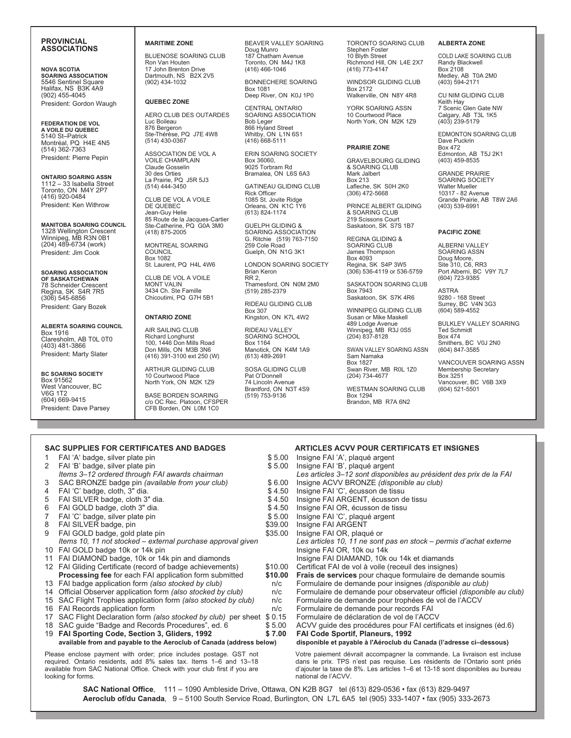## PROVINCIAL ASSOCIATIONS

**NOVA SCOTIA SOARING ASSOCIATION**
5546 Sentinel Square
Halifax, NS B3K 4A9
(902) 455-4045
President: Gordon Waugh

**FEDERATION DE VOL A VOILE DU QUEBEC**
5140 St–Patrick
Montréal, PQ H4E 4N5
(514) 362-7363
President: Pierre Pepin

**ONTARIO SOARING ASSN**
1112 – 33 Isabella Street
Toronto, ON M4Y 2P7
(416) 920-0484
President: Ken Withrow

**MANITOBA SOARING COUNCIL**
1328 Wellington Crescent
Winnipeg, MB R3N 0B1
(204) 489-6734 (work)
President: Jim Cook

**SOARING ASSOCIATION OF SASKATCHEWAN**
78 Schneider Crescent
Regina, SK S4R 7R5
(306) 545-6856
President: Gary Bozek

**ALBERTA SOARING COUNCIL**
Box 1916
Claresholm, AB T0L 0T0
(403) 481-3866
President: Marty Slater

**BC SOARING SOCIETY**
Box 91562
West Vancouver, BC
V6G 1T2
(604) 669-9415
President: Dave Parsey

### MARITIME ZONE

BLUENOSE SOARING CLUB
Ron Van Houten
17 John Brenton Drive
Dartmouth, NS B2X 2V5
(902) 434-1032

### QUEBEC ZONE

AERO CLUB DES OUTARDES
Luc Boileau
876 Bergeron
Ste-Thérèse, PQ J7E 4W8
(514) 430-0367

ASSOCIATION DE VOL A VOILE CHAMPLAIN
Claude Gosselin
30 des Orties
La Prairie, PQ J5R 5J3
(514) 444-3450

CLUB DE VOL A VOILE DE QUEBEC
Jean-Guy Helie
85 Route de la Jacques-Cartier
Ste-Catherine, PQ G0A 3M0
(418) 875-2005

MONTREAL SOARING COUNCIL
Box 1082
St. Laurent, PQ H4L 4W6

CLUB DE VOL A VOILE MONT VALIN
3434 Ch. Ste Famille
Chicoutimi, PQ G7H 5B1

### ONTARIO ZONE

AIR SAILING CLUB
Richard Longhurst
100, 1446 Don Mills Road
Don Mills, ON M3B 3N6
(416) 391-3100 ext 250 (W)

ARTHUR GLIDING CLUB
10 Courtwood Place
North York, ON M2K 1Z9

BASE BORDEN SOARING
c/o OC Rec. Platoon, CFSPER
CFB Borden, ON L0M 1C0

BEAVER VALLEY SOARING
Doug Munro
187 Chatham Avenue
Toronto, ON M4J 1K8
(416) 466-1046

BONNECHERE SOARING
Box 1081
Deep River, ON K0J 1P0

CENTRAL ONTARIO SOARING ASSOCIATION
Bob Leger
866 Hyland Street
Whitby, ON L1N 6S1
(416) 668-5111

ERIN SOARING SOCIETY
Box 36060,
9025 Torbram Rd
Bramalea, ON L6S 6A3

GATINEAU GLIDING CLUB
Rick Officer
1085 St. Jovite Ridge
Orleans, ON K1C 1Y6
(613) 824-1174

GUELPH GLIDING & SOARING ASSOCIATION
G. Ritchie (519) 763-7150
259 Cole Road
Guelph, ON N1G 3K1

LONDON SOARING SOCIETY
Brian Keron
RR 2,
Thamesford, ON N0M 2M0
(519) 285-2379

RIDEAU GLIDING CLUB
Box 307
Kingston, ON K7L 4W2

RIDEAU VALLEY SOARING SCHOOL
Box 1164
Manotick, ON K4M 1A9
(613) 489-2691

SOSA GLIDING CLUB
Pat O'Donnell
74 Lincoln Avenue
Brantford, ON N3T 4S9
(519) 753-9136

TORONTO SOARING CLUB
Stephen Foster
10 Blyth Street
Richmond Hill, ON L4E 2X7
(416) 773-4147

WINDSOR GLIDING CLUB
Box 2172
Walkerville, ON N8Y 4R8

YORK SOARING ASSN
10 Courtwood Place
North York, ON M2K 1Z9

### PRAIRIE ZONE

GRAVELBOURG GLIDING & SOARING CLUB
Mark Jalbert
Box 213
Lafleche, SK S0H 2K0
(306) 472-5668

PRINCE ALBERT GLIDING & SOARING CLUB
219 Scissons Court
Saskatoon, SK S7S 1B7

REGINA GLIDING & SOARING CLUB
James Thompson
Box 4093
Regina, SK S4P 3W5
(306) 536-4119 or 536-5759

SASKATOON SOARING CLUB
Box 7943
Saskatoon, SK S7K 4R6

WINNIPEG GLIDING CLUB
Susan or Mike Maskell
489 Lodge Avenue
Winnipeg, MB R3J 0S5
(204) 837-8128

SWAN VALLEY SOARING ASSN
Sam Namaka
Box 1827
Swan River, MB R0L 1Z0
(204) 734-4677

WESTMAN SOARING CLUB
Box 1294
Brandon, MB R7A 6N2

### ALBERTA ZONE

COLD LAKE SOARING CLUB
Randy Blackwell
Box 2108
Medley, AB T0A 2M0
(403) 594-2171

CU NIM GLIDING CLUB
Keith Hay
7 Scenic Glen Gate NW
Calgary, AB T3L 1K5
(403) 239-5179

EDMONTON SOARING CLUB
Dave Puckrin
Box 472
Edmonton, AB T5J 2K1
(403) 459-8535

GRANDE PRAIRIE SOARING SOCIETY
Walter Mueller
10317 - 82 Avenue
Grande Prairie, AB T8W 2A6
(403) 539-6991

### PACIFIC ZONE

ALBERNI VALLEY SOARING ASSN
Doug Moore,
Site 310, C6, RR3
Port Alberni, BC V9Y 7L7
(604) 723-9385

ASTRA
9280 - 168 Street
Surrey, BC V4N 3G3
(604) 589-4552

BULKLEY VALLEY SOARING
Ted Schmidt
Box 474
Smithers, BC V0J 2N0
(604) 847-3585

VANCOUVER SOARING ASSN
Membership Secretary
Box 3251
Vancouver, BC V6B 3X9
(604) 521-5501

---

| | SAC SUPPLIES FOR CERTIFICATES AND BADGES | | ARTICLES ACVV POUR CERTIFICATS ET INSIGNES |
|---|---|---|---|
| 1 | FAI 'A' badge, silver plate pin | $ 5.00 | Insigne FAI 'A', plaqué argent |
| 2 | FAI 'B' badge, silver plate pin | $ 5.00 | Insigne FAI 'B', plaqué argent |
| | *Items 3–12 ordered through FAI awards chairman* | | *Les articles 3–12 sont disponibles au président des prix de la FAI* |
| 3 | SAC BRONZE badge pin *(available from your club)* | $ 6.00 | Insigne ACVV BRONZE *(disponible au club)* |
| 4 | FAI 'C' badge, cloth, 3" dia. | $ 4.50 | Insigne FAI 'C', écusson de tissu |
| 5 | FAI SILVER badge, cloth 3" dia. | $ 4.50 | Insigne FAI ARGENT, écusson de tissu |
| 6 | FAI GOLD badge, cloth 3" dia. | $ 4.50 | Insigne FAI OR, écusson de tissu |
| 7 | FAI 'C' badge, silver plate pin | $ 5.00 | Insigne FAI 'C', plaqué argent |
| 8 | FAI SILVER badge, pin | $39.00 | Insigne FAI ARGENT |
| 9 | FAI GOLD badge, gold plate pin | $35.00 | Insigne FAI OR, plaqué or |
| | *Items 10, 11 not stocked – external purchase approval given* | | *Les articles 10, 11 ne sont pas en stock – permis d'achat externe* |
| 10 | FAI GOLD badge 10k or 14k pin | | Insigne FAI OR, 10k ou 14k |
| 11 | FAI DIAMOND badge, 10k or 14k pin and diamonds | | Insigne FAI DIAMAND, 10k ou 14k et diamands |
| 12 | FAI Gliding Certificate (record of badge achievements) | $10.00 | Certificat FAI de vol à voile (receuil des insignes) |
| | **Processing fee** for each FAI application form submitted | **$10.00** | **Frais de services** pour chaque formulaire de demande soumis |
| 13 | FAI badge application form *(also stocked by club)* | n/c | Formulaire de demande pour insignes *(disponible au club)* |
| 14 | Official Observer application form *(also stocked by club)* | n/c | Formulaire de demande pour observateur officiel *(disponible au club)* |
| 15 | SAC Flight Trophies application form *(also stocked by club)* | n/c | Formulaire de demande pour trophées de vol de l'ACCV |
| 16 | FAI Records application form | n/c | Formulaire de demande pour records FAI |
| 17 | SAC Flight Declaration form *(also stocked by club)* per sheet | $ 0.15 | Formulaire de déclaration de vol de l'ACCV |
| 18 | SAC guide "Badge and Records Procedures", ed. 6 | $ 5.00 | ACVV guide des procédures pour FAI certificats et insignes (éd.6) |
| 19 | **FAI Sporting Code, Section 3, Gliders, 1992** | **$ 7.00** | **FAI Code Sportif, Planeurs, 1992** |
| | **available from and payable to the Aeroclub of Canada (address below)** | | **disponible et payable à l'Aéroclub du Canada (l'adresse ci–dessous)** |

Please enclose payment with order; price includes postage. GST not required. Ontario residents, add 8% sales tax. Items 1–6 and 13–18 available from SAC National Office. Check with your club first if you are looking for forms.

Votre paiement dévrait accompagner la commande. La livraison est incluse dans le prix. TPS n'est pas requise. Les résidents de l'Ontario sont priés d'ajouter la taxe de 8%. Les articles 1–6 et 13-18 sont disponibles au bureau national de l'ACVV.

**SAC National Office**, 111 – 1090 Ambleside Drive, Ottawa, ON K2B 8G7 tel (613) 829-0536 • fax (613) 829-9497
**Aeroclub of/du Canada**, 9 – 5100 South Service Road, Burlington, ON L7L 6A5 tel (905) 333-1407 • fax (905) 333-2673